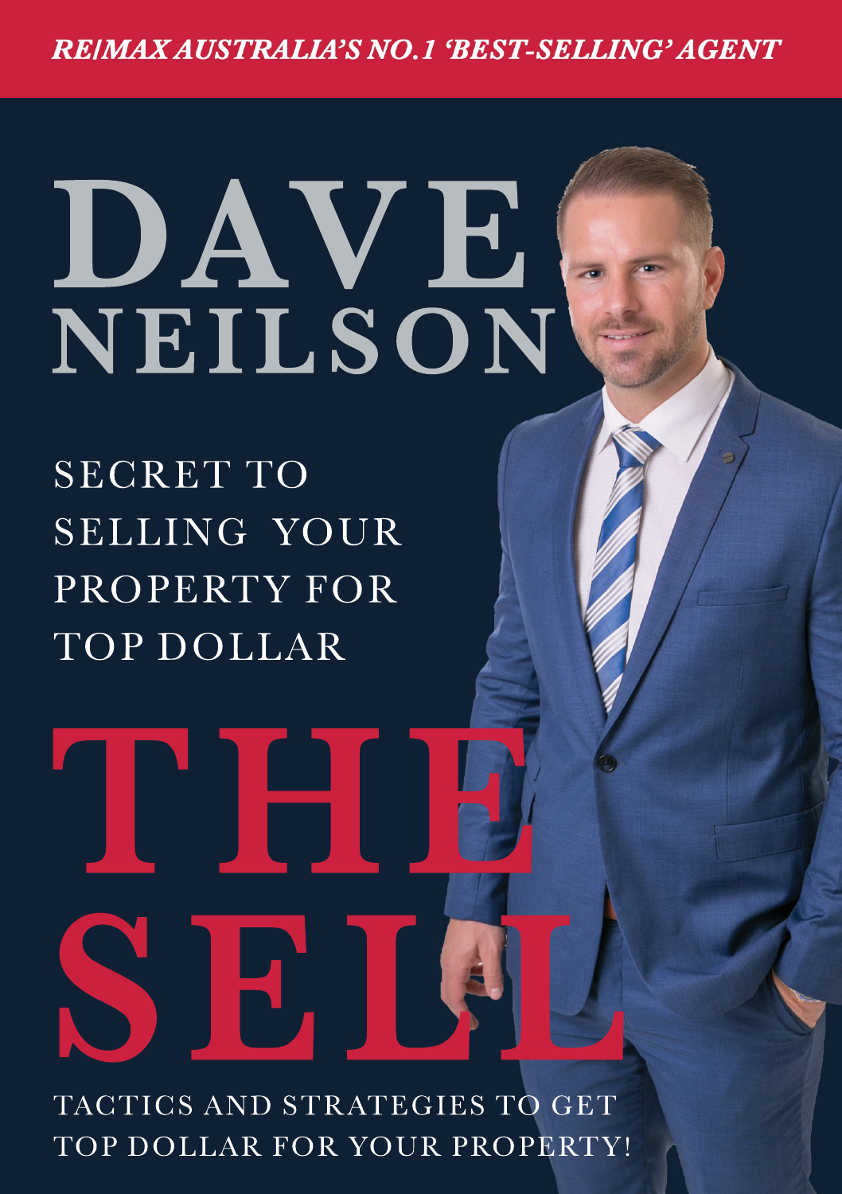*RE/MAX AUSTRALIA'S NO.1 'BEST-SELLING' AGENT*

# DAVE NEILSON

SECRET TO SELLING YOUR PROPERTY FOR TOP DOLLAR

# THE SELL

TACTICS AND STRATEGIES TO GET TOP DOLLAR FOR YOUR PROPERTY!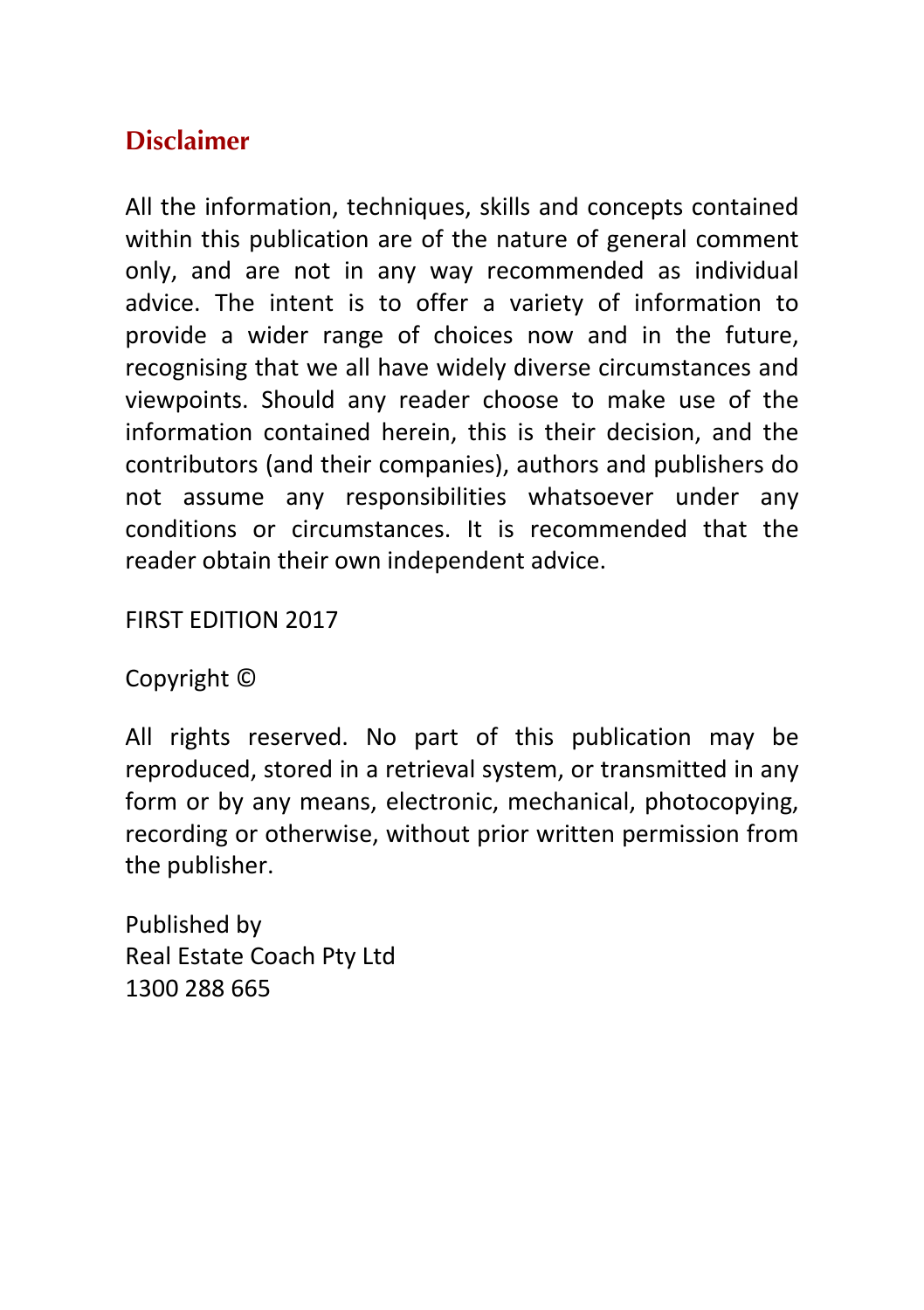## Disclaimer

All the information, techniques, skills and concepts contained within this publication are of the nature of general comment only, and are not in any way recommended as individual advice. The intent is to offer a variety of information to provide a wider range of choices now and in the future, recognising that we all have widely diverse circumstances and viewpoints. Should any reader choose to make use of the information contained herein, this is their decision, and the contributors (and their companies), authors and publishers do not assume any responsibilities whatsoever under any conditions or circumstances. It is recommended that the reader obtain their own independent advice.

FIRST EDITION 2017

Copyright ©

All rights reserved. No part of this publication may be reproduced, stored in a retrieval system, or transmitted in any form or by any means, electronic, mechanical, photocopying, recording or otherwise, without prior written permission from the publisher.

Published by
Real Estate Coach Pty Ltd
1300 288 665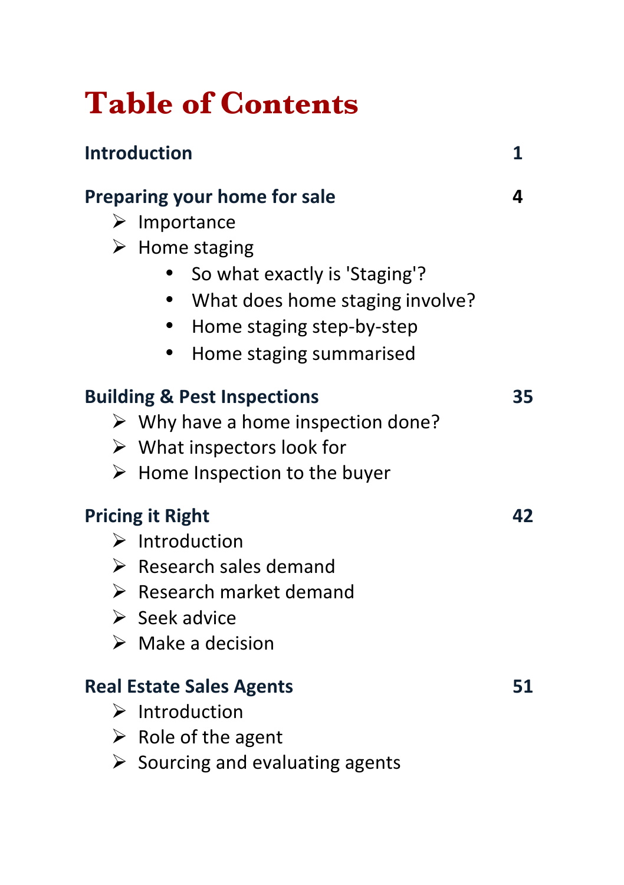# Table of Contents

**Introduction** 1

**Preparing your home for sale** 4

- Importance
- Home staging
  - So what exactly is 'Staging'?
  - What does home staging involve?
  - Home staging step-by-step
  - Home staging summarised

**Building & Pest Inspections** 35

- Why have a home inspection done?
- What inspectors look for
- Home Inspection to the buyer

**Pricing it Right** 42

- Introduction
- Research sales demand
- Research market demand
- Seek advice
- Make a decision

**Real Estate Sales Agents** 51

- Introduction
- Role of the agent
- Sourcing and evaluating agents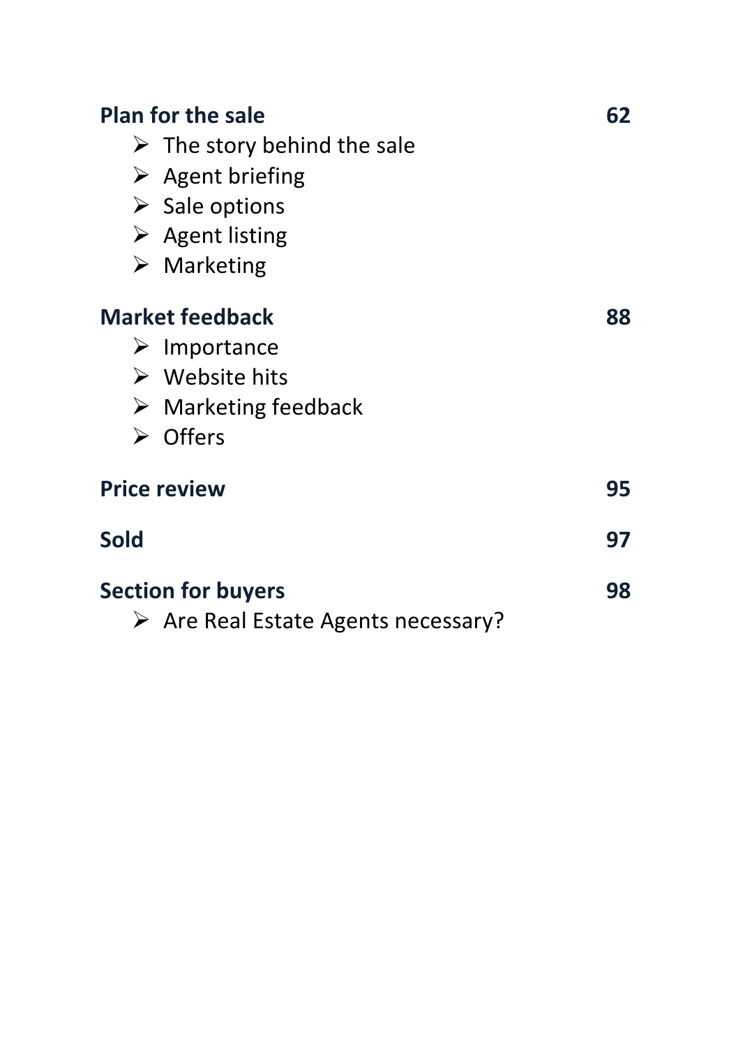**Plan for the sale** **62**

- The story behind the sale
- Agent briefing
- Sale options
- Agent listing
- Marketing

**Market feedback** **88**

- Importance
- Website hits
- Marketing feedback
- Offers

**Price review** **95**

**Sold** **97**

**Section for buyers** **98**

- Are Real Estate Agents necessary?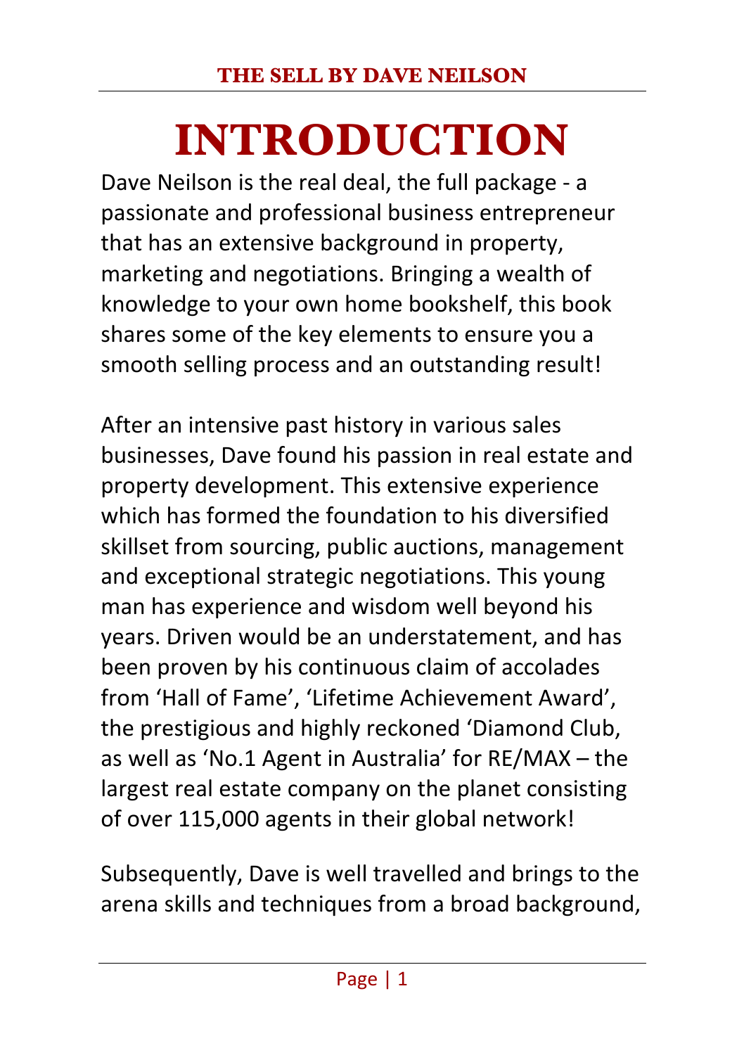# INTRODUCTION

Dave Neilson is the real deal, the full package - a passionate and professional business entrepreneur that has an extensive background in property, marketing and negotiations. Bringing a wealth of knowledge to your own home bookshelf, this book shares some of the key elements to ensure you a smooth selling process and an outstanding result!

After an intensive past history in various sales businesses, Dave found his passion in real estate and property development. This extensive experience which has formed the foundation to his diversified skillset from sourcing, public auctions, management and exceptional strategic negotiations. This young man has experience and wisdom well beyond his years. Driven would be an understatement, and has been proven by his continuous claim of accolades from 'Hall of Fame', 'Lifetime Achievement Award', the prestigious and highly reckoned 'Diamond Club, as well as 'No.1 Agent in Australia' for RE/MAX – the largest real estate company on the planet consisting of over 115,000 agents in their global network!

Subsequently, Dave is well travelled and brings to the arena skills and techniques from a broad background,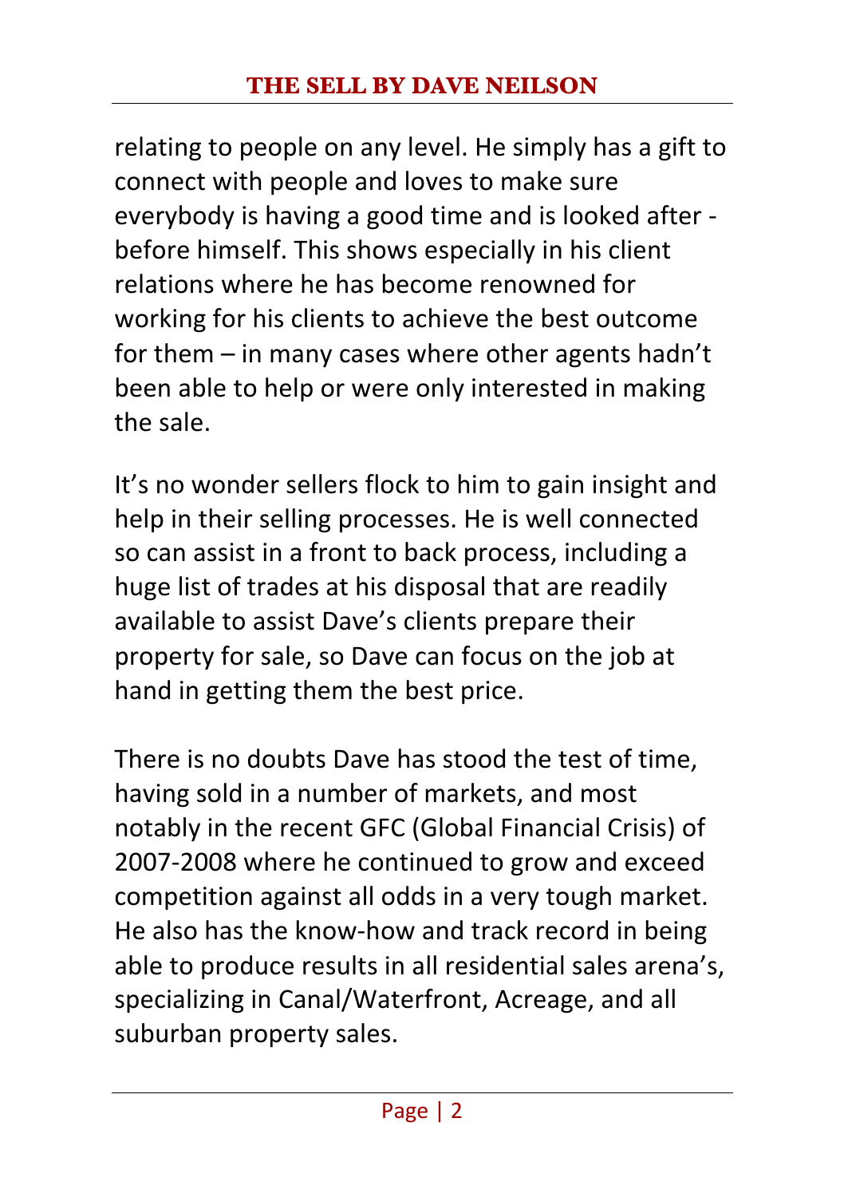relating to people on any level. He simply has a gift to connect with people and loves to make sure everybody is having a good time and is looked after - before himself. This shows especially in his client relations where he has become renowned for working for his clients to achieve the best outcome for them – in many cases where other agents hadn't been able to help or were only interested in making the sale.

It's no wonder sellers flock to him to gain insight and help in their selling processes. He is well connected so can assist in a front to back process, including a huge list of trades at his disposal that are readily available to assist Dave's clients prepare their property for sale, so Dave can focus on the job at hand in getting them the best price.

There is no doubts Dave has stood the test of time, having sold in a number of markets, and most notably in the recent GFC (Global Financial Crisis) of 2007-2008 where he continued to grow and exceed competition against all odds in a very tough market. He also has the know-how and track record in being able to produce results in all residential sales arena's, specializing in Canal/Waterfront, Acreage, and all suburban property sales.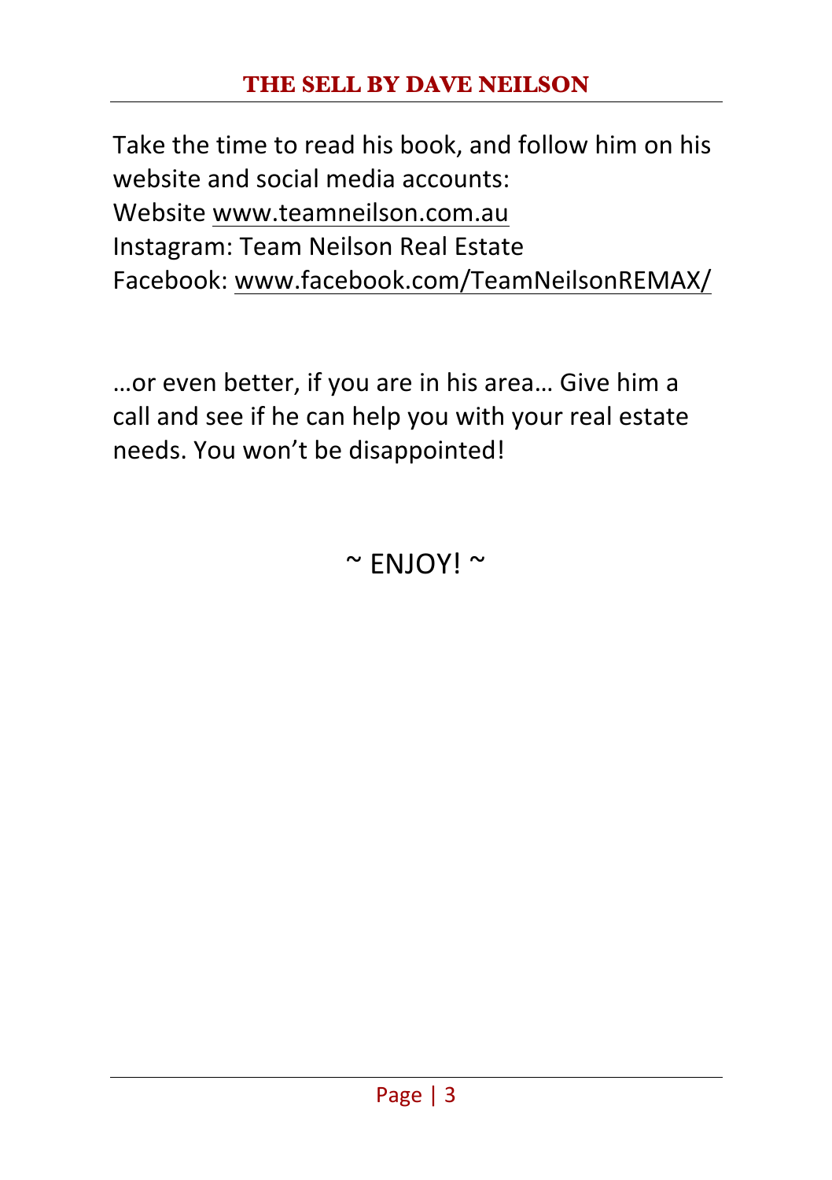Take the time to read his book, and follow him on his website and social media accounts:
Website www.teamneilson.com.au
Instagram: Team Neilson Real Estate
Facebook: www.facebook.com/TeamNeilsonREMAX/

…or even better, if you are in his area… Give him a call and see if he can help you with your real estate needs. You won't be disappointed!

~ ENJOY! ~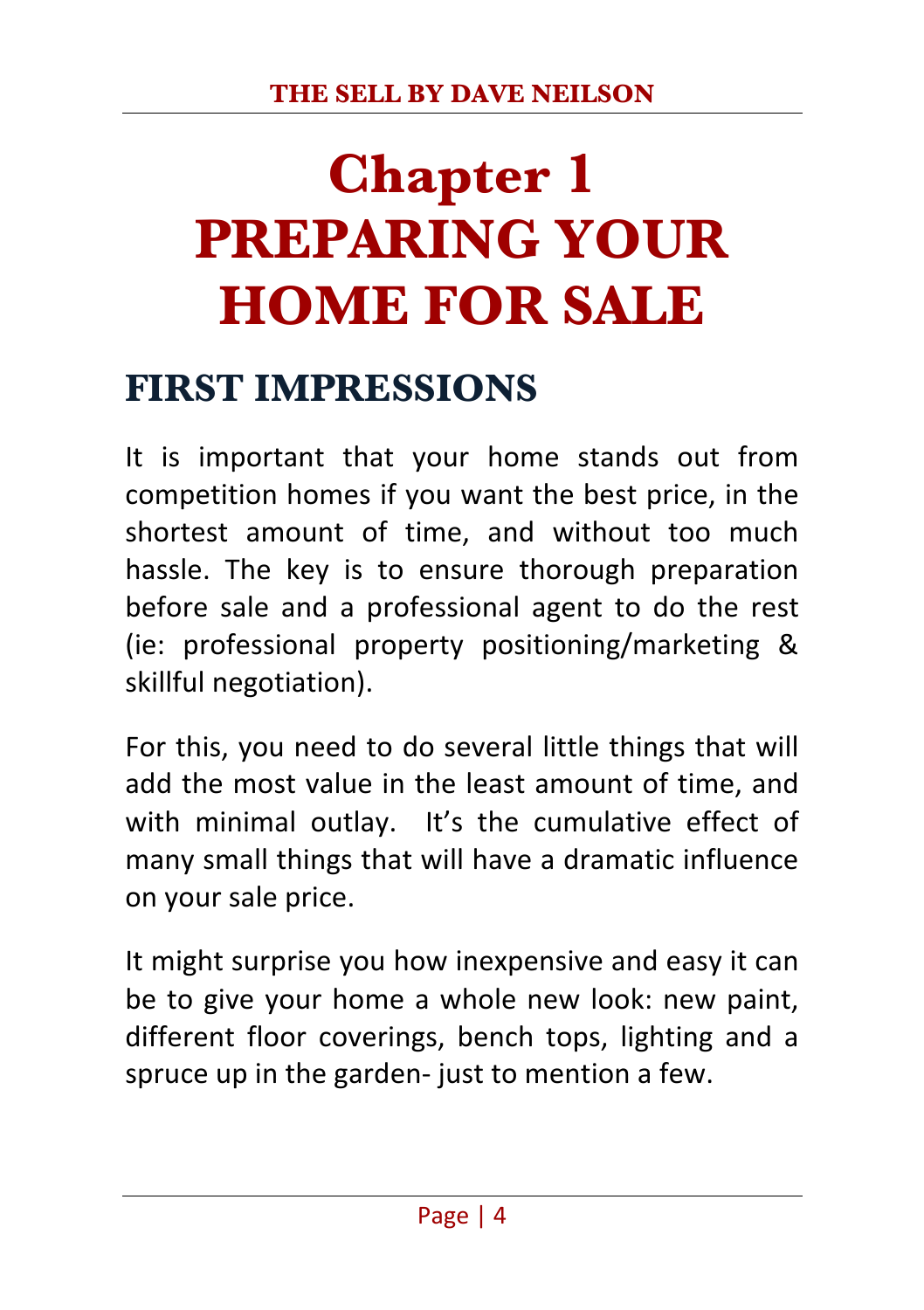# Chapter 1
# PREPARING YOUR HOME FOR SALE

## FIRST IMPRESSIONS

It is important that your home stands out from competition homes if you want the best price, in the shortest amount of time, and without too much hassle. The key is to ensure thorough preparation before sale and a professional agent to do the rest (ie: professional property positioning/marketing & skillful negotiation).

For this, you need to do several little things that will add the most value in the least amount of time, and with minimal outlay. It's the cumulative effect of many small things that will have a dramatic influence on your sale price.

It might surprise you how inexpensive and easy it can be to give your home a whole new look: new paint, different floor coverings, bench tops, lighting and a spruce up in the garden- just to mention a few.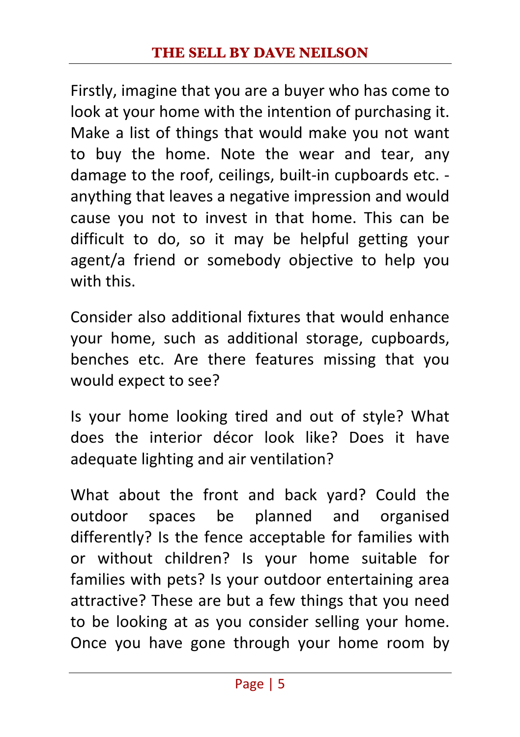Firstly, imagine that you are a buyer who has come to look at your home with the intention of purchasing it. Make a list of things that would make you not want to buy the home. Note the wear and tear, any damage to the roof, ceilings, built-in cupboards etc. - anything that leaves a negative impression and would cause you not to invest in that home. This can be difficult to do, so it may be helpful getting your agent/a friend or somebody objective to help you with this.

Consider also additional fixtures that would enhance your home, such as additional storage, cupboards, benches etc. Are there features missing that you would expect to see?

Is your home looking tired and out of style? What does the interior décor look like? Does it have adequate lighting and air ventilation?

What about the front and back yard? Could the outdoor spaces be planned and organised differently? Is the fence acceptable for families with or without children? Is your home suitable for families with pets? Is your outdoor entertaining area attractive? These are but a few things that you need to be looking at as you consider selling your home. Once you have gone through your home room by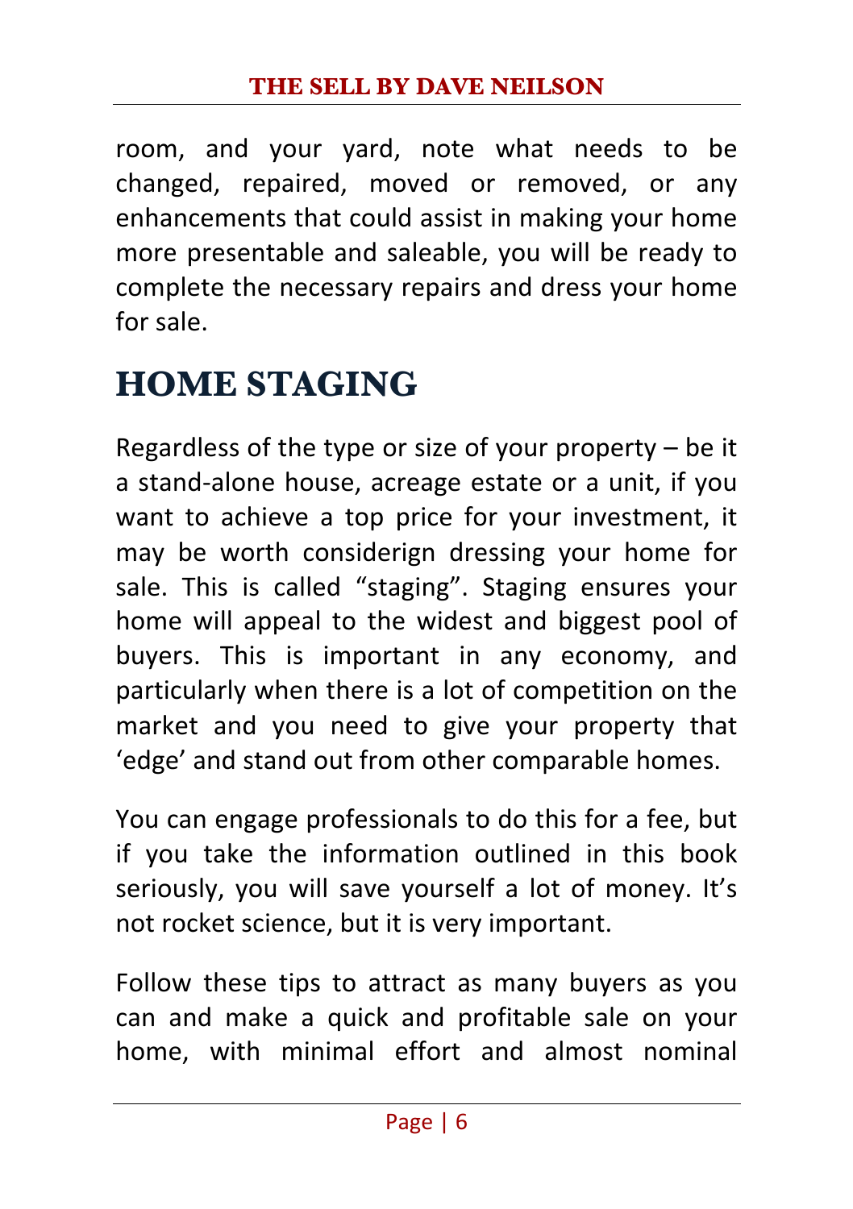room, and your yard, note what needs to be changed, repaired, moved or removed, or any enhancements that could assist in making your home more presentable and saleable, you will be ready to complete the necessary repairs and dress your home for sale.

## HOME STAGING

Regardless of the type or size of your property – be it a stand-alone house, acreage estate or a unit, if you want to achieve a top price for your investment, it may be worth considerign dressing your home for sale. This is called “staging”. Staging ensures your home will appeal to the widest and biggest pool of buyers. This is important in any economy, and particularly when there is a lot of competition on the market and you need to give your property that ‘edge’ and stand out from other comparable homes.

You can engage professionals to do this for a fee, but if you take the information outlined in this book seriously, you will save yourself a lot of money. It’s not rocket science, but it is very important.

Follow these tips to attract as many buyers as you can and make a quick and profitable sale on your home, with minimal effort and almost nominal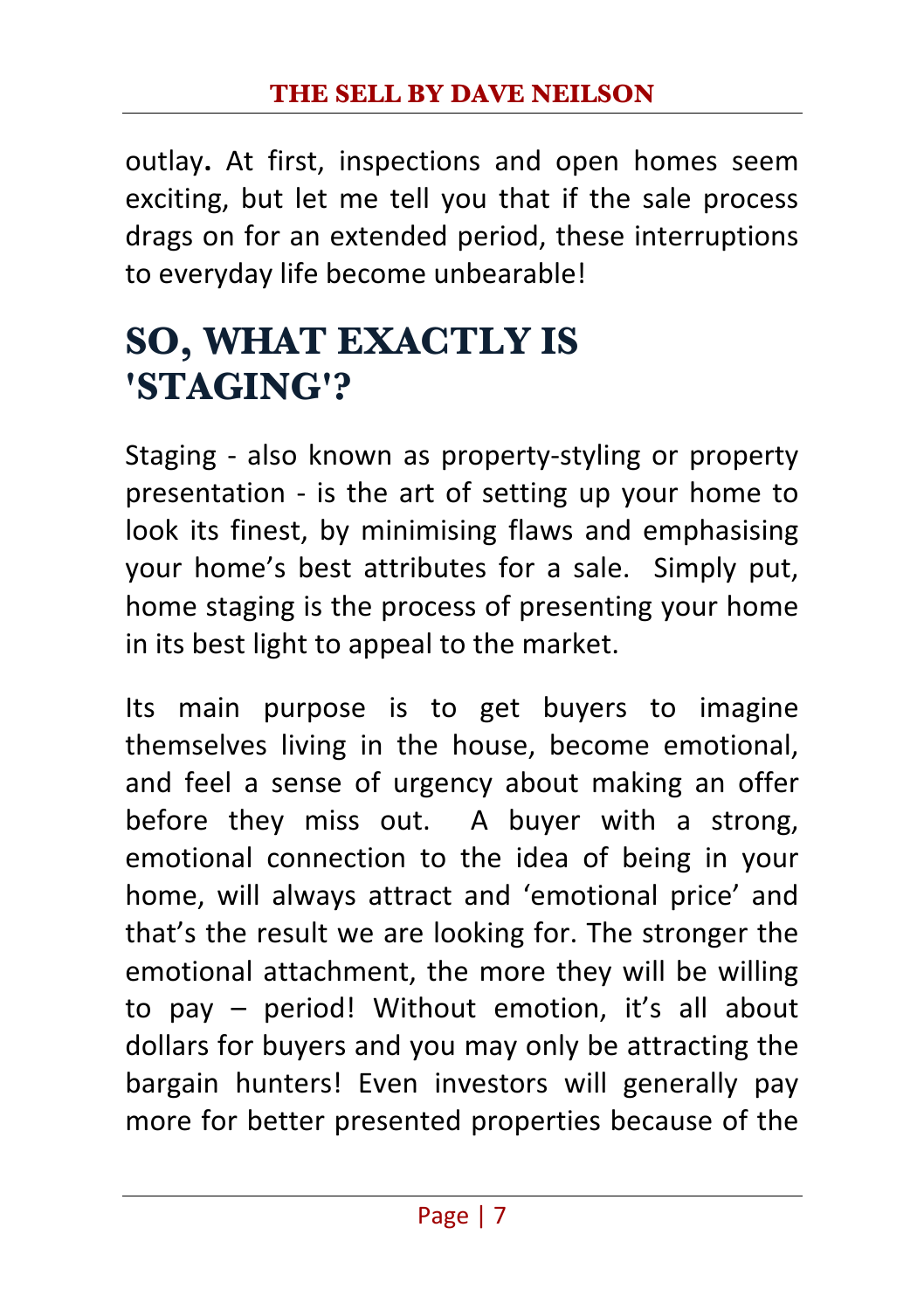outlay**.** At first, inspections and open homes seem exciting, but let me tell you that if the sale process drags on for an extended period, these interruptions to everyday life become unbearable!

## SO, WHAT EXACTLY IS 'STAGING'?

Staging - also known as property-styling or property presentation - is the art of setting up your home to look its finest, by minimising flaws and emphasising your home's best attributes for a sale. Simply put, home staging is the process of presenting your home in its best light to appeal to the market.

Its main purpose is to get buyers to imagine themselves living in the house, become emotional, and feel a sense of urgency about making an offer before they miss out. A buyer with a strong, emotional connection to the idea of being in your home, will always attract and 'emotional price' and that's the result we are looking for. The stronger the emotional attachment, the more they will be willing to pay – period! Without emotion, it's all about dollars for buyers and you may only be attracting the bargain hunters! Even investors will generally pay more for better presented properties because of the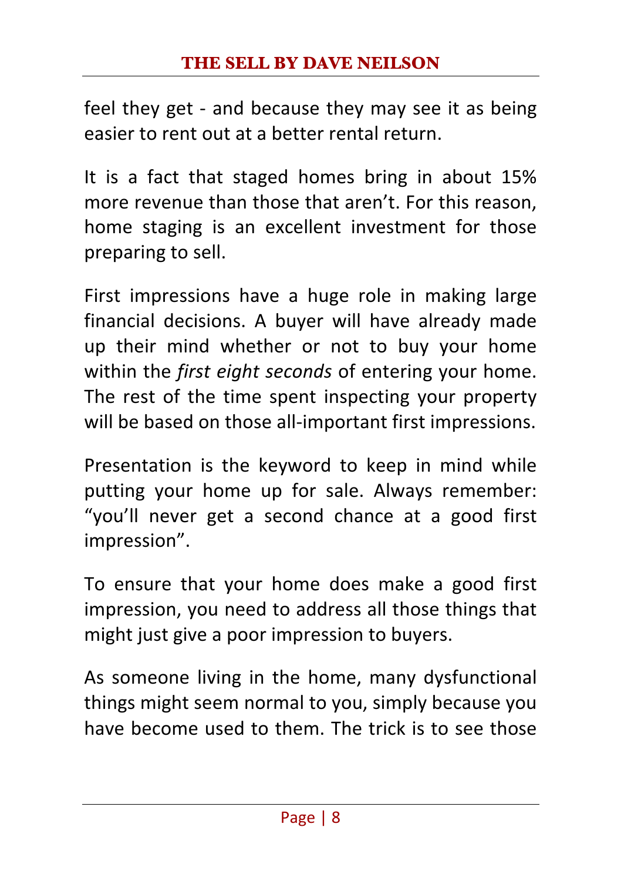feel they get - and because they may see it as being easier to rent out at a better rental return.

It is a fact that staged homes bring in about 15% more revenue than those that aren't. For this reason, home staging is an excellent investment for those preparing to sell.

First impressions have a huge role in making large financial decisions. A buyer will have already made up their mind whether or not to buy your home within the *first eight seconds* of entering your home. The rest of the time spent inspecting your property will be based on those all-important first impressions.

Presentation is the keyword to keep in mind while putting your home up for sale. Always remember: "you'll never get a second chance at a good first impression".

To ensure that your home does make a good first impression, you need to address all those things that might just give a poor impression to buyers.

As someone living in the home, many dysfunctional things might seem normal to you, simply because you have become used to them. The trick is to see those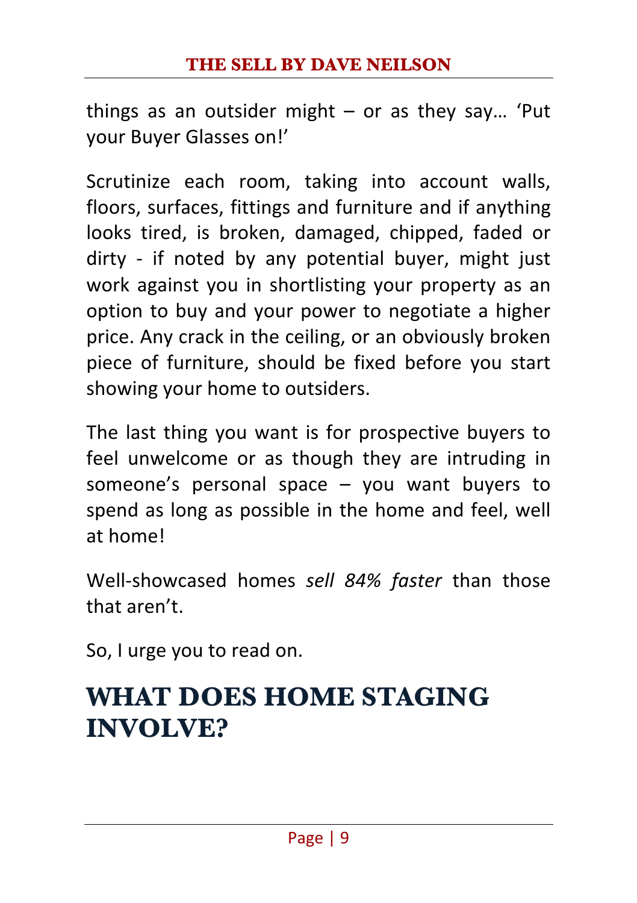things as an outsider might – or as they say… 'Put your Buyer Glasses on!'

Scrutinize each room, taking into account walls, floors, surfaces, fittings and furniture and if anything looks tired, is broken, damaged, chipped, faded or dirty - if noted by any potential buyer, might just work against you in shortlisting your property as an option to buy and your power to negotiate a higher price. Any crack in the ceiling, or an obviously broken piece of furniture, should be fixed before you start showing your home to outsiders.

The last thing you want is for prospective buyers to feel unwelcome or as though they are intruding in someone's personal space – you want buyers to spend as long as possible in the home and feel, well at home!

Well-showcased homes *sell 84% faster* than those that aren't.

So, I urge you to read on.

# WHAT DOES HOME STAGING INVOLVE?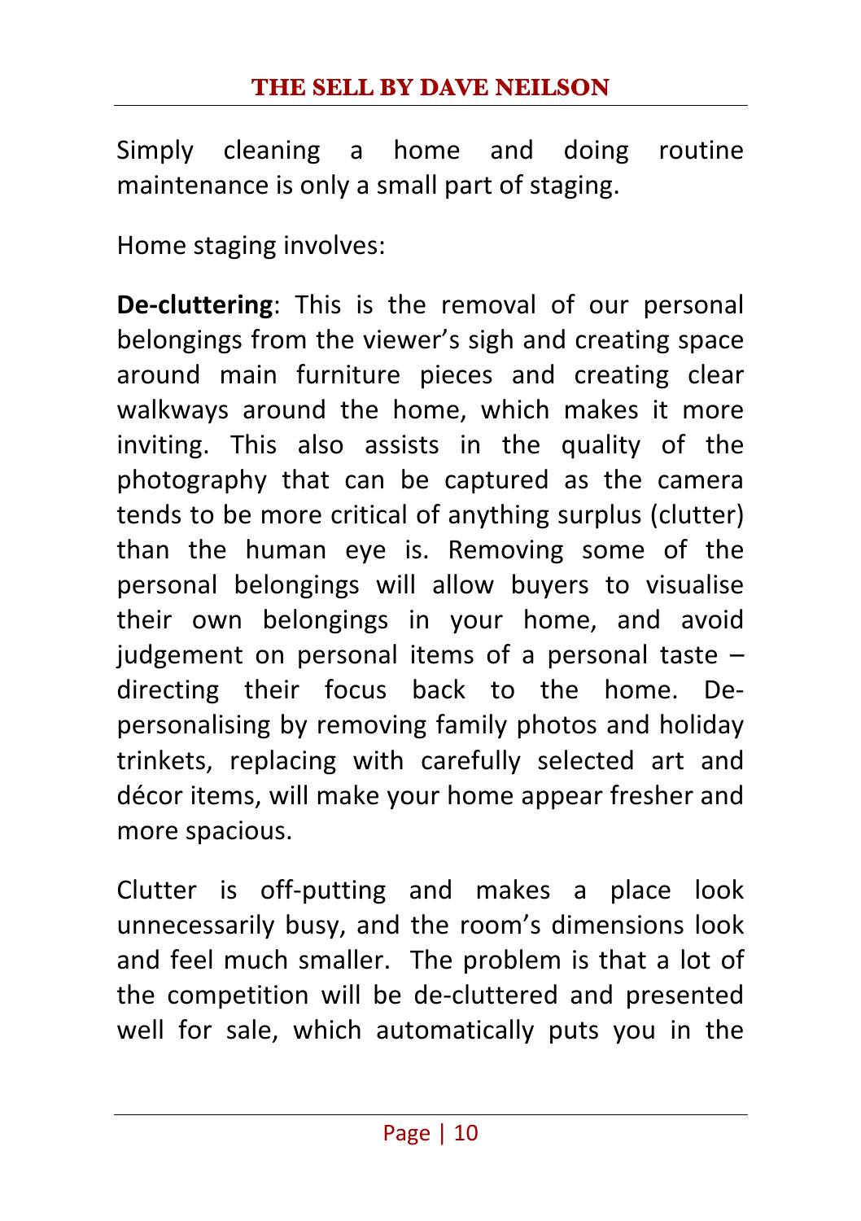Simply cleaning a home and doing routine maintenance is only a small part of staging.

Home staging involves:

**De-cluttering**: This is the removal of our personal belongings from the viewer's sigh and creating space around main furniture pieces and creating clear walkways around the home, which makes it more inviting. This also assists in the quality of the photography that can be captured as the camera tends to be more critical of anything surplus (clutter) than the human eye is. Removing some of the personal belongings will allow buyers to visualise their own belongings in your home, and avoid judgement on personal items of a personal taste – directing their focus back to the home. De-personalising by removing family photos and holiday trinkets, replacing with carefully selected art and décor items, will make your home appear fresher and more spacious.

Clutter is off-putting and makes a place look unnecessarily busy, and the room's dimensions look and feel much smaller. The problem is that a lot of the competition will be de-cluttered and presented well for sale, which automatically puts you in the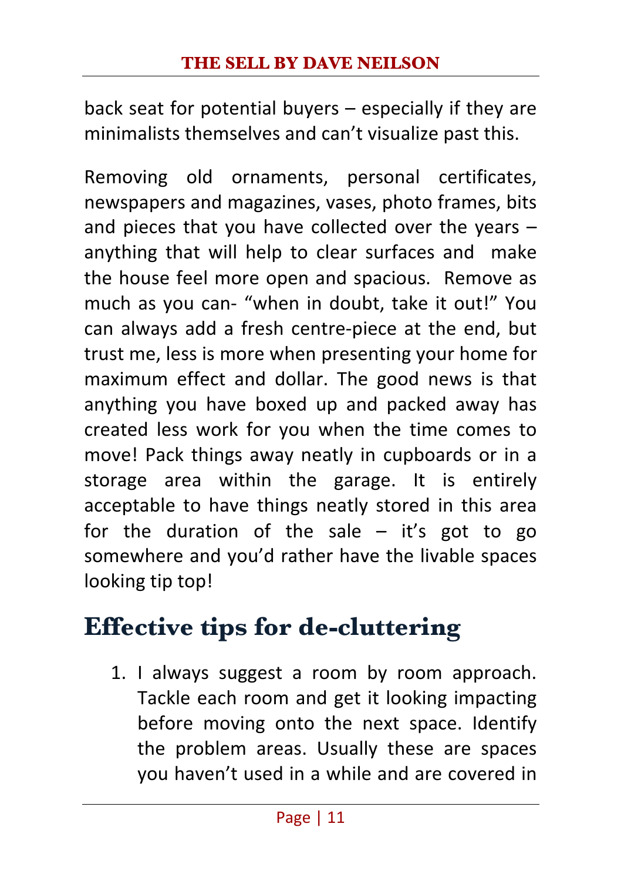back seat for potential buyers – especially if they are minimalists themselves and can't visualize past this.

Removing old ornaments, personal certificates, newspapers and magazines, vases, photo frames, bits and pieces that you have collected over the years – anything that will help to clear surfaces and make the house feel more open and spacious. Remove as much as you can- "when in doubt, take it out!" You can always add a fresh centre-piece at the end, but trust me, less is more when presenting your home for maximum effect and dollar. The good news is that anything you have boxed up and packed away has created less work for you when the time comes to move! Pack things away neatly in cupboards or in a storage area within the garage. It is entirely acceptable to have things neatly stored in this area for the duration of the sale – it's got to go somewhere and you'd rather have the livable spaces looking tip top!

## Effective tips for de-cluttering

1. I always suggest a room by room approach. Tackle each room and get it looking impacting before moving onto the next space. Identify the problem areas. Usually these are spaces you haven't used in a while and are covered in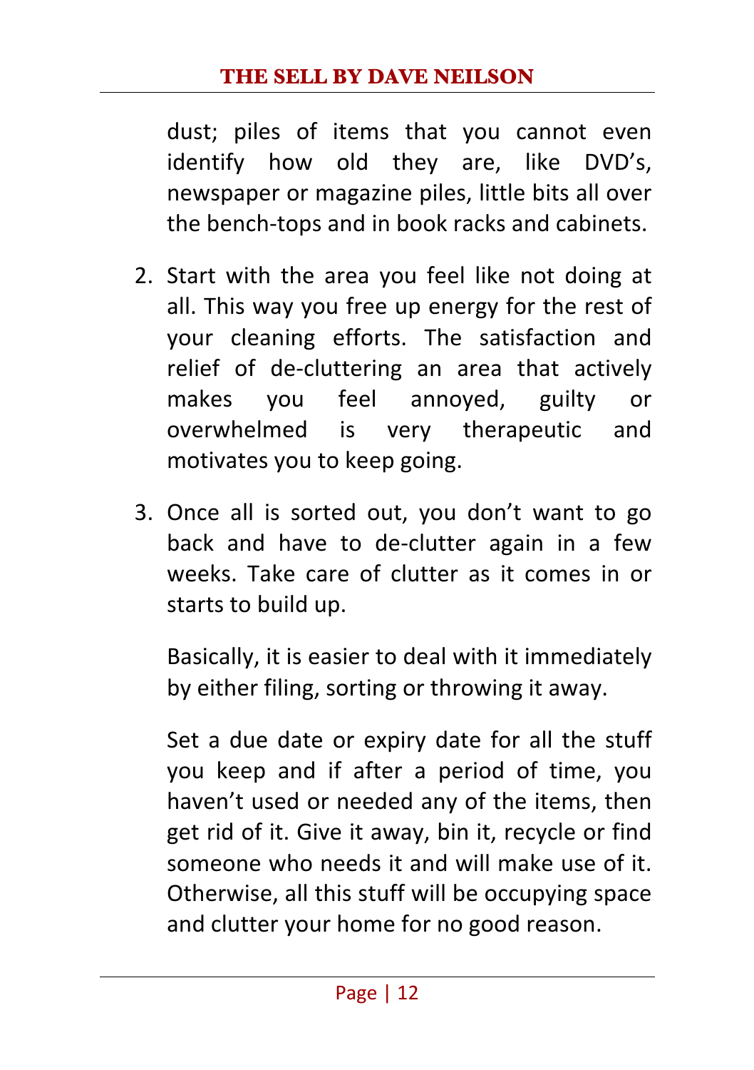dust; piles of items that you cannot even identify how old they are, like DVD's, newspaper or magazine piles, little bits all over the bench-tops and in book racks and cabinets.

2. Start with the area you feel like not doing at all. This way you free up energy for the rest of your cleaning efforts. The satisfaction and relief of de-cluttering an area that actively makes you feel annoyed, guilty or overwhelmed is very therapeutic and motivates you to keep going.

3. Once all is sorted out, you don't want to go back and have to de-clutter again in a few weeks. Take care of clutter as it comes in or starts to build up.

   Basically, it is easier to deal with it immediately by either filing, sorting or throwing it away.

   Set a due date or expiry date for all the stuff you keep and if after a period of time, you haven't used or needed any of the items, then get rid of it. Give it away, bin it, recycle or find someone who needs it and will make use of it. Otherwise, all this stuff will be occupying space and clutter your home for no good reason.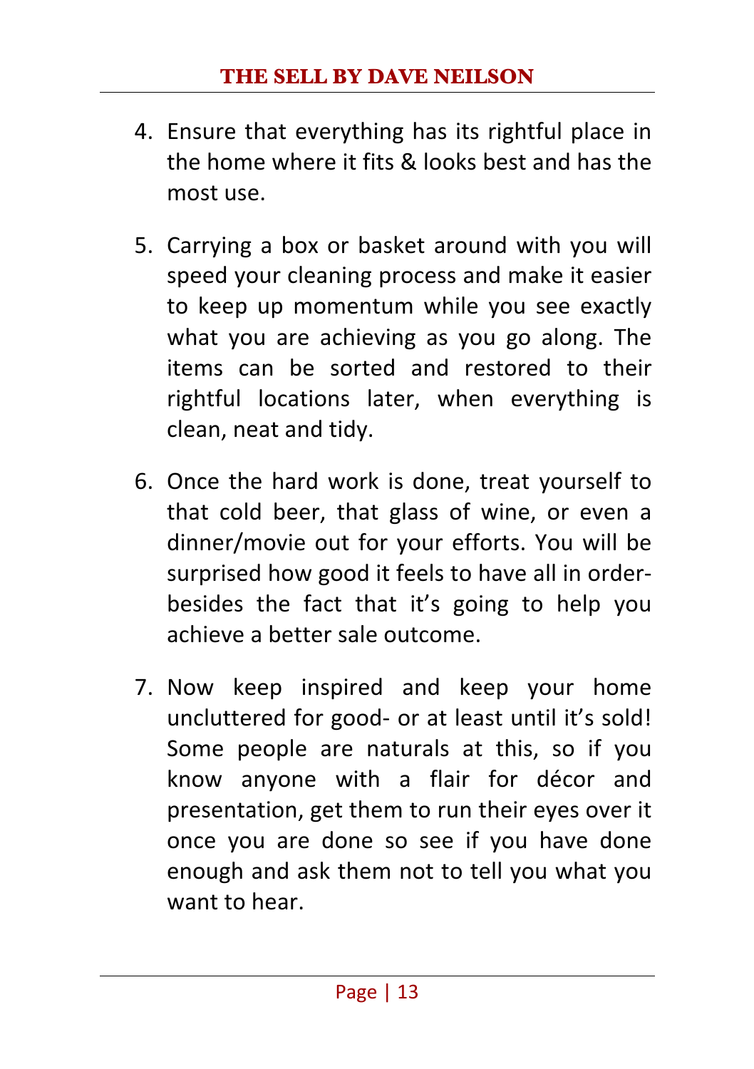4. Ensure that everything has its rightful place in the home where it fits & looks best and has the most use.

5. Carrying a box or basket around with you will speed your cleaning process and make it easier to keep up momentum while you see exactly what you are achieving as you go along. The items can be sorted and restored to their rightful locations later, when everything is clean, neat and tidy.

6. Once the hard work is done, treat yourself to that cold beer, that glass of wine, or even a dinner/movie out for your efforts. You will be surprised how good it feels to have all in order- besides the fact that it's going to help you achieve a better sale outcome.

7. Now keep inspired and keep your home uncluttered for good- or at least until it's sold! Some people are naturals at this, so if you know anyone with a flair for décor and presentation, get them to run their eyes over it once you are done so see if you have done enough and ask them not to tell you what you want to hear.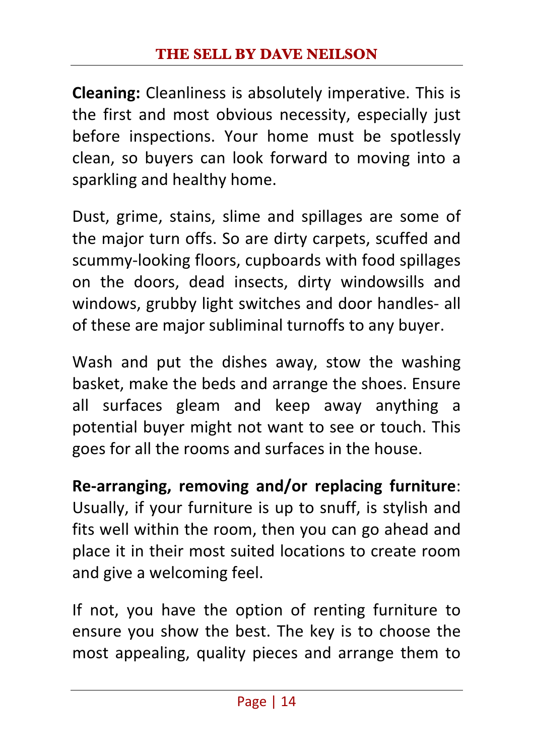**Cleaning:** Cleanliness is absolutely imperative. This is the first and most obvious necessity, especially just before inspections. Your home must be spotlessly clean, so buyers can look forward to moving into a sparkling and healthy home.

Dust, grime, stains, slime and spillages are some of the major turn offs. So are dirty carpets, scuffed and scummy-looking floors, cupboards with food spillages on the doors, dead insects, dirty windowsills and windows, grubby light switches and door handles- all of these are major subliminal turnoffs to any buyer.

Wash and put the dishes away, stow the washing basket, make the beds and arrange the shoes. Ensure all surfaces gleam and keep away anything a potential buyer might not want to see or touch. This goes for all the rooms and surfaces in the house.

**Re-arranging, removing and/or replacing furniture**: Usually, if your furniture is up to snuff, is stylish and fits well within the room, then you can go ahead and place it in their most suited locations to create room and give a welcoming feel.

If not, you have the option of renting furniture to ensure you show the best. The key is to choose the most appealing, quality pieces and arrange them to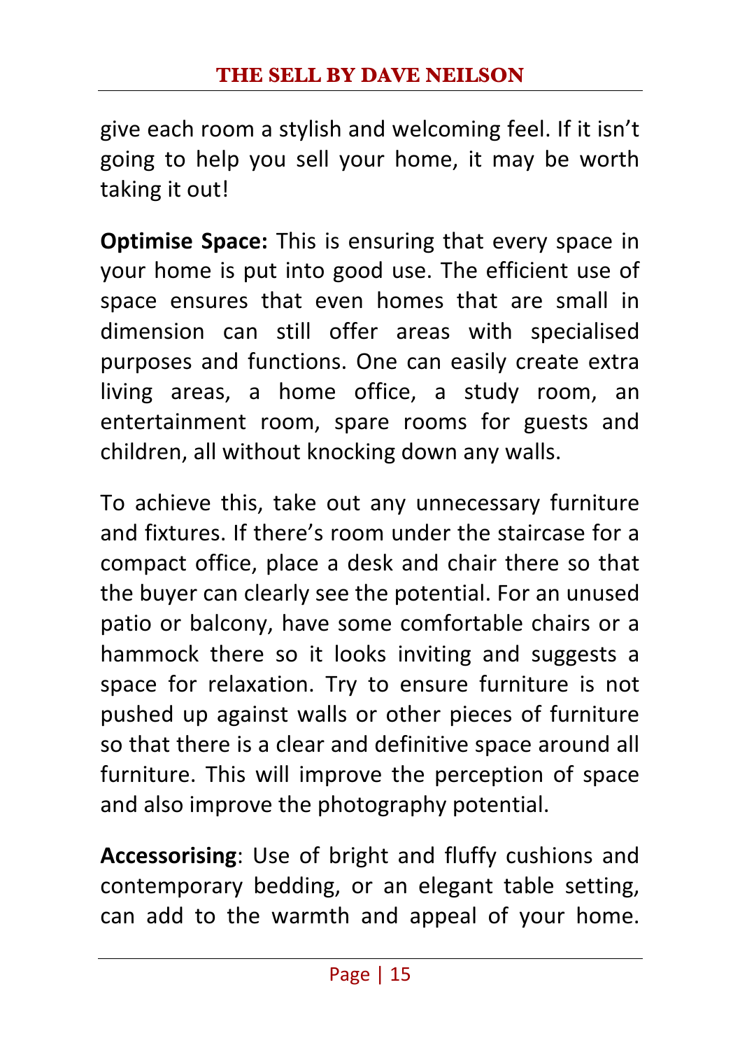give each room a stylish and welcoming feel. If it isn't going to help you sell your home, it may be worth taking it out!

**Optimise Space:** This is ensuring that every space in your home is put into good use. The efficient use of space ensures that even homes that are small in dimension can still offer areas with specialised purposes and functions. One can easily create extra living areas, a home office, a study room, an entertainment room, spare rooms for guests and children, all without knocking down any walls.

To achieve this, take out any unnecessary furniture and fixtures. If there's room under the staircase for a compact office, place a desk and chair there so that the buyer can clearly see the potential. For an unused patio or balcony, have some comfortable chairs or a hammock there so it looks inviting and suggests a space for relaxation. Try to ensure furniture is not pushed up against walls or other pieces of furniture so that there is a clear and definitive space around all furniture. This will improve the perception of space and also improve the photography potential.

**Accessorising**: Use of bright and fluffy cushions and contemporary bedding, or an elegant table setting, can add to the warmth and appeal of your home.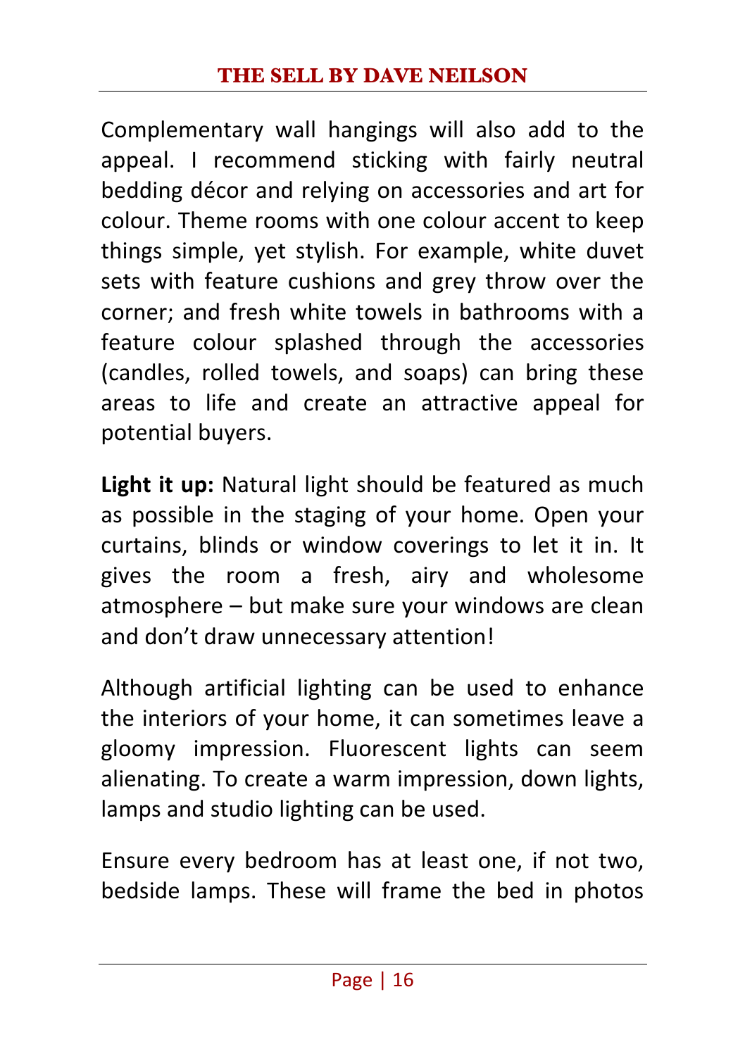Complementary wall hangings will also add to the appeal. I recommend sticking with fairly neutral bedding décor and relying on accessories and art for colour. Theme rooms with one colour accent to keep things simple, yet stylish. For example, white duvet sets with feature cushions and grey throw over the corner; and fresh white towels in bathrooms with a feature colour splashed through the accessories (candles, rolled towels, and soaps) can bring these areas to life and create an attractive appeal for potential buyers.

**Light it up:** Natural light should be featured as much as possible in the staging of your home. Open your curtains, blinds or window coverings to let it in. It gives the room a fresh, airy and wholesome atmosphere – but make sure your windows are clean and don't draw unnecessary attention!

Although artificial lighting can be used to enhance the interiors of your home, it can sometimes leave a gloomy impression. Fluorescent lights can seem alienating. To create a warm impression, down lights, lamps and studio lighting can be used.

Ensure every bedroom has at least one, if not two, bedside lamps. These will frame the bed in photos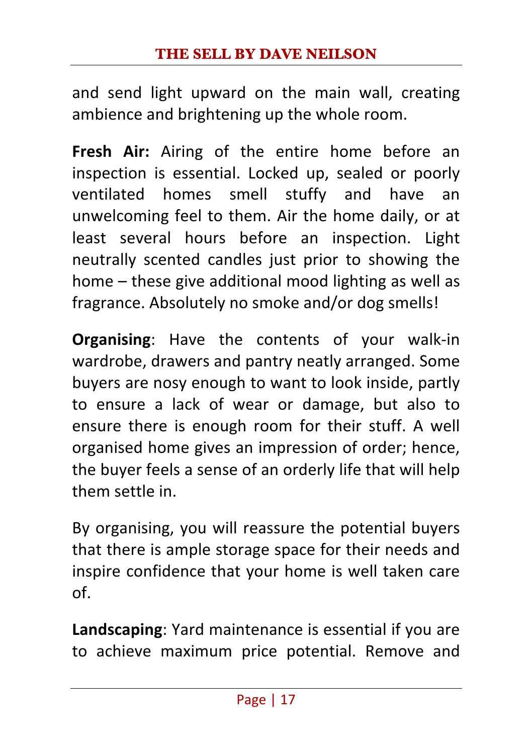and send light upward on the main wall, creating ambience and brightening up the whole room.

**Fresh Air:** Airing of the entire home before an inspection is essential. Locked up, sealed or poorly ventilated homes smell stuffy and have an unwelcoming feel to them. Air the home daily, or at least several hours before an inspection. Light neutrally scented candles just prior to showing the home – these give additional mood lighting as well as fragrance. Absolutely no smoke and/or dog smells!

**Organising**: Have the contents of your walk-in wardrobe, drawers and pantry neatly arranged. Some buyers are nosy enough to want to look inside, partly to ensure a lack of wear or damage, but also to ensure there is enough room for their stuff. A well organised home gives an impression of order; hence, the buyer feels a sense of an orderly life that will help them settle in.

By organising, you will reassure the potential buyers that there is ample storage space for their needs and inspire confidence that your home is well taken care of.

**Landscaping**: Yard maintenance is essential if you are to achieve maximum price potential. Remove and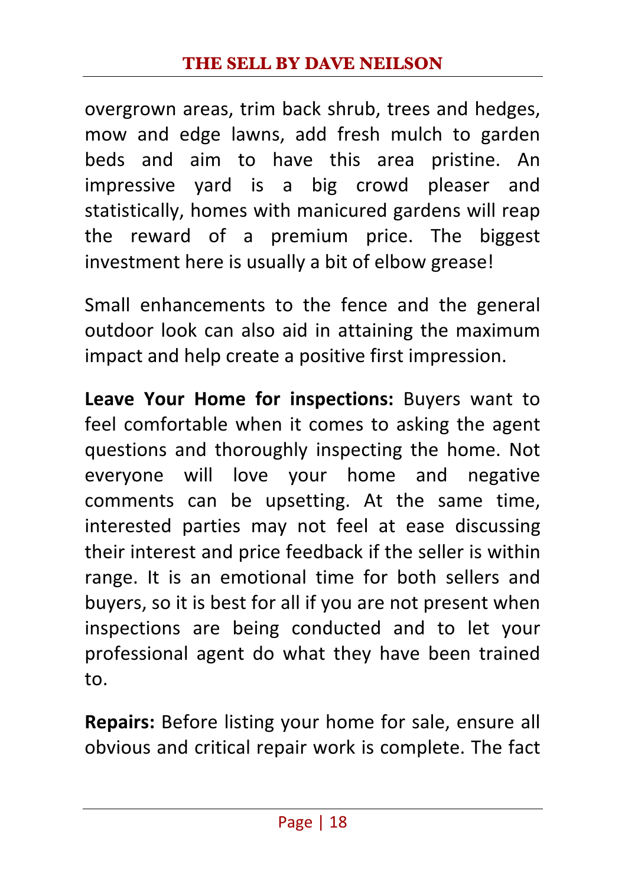overgrown areas, trim back shrub, trees and hedges, mow and edge lawns, add fresh mulch to garden beds and aim to have this area pristine. An impressive yard is a big crowd pleaser and statistically, homes with manicured gardens will reap the reward of a premium price. The biggest investment here is usually a bit of elbow grease!

Small enhancements to the fence and the general outdoor look can also aid in attaining the maximum impact and help create a positive first impression.

**Leave Your Home for inspections:** Buyers want to feel comfortable when it comes to asking the agent questions and thoroughly inspecting the home. Not everyone will love your home and negative comments can be upsetting. At the same time, interested parties may not feel at ease discussing their interest and price feedback if the seller is within range. It is an emotional time for both sellers and buyers, so it is best for all if you are not present when inspections are being conducted and to let your professional agent do what they have been trained to.

**Repairs:** Before listing your home for sale, ensure all obvious and critical repair work is complete. The fact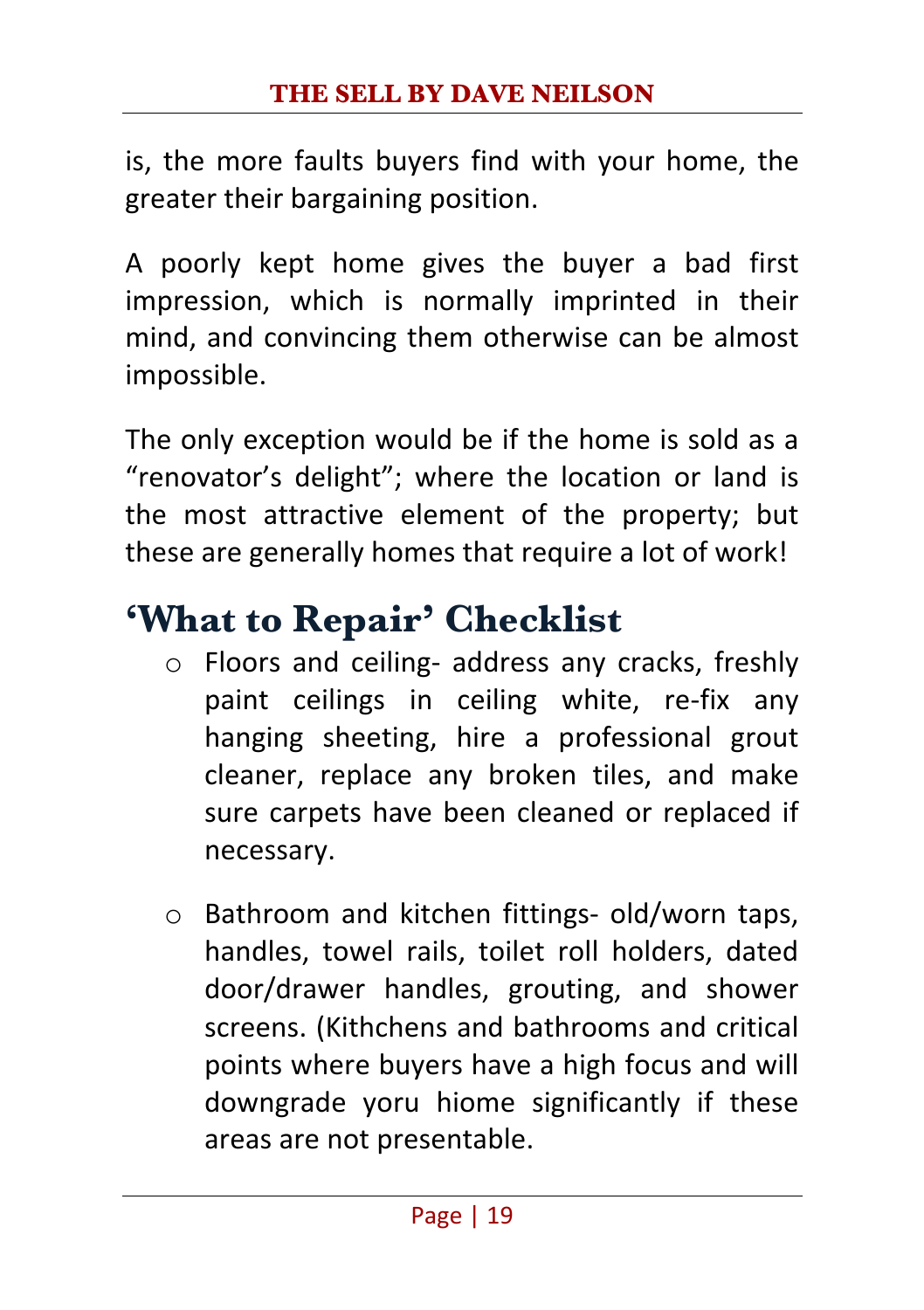is, the more faults buyers find with your home, the greater their bargaining position.

A poorly kept home gives the buyer a bad first impression, which is normally imprinted in their mind, and convincing them otherwise can be almost impossible.

The only exception would be if the home is sold as a "renovator's delight"; where the location or land is the most attractive element of the property; but these are generally homes that require a lot of work!

## 'What to Repair' Checklist

- Floors and ceiling- address any cracks, freshly paint ceilings in ceiling white, re-fix any hanging sheeting, hire a professional grout cleaner, replace any broken tiles, and make sure carpets have been cleaned or replaced if necessary.

- Bathroom and kitchen fittings- old/worn taps, handles, towel rails, toilet roll holders, dated door/drawer handles, grouting, and shower screens. (Kithchens and bathrooms and critical points where buyers have a high focus and will downgrade yoru hiome significantly if these areas are not presentable.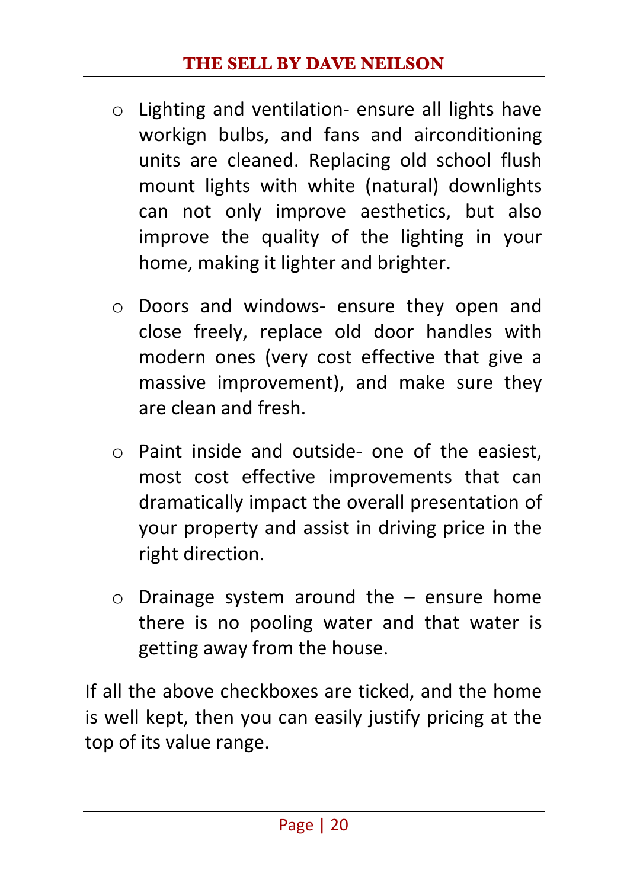- Lighting and ventilation- ensure all lights have workign bulbs, and fans and airconditioning units are cleaned. Replacing old school flush mount lights with white (natural) downlights can not only improve aesthetics, but also improve the quality of the lighting in your home, making it lighter and brighter.

- Doors and windows- ensure they open and close freely, replace old door handles with modern ones (very cost effective that give a massive improvement), and make sure they are clean and fresh.

- Paint inside and outside- one of the easiest, most cost effective improvements that can dramatically impact the overall presentation of your property and assist in driving price in the right direction.

- Drainage system around the – ensure home there is no pooling water and that water is getting away from the house.

If all the above checkboxes are ticked, and the home is well kept, then you can easily justify pricing at the top of its value range.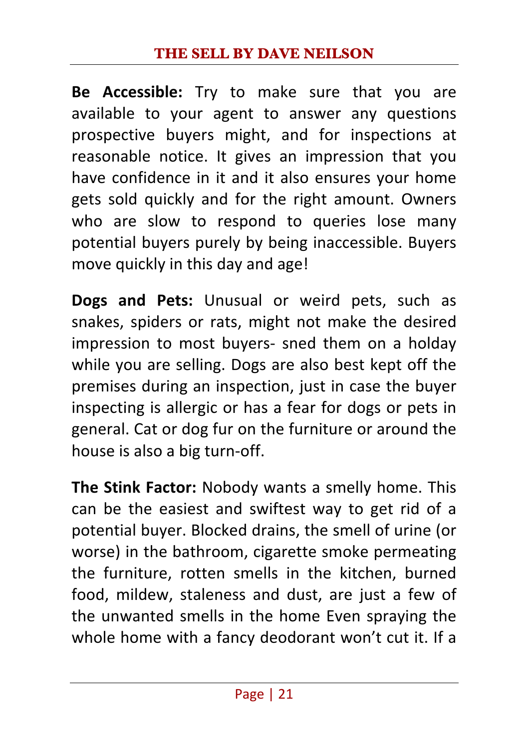**Be Accessible:** Try to make sure that you are available to your agent to answer any questions prospective buyers might, and for inspections at reasonable notice. It gives an impression that you have confidence in it and it also ensures your home gets sold quickly and for the right amount. Owners who are slow to respond to queries lose many potential buyers purely by being inaccessible. Buyers move quickly in this day and age!

**Dogs and Pets:** Unusual or weird pets, such as snakes, spiders or rats, might not make the desired impression to most buyers- sned them on a holday while you are selling. Dogs are also best kept off the premises during an inspection, just in case the buyer inspecting is allergic or has a fear for dogs or pets in general. Cat or dog fur on the furniture or around the house is also a big turn-off.

**The Stink Factor:** Nobody wants a smelly home. This can be the easiest and swiftest way to get rid of a potential buyer. Blocked drains, the smell of urine (or worse) in the bathroom, cigarette smoke permeating the furniture, rotten smells in the kitchen, burned food, mildew, staleness and dust, are just a few of the unwanted smells in the home Even spraying the whole home with a fancy deodorant won't cut it. If a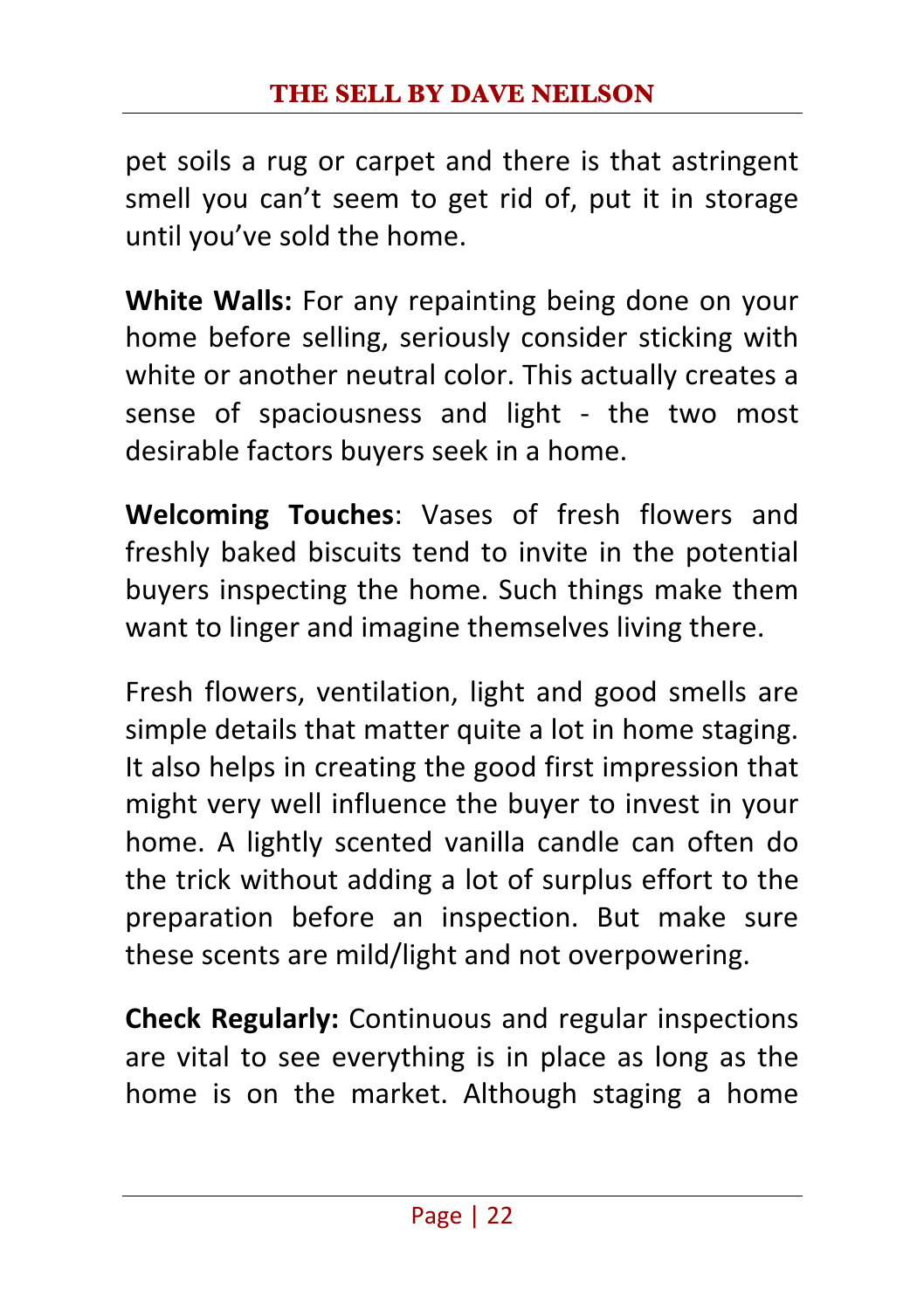pet soils a rug or carpet and there is that astringent smell you can't seem to get rid of, put it in storage until you've sold the home.

**White Walls:** For any repainting being done on your home before selling, seriously consider sticking with white or another neutral color. This actually creates a sense of spaciousness and light - the two most desirable factors buyers seek in a home.

**Welcoming Touches**: Vases of fresh flowers and freshly baked biscuits tend to invite in the potential buyers inspecting the home. Such things make them want to linger and imagine themselves living there.

Fresh flowers, ventilation, light and good smells are simple details that matter quite a lot in home staging. It also helps in creating the good first impression that might very well influence the buyer to invest in your home. A lightly scented vanilla candle can often do the trick without adding a lot of surplus effort to the preparation before an inspection. But make sure these scents are mild/light and not overpowering.

**Check Regularly:** Continuous and regular inspections are vital to see everything is in place as long as the home is on the market. Although staging a home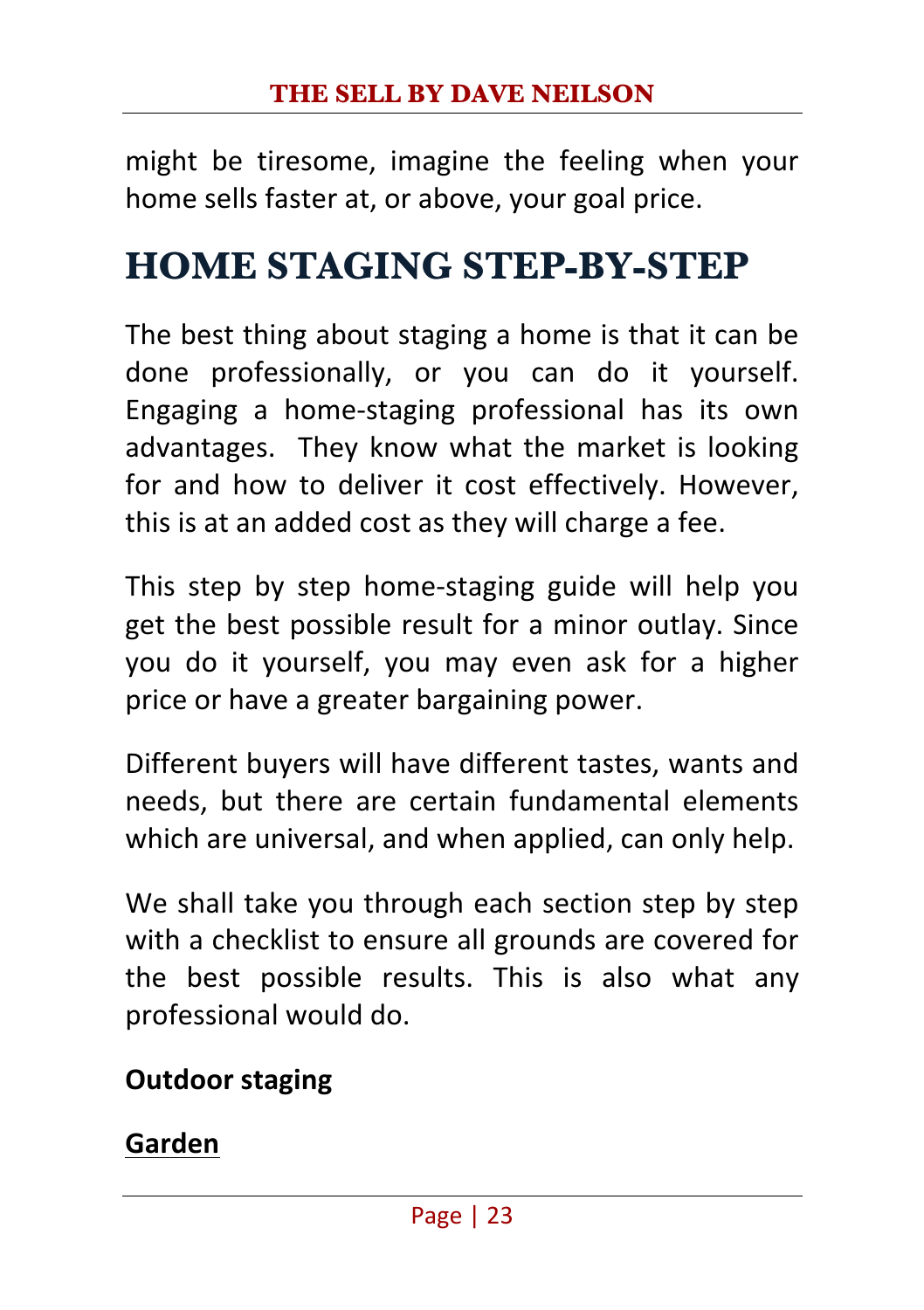might be tiresome, imagine the feeling when your home sells faster at, or above, your goal price.

# HOME STAGING STEP-BY-STEP

The best thing about staging a home is that it can be done professionally, or you can do it yourself. Engaging a home-staging professional has its own advantages. They know what the market is looking for and how to deliver it cost effectively. However, this is at an added cost as they will charge a fee.

This step by step home-staging guide will help you get the best possible result for a minor outlay. Since you do it yourself, you may even ask for a higher price or have a greater bargaining power.

Different buyers will have different tastes, wants and needs, but there are certain fundamental elements which are universal, and when applied, can only help.

We shall take you through each section step by step with a checklist to ensure all grounds are covered for the best possible results. This is also what any professional would do.

**Outdoor staging**

**<u>Garden</u>**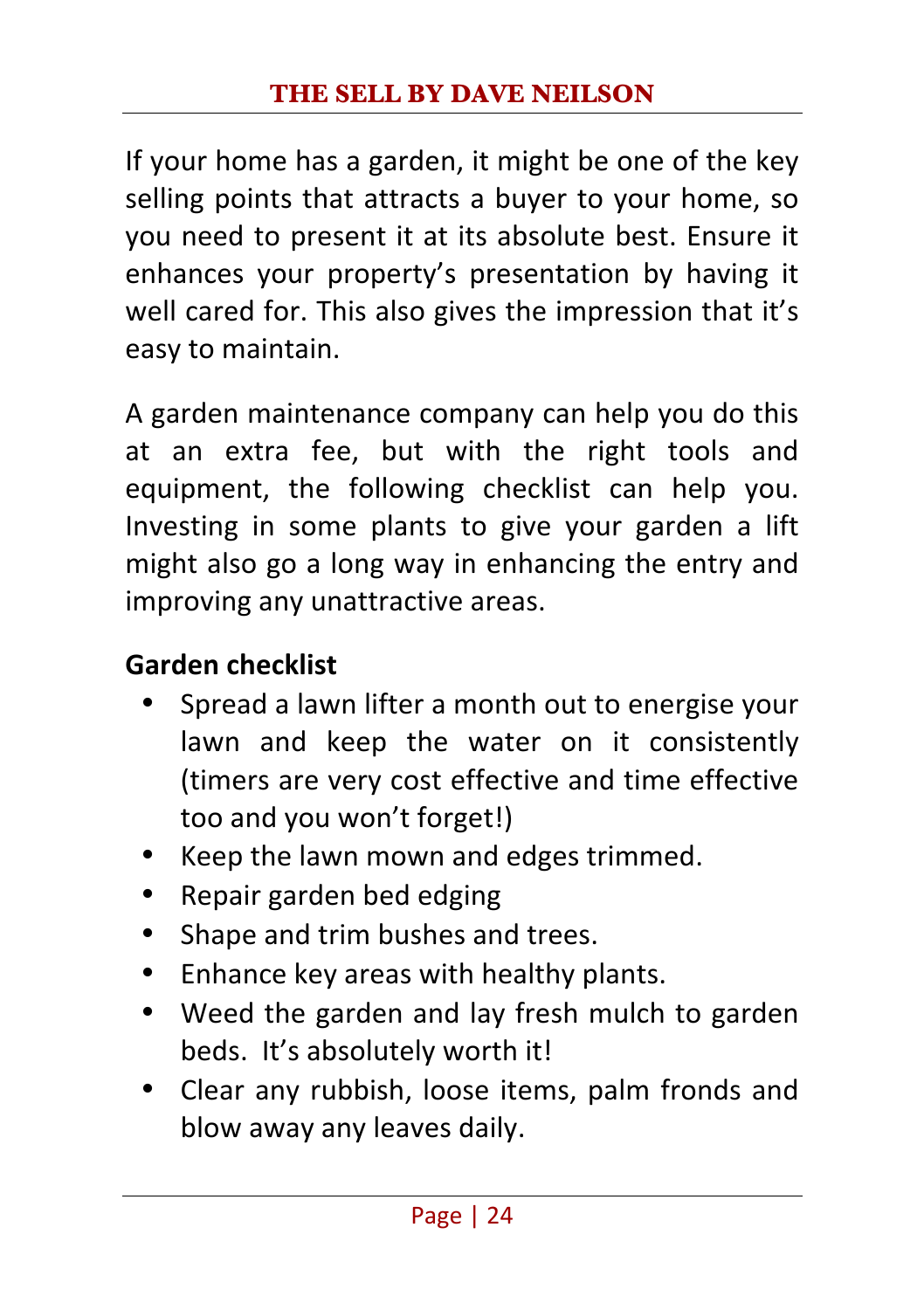If your home has a garden, it might be one of the key selling points that attracts a buyer to your home, so you need to present it at its absolute best. Ensure it enhances your property's presentation by having it well cared for. This also gives the impression that it's easy to maintain.

A garden maintenance company can help you do this at an extra fee, but with the right tools and equipment, the following checklist can help you. Investing in some plants to give your garden a lift might also go a long way in enhancing the entry and improving any unattractive areas.

**Garden checklist**

- Spread a lawn lifter a month out to energise your lawn and keep the water on it consistently (timers are very cost effective and time effective too and you won't forget!)
- Keep the lawn mown and edges trimmed.
- Repair garden bed edging
- Shape and trim bushes and trees.
- Enhance key areas with healthy plants.
- Weed the garden and lay fresh mulch to garden beds. It's absolutely worth it!
- Clear any rubbish, loose items, palm fronds and blow away any leaves daily.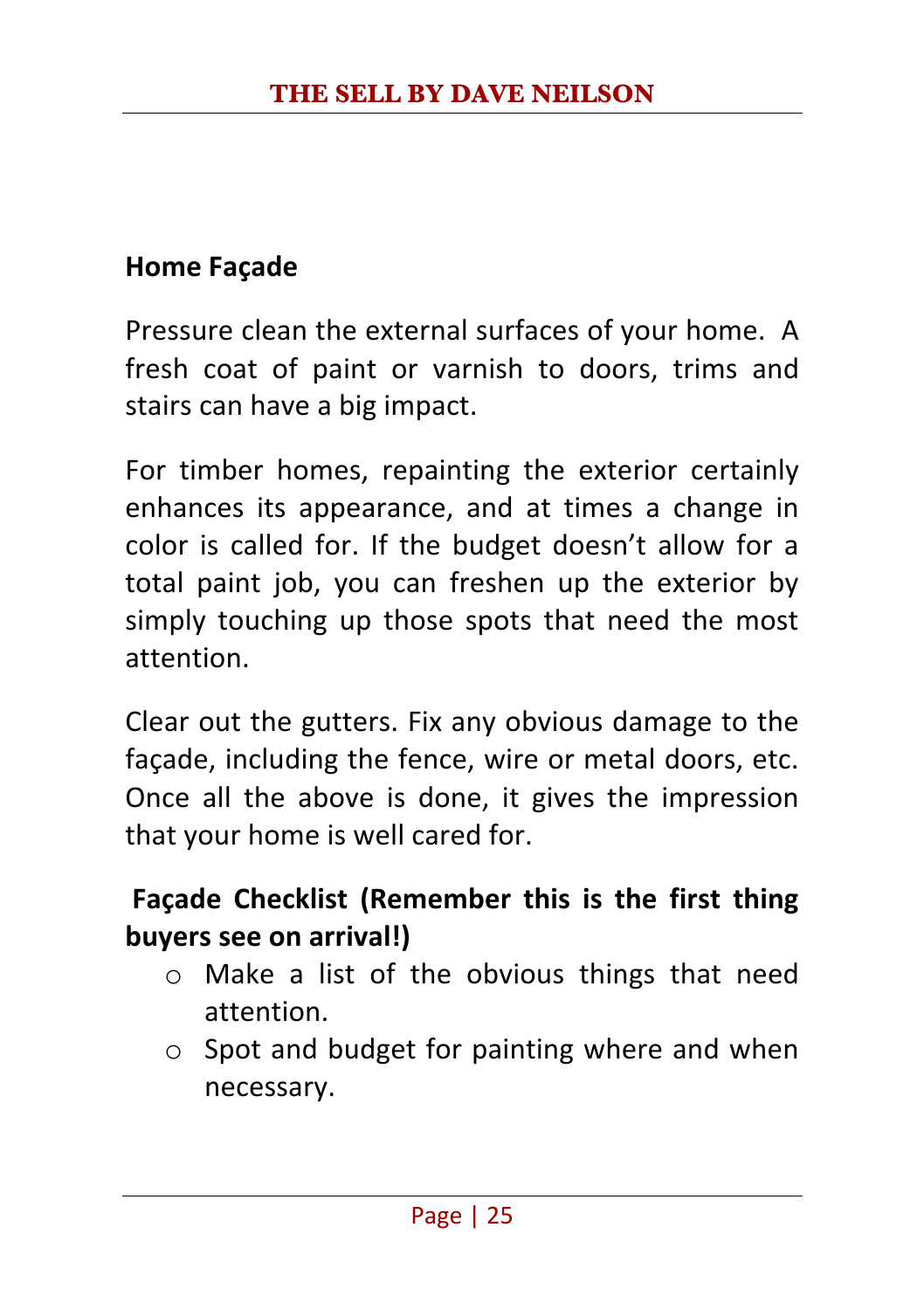**Home Façade**

Pressure clean the external surfaces of your home. A fresh coat of paint or varnish to doors, trims and stairs can have a big impact.

For timber homes, repainting the exterior certainly enhances its appearance, and at times a change in color is called for. If the budget doesn't allow for a total paint job, you can freshen up the exterior by simply touching up those spots that need the most attention.

Clear out the gutters. Fix any obvious damage to the façade, including the fence, wire or metal doors, etc. Once all the above is done, it gives the impression that your home is well cared for.

**Façade Checklist (Remember this is the first thing buyers see on arrival!)**

- Make a list of the obvious things that need attention.
- Spot and budget for painting where and when necessary.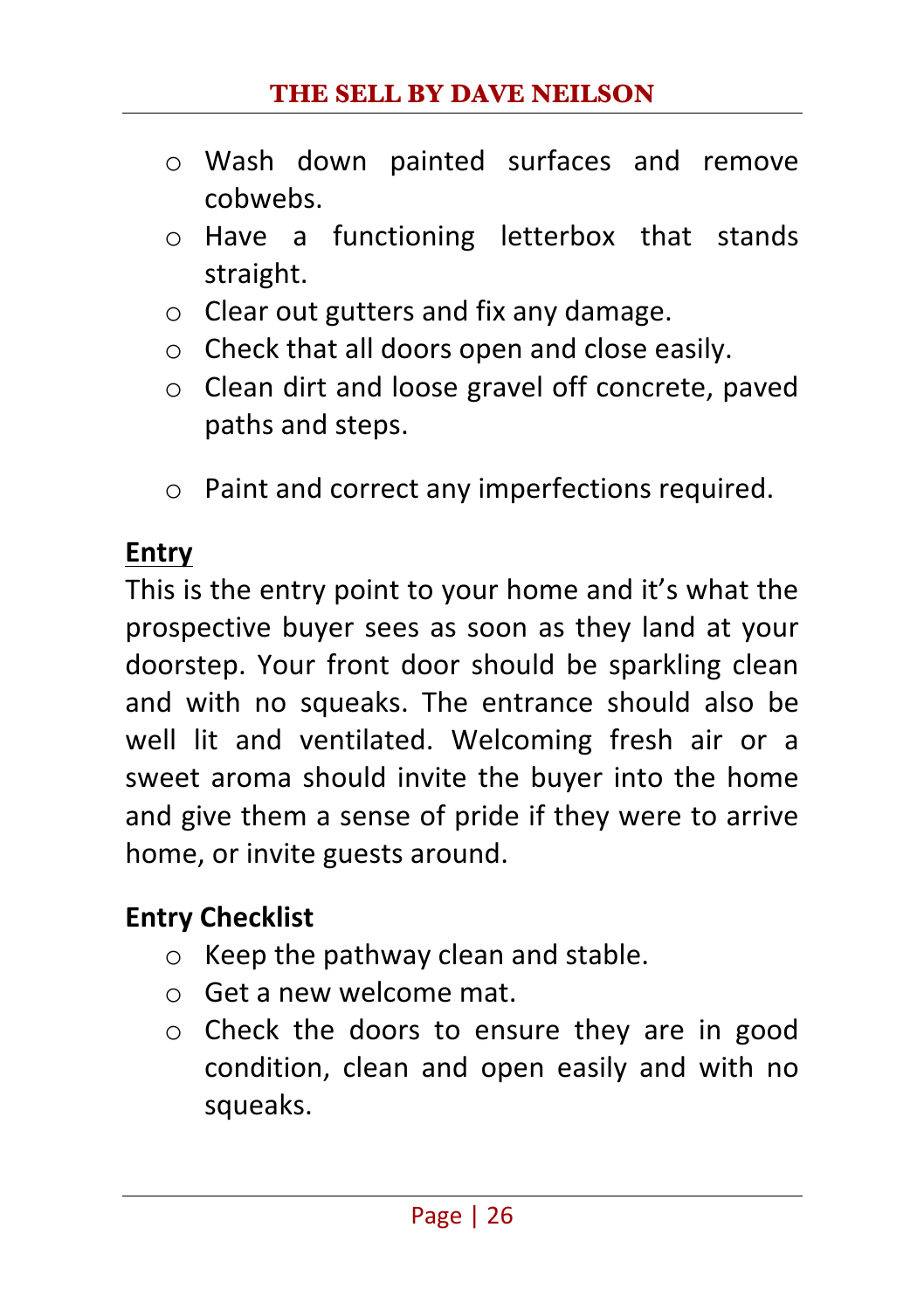- Wash down painted surfaces and remove cobwebs.
- Have a functioning letterbox that stands straight.
- Clear out gutters and fix any damage.
- Check that all doors open and close easily.
- Clean dirt and loose gravel off concrete, paved paths and steps.
- Paint and correct any imperfections required.

## Entry

This is the entry point to your home and it's what the prospective buyer sees as soon as they land at your doorstep. Your front door should be sparkling clean and with no squeaks. The entrance should also be well lit and ventilated. Welcoming fresh air or a sweet aroma should invite the buyer into the home and give them a sense of pride if they were to arrive home, or invite guests around.

### Entry Checklist

- Keep the pathway clean and stable.
- Get a new welcome mat.
- Check the doors to ensure they are in good condition, clean and open easily and with no squeaks.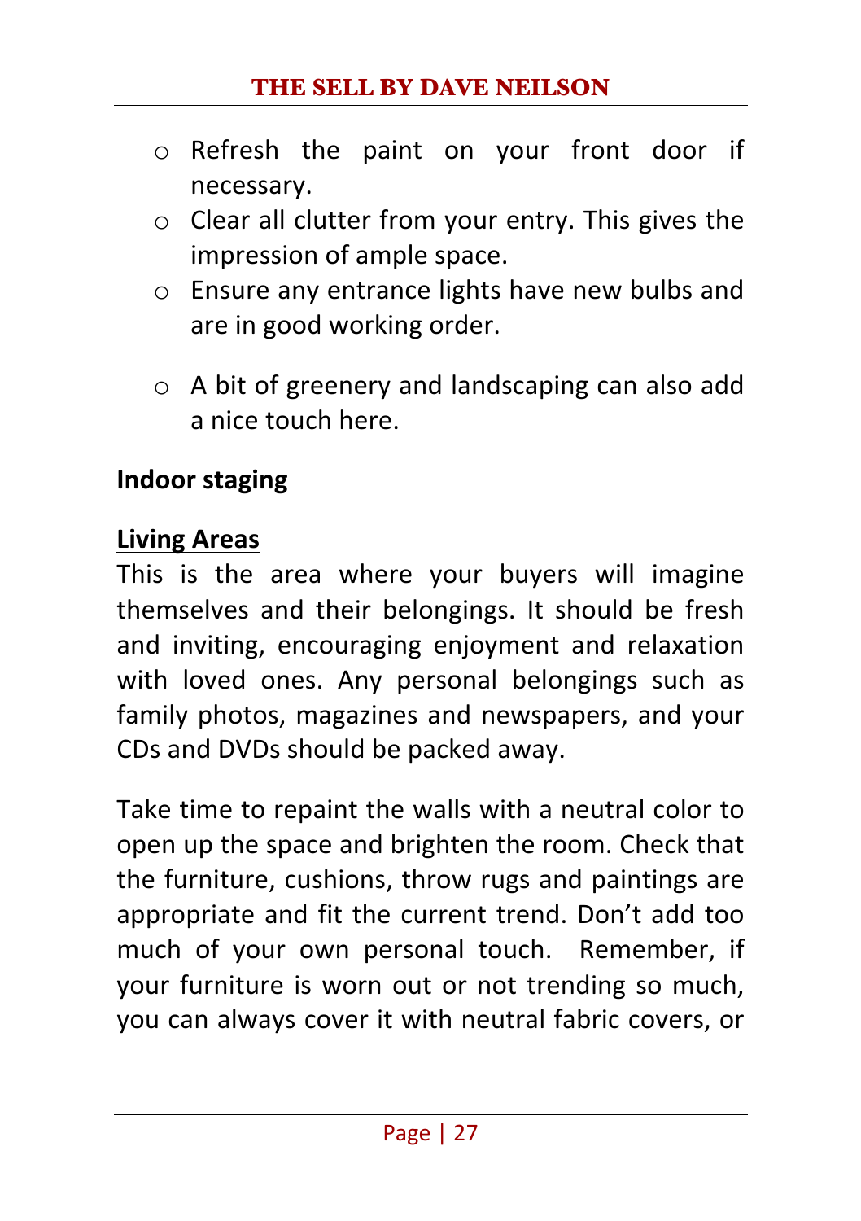- Refresh the paint on your front door if necessary.
- Clear all clutter from your entry. This gives the impression of ample space.
- Ensure any entrance lights have new bulbs and are in good working order.

- A bit of greenery and landscaping can also add a nice touch here.

**Indoor staging**

**Living Areas**

This is the area where your buyers will imagine themselves and their belongings. It should be fresh and inviting, encouraging enjoyment and relaxation with loved ones. Any personal belongings such as family photos, magazines and newspapers, and your CDs and DVDs should be packed away.

Take time to repaint the walls with a neutral color to open up the space and brighten the room. Check that the furniture, cushions, throw rugs and paintings are appropriate and fit the current trend. Don't add too much of your own personal touch. Remember, if your furniture is worn out or not trending so much, you can always cover it with neutral fabric covers, or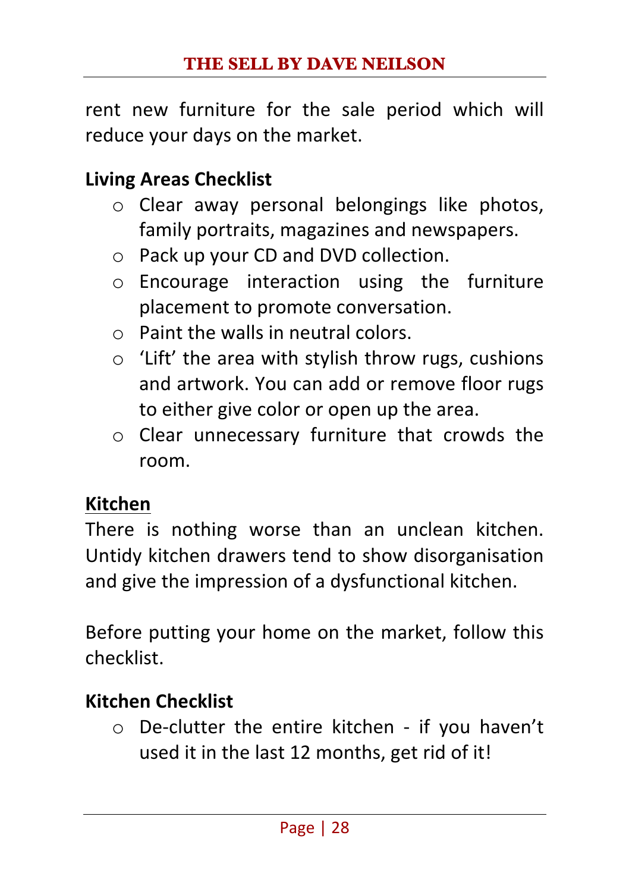rent new furniture for the sale period which will reduce your days on the market.

### Living Areas Checklist

- Clear away personal belongings like photos, family portraits, magazines and newspapers.
- Pack up your CD and DVD collection.
- Encourage interaction using the furniture placement to promote conversation.
- Paint the walls in neutral colors.
- 'Lift' the area with stylish throw rugs, cushions and artwork. You can add or remove floor rugs to either give color or open up the area.
- Clear unnecessary furniture that crowds the room.

## Kitchen

There is nothing worse than an unclean kitchen. Untidy kitchen drawers tend to show disorganisation and give the impression of a dysfunctional kitchen.

Before putting your home on the market, follow this checklist.

### Kitchen Checklist

- De-clutter the entire kitchen - if you haven't used it in the last 12 months, get rid of it!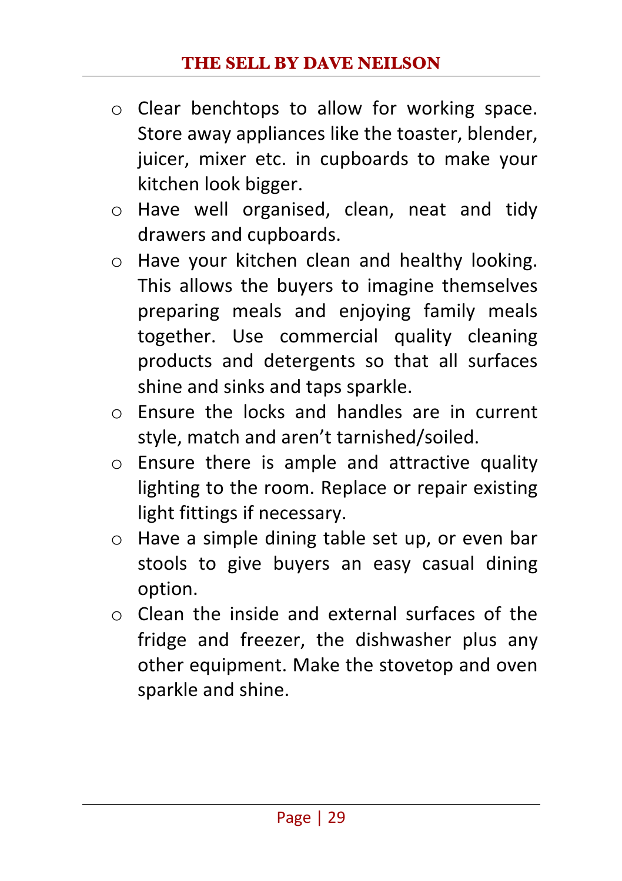- Clear benchtops to allow for working space. Store away appliances like the toaster, blender, juicer, mixer etc. in cupboards to make your kitchen look bigger.
- Have well organised, clean, neat and tidy drawers and cupboards.
- Have your kitchen clean and healthy looking. This allows the buyers to imagine themselves preparing meals and enjoying family meals together. Use commercial quality cleaning products and detergents so that all surfaces shine and sinks and taps sparkle.
- Ensure the locks and handles are in current style, match and aren't tarnished/soiled.
- Ensure there is ample and attractive quality lighting to the room. Replace or repair existing light fittings if necessary.
- Have a simple dining table set up, or even bar stools to give buyers an easy casual dining option.
- Clean the inside and external surfaces of the fridge and freezer, the dishwasher plus any other equipment. Make the stovetop and oven sparkle and shine.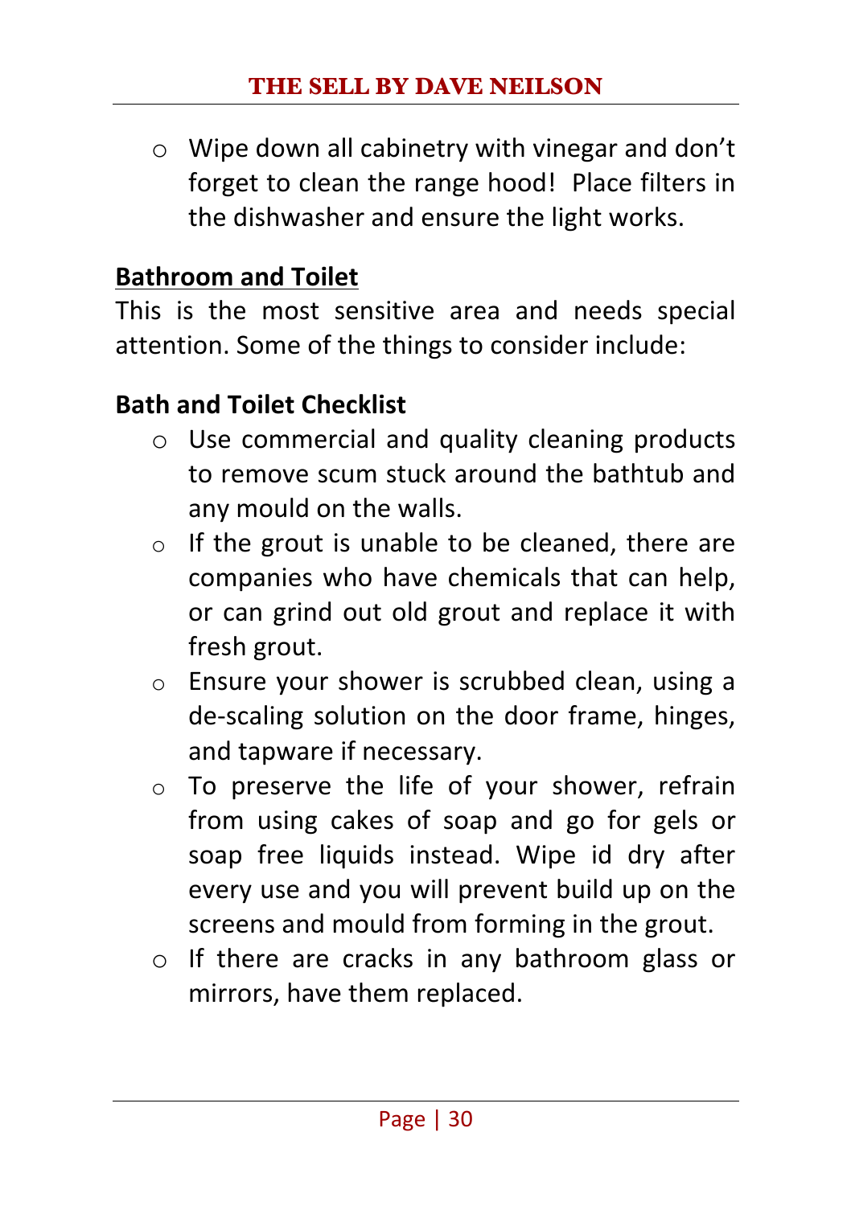- Wipe down all cabinetry with vinegar and don't forget to clean the range hood! Place filters in the dishwasher and ensure the light works.

## Bathroom and Toilet

This is the most sensitive area and needs special attention. Some of the things to consider include:

### Bath and Toilet Checklist

- Use commercial and quality cleaning products to remove scum stuck around the bathtub and any mould on the walls.
- If the grout is unable to be cleaned, there are companies who have chemicals that can help, or can grind out old grout and replace it with fresh grout.
- Ensure your shower is scrubbed clean, using a de-scaling solution on the door frame, hinges, and tapware if necessary.
- To preserve the life of your shower, refrain from using cakes of soap and go for gels or soap free liquids instead. Wipe id dry after every use and you will prevent build up on the screens and mould from forming in the grout.
- If there are cracks in any bathroom glass or mirrors, have them replaced.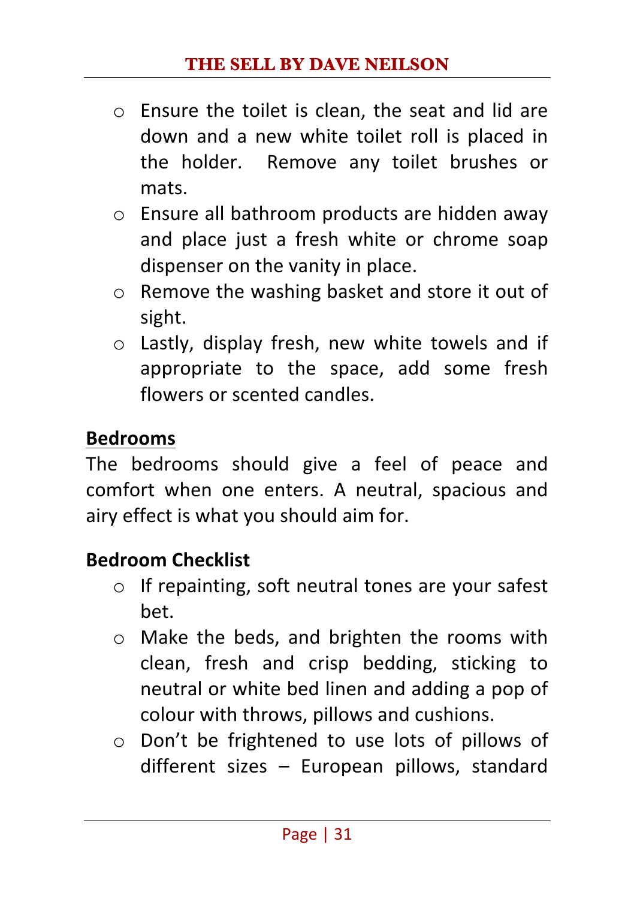- Ensure the toilet is clean, the seat and lid are down and a new white toilet roll is placed in the holder. Remove any toilet brushes or mats.
- Ensure all bathroom products are hidden away and place just a fresh white or chrome soap dispenser on the vanity in place.
- Remove the washing basket and store it out of sight.
- Lastly, display fresh, new white towels and if appropriate to the space, add some fresh flowers or scented candles.

## Bedrooms

The bedrooms should give a feel of peace and comfort when one enters. A neutral, spacious and airy effect is what you should aim for.

### Bedroom Checklist

- If repainting, soft neutral tones are your safest bet.
- Make the beds, and brighten the rooms with clean, fresh and crisp bedding, sticking to neutral or white bed linen and adding a pop of colour with throws, pillows and cushions.
- Don't be frightened to use lots of pillows of different sizes – European pillows, standard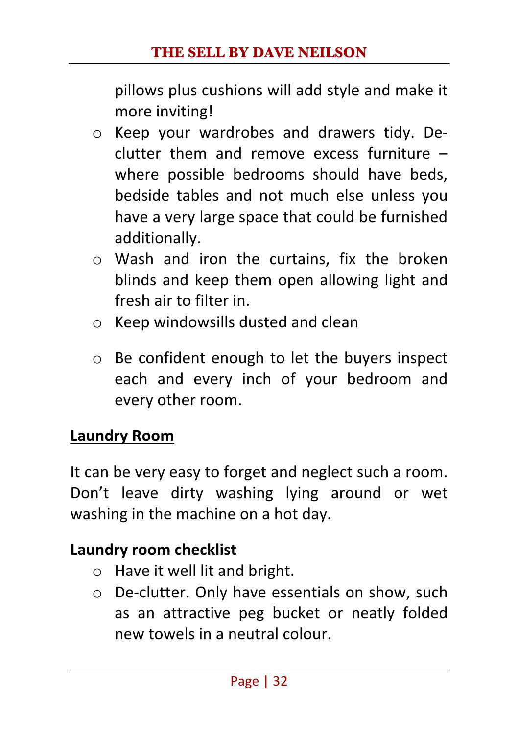pillows plus cushions will add style and make it more inviting!

- Keep your wardrobes and drawers tidy. De-clutter them and remove excess furniture – where possible bedrooms should have beds, bedside tables and not much else unless you have a very large space that could be furnished additionally.
- Wash and iron the curtains, fix the broken blinds and keep them open allowing light and fresh air to filter in.
- Keep windowsills dusted and clean
- Be confident enough to let the buyers inspect each and every inch of your bedroom and every other room.

## Laundry Room

It can be very easy to forget and neglect such a room. Don't leave dirty washing lying around or wet washing in the machine on a hot day.

### Laundry room checklist

- Have it well lit and bright.
- De-clutter. Only have essentials on show, such as an attractive peg bucket or neatly folded new towels in a neutral colour.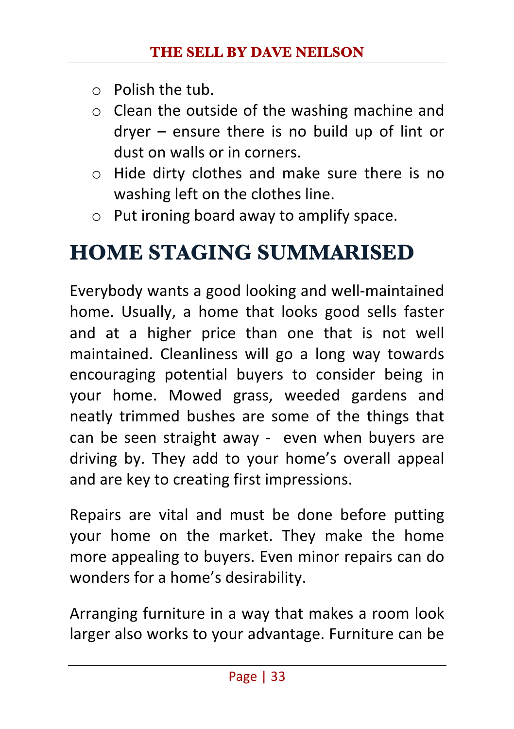- Polish the tub.
- Clean the outside of the washing machine and dryer – ensure there is no build up of lint or dust on walls or in corners.
- Hide dirty clothes and make sure there is no washing left on the clothes line.
- Put ironing board away to amplify space.

# HOME STAGING SUMMARISED

Everybody wants a good looking and well-maintained home. Usually, a home that looks good sells faster and at a higher price than one that is not well maintained. Cleanliness will go a long way towards encouraging potential buyers to consider being in your home. Mowed grass, weeded gardens and neatly trimmed bushes are some of the things that can be seen straight away - even when buyers are driving by. They add to your home's overall appeal and are key to creating first impressions.

Repairs are vital and must be done before putting your home on the market. They make the home more appealing to buyers. Even minor repairs can do wonders for a home's desirability.

Arranging furniture in a way that makes a room look larger also works to your advantage. Furniture can be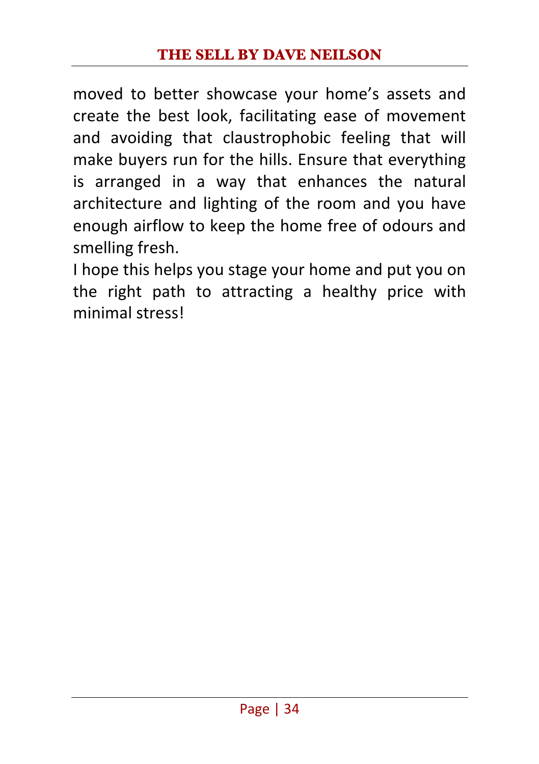moved to better showcase your home's assets and create the best look, facilitating ease of movement and avoiding that claustrophobic feeling that will make buyers run for the hills. Ensure that everything is arranged in a way that enhances the natural architecture and lighting of the room and you have enough airflow to keep the home free of odours and smelling fresh.

I hope this helps you stage your home and put you on the right path to attracting a healthy price with minimal stress!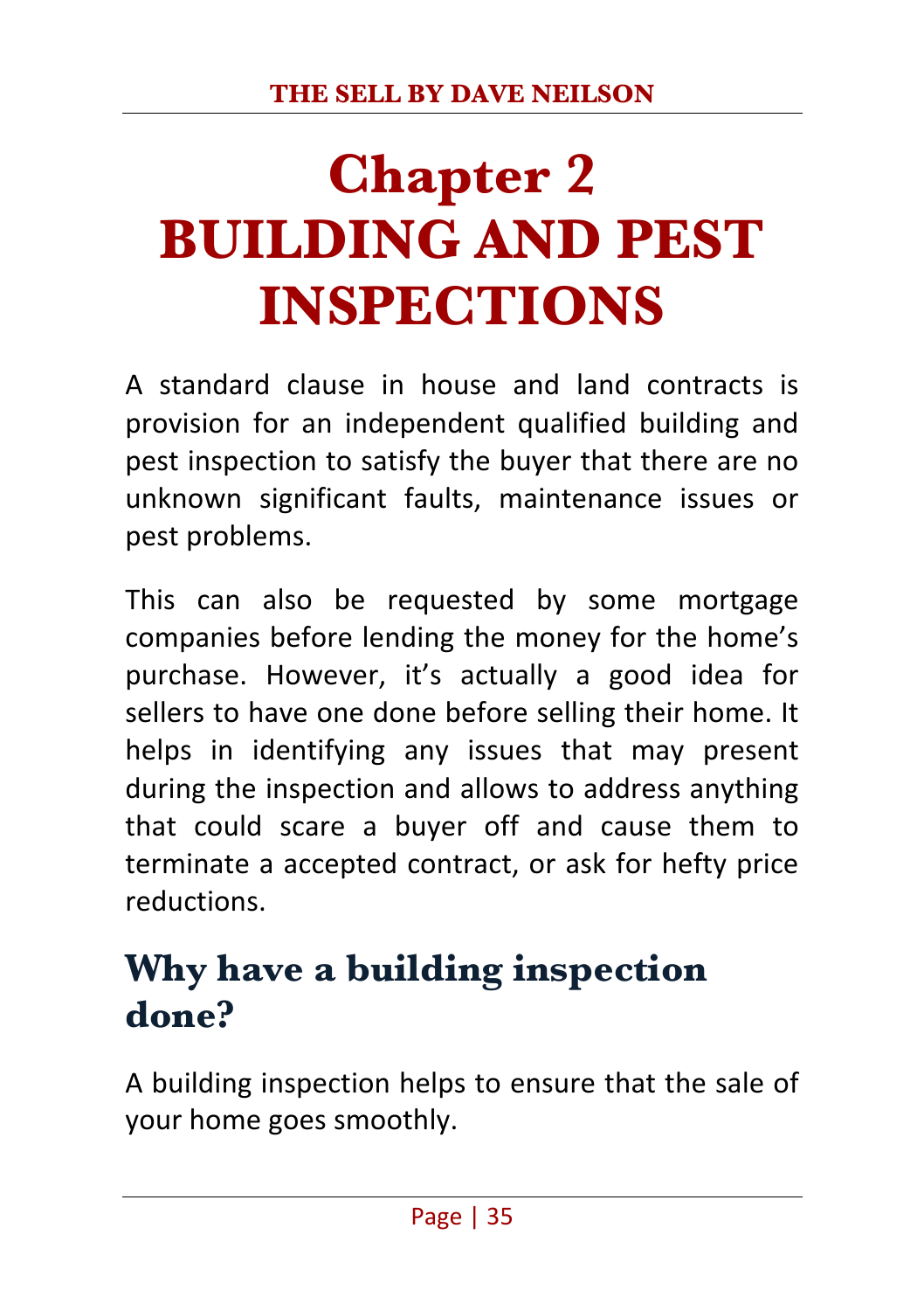# Chapter 2
# BUILDING AND PEST INSPECTIONS

A standard clause in house and land contracts is provision for an independent qualified building and pest inspection to satisfy the buyer that there are no unknown significant faults, maintenance issues or pest problems.

This can also be requested by some mortgage companies before lending the money for the home's purchase. However, it's actually a good idea for sellers to have one done before selling their home. It helps in identifying any issues that may present during the inspection and allows to address anything that could scare a buyer off and cause them to terminate a accepted contract, or ask for hefty price reductions.

## Why have a building inspection done?

A building inspection helps to ensure that the sale of your home goes smoothly.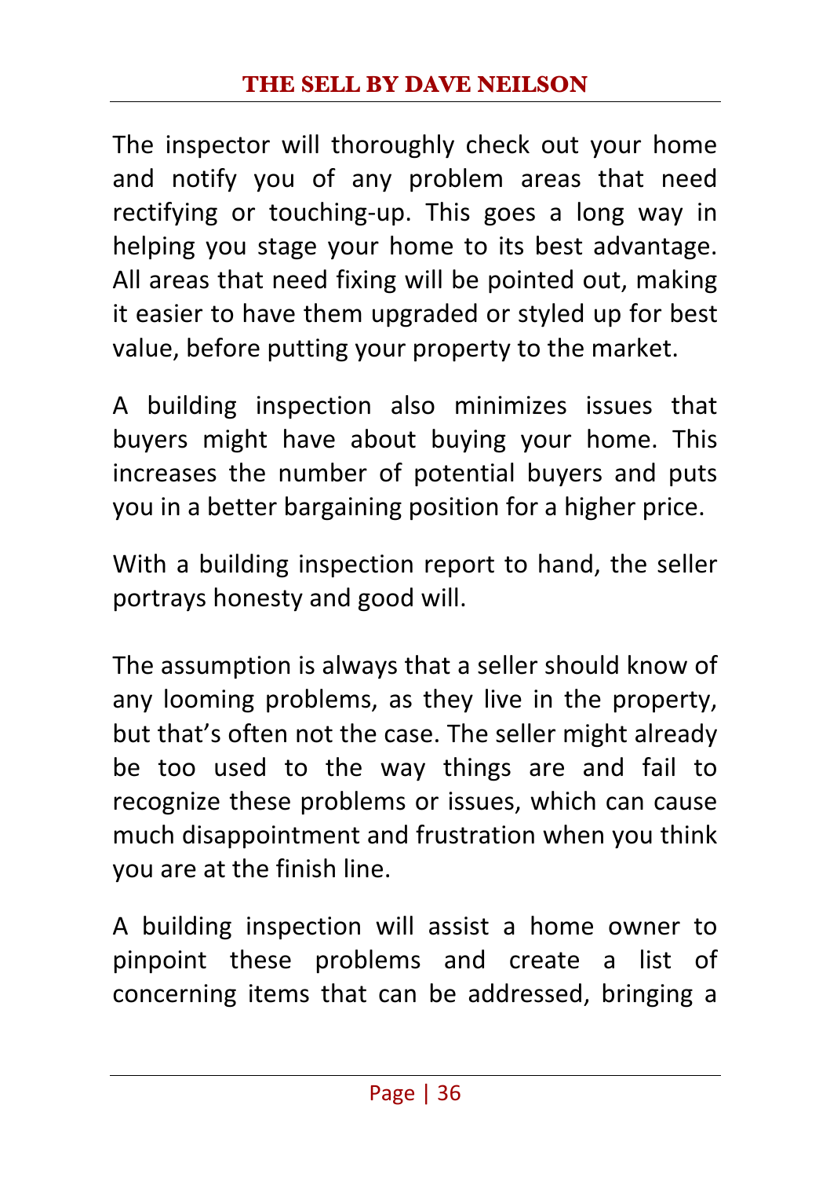The inspector will thoroughly check out your home and notify you of any problem areas that need rectifying or touching-up. This goes a long way in helping you stage your home to its best advantage. All areas that need fixing will be pointed out, making it easier to have them upgraded or styled up for best value, before putting your property to the market.

A building inspection also minimizes issues that buyers might have about buying your home. This increases the number of potential buyers and puts you in a better bargaining position for a higher price.

With a building inspection report to hand, the seller portrays honesty and good will.

The assumption is always that a seller should know of any looming problems, as they live in the property, but that's often not the case. The seller might already be too used to the way things are and fail to recognize these problems or issues, which can cause much disappointment and frustration when you think you are at the finish line.

A building inspection will assist a home owner to pinpoint these problems and create a list of concerning items that can be addressed, bringing a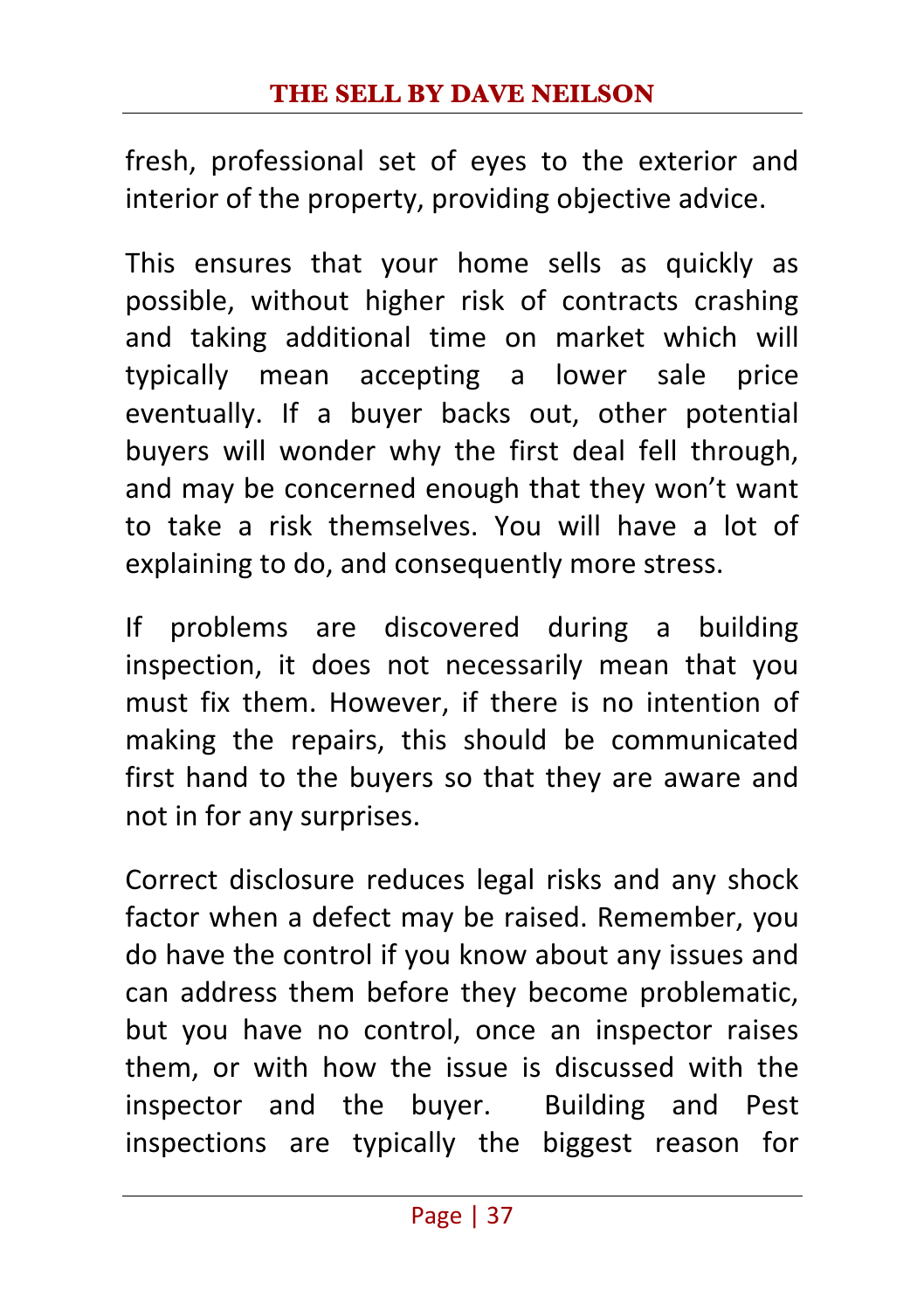fresh, professional set of eyes to the exterior and interior of the property, providing objective advice.

This ensures that your home sells as quickly as possible, without higher risk of contracts crashing and taking additional time on market which will typically mean accepting a lower sale price eventually. If a buyer backs out, other potential buyers will wonder why the first deal fell through, and may be concerned enough that they won't want to take a risk themselves. You will have a lot of explaining to do, and consequently more stress.

If problems are discovered during a building inspection, it does not necessarily mean that you must fix them. However, if there is no intention of making the repairs, this should be communicated first hand to the buyers so that they are aware and not in for any surprises.

Correct disclosure reduces legal risks and any shock factor when a defect may be raised. Remember, you do have the control if you know about any issues and can address them before they become problematic, but you have no control, once an inspector raises them, or with how the issue is discussed with the inspector and the buyer. Building and Pest inspections are typically the biggest reason for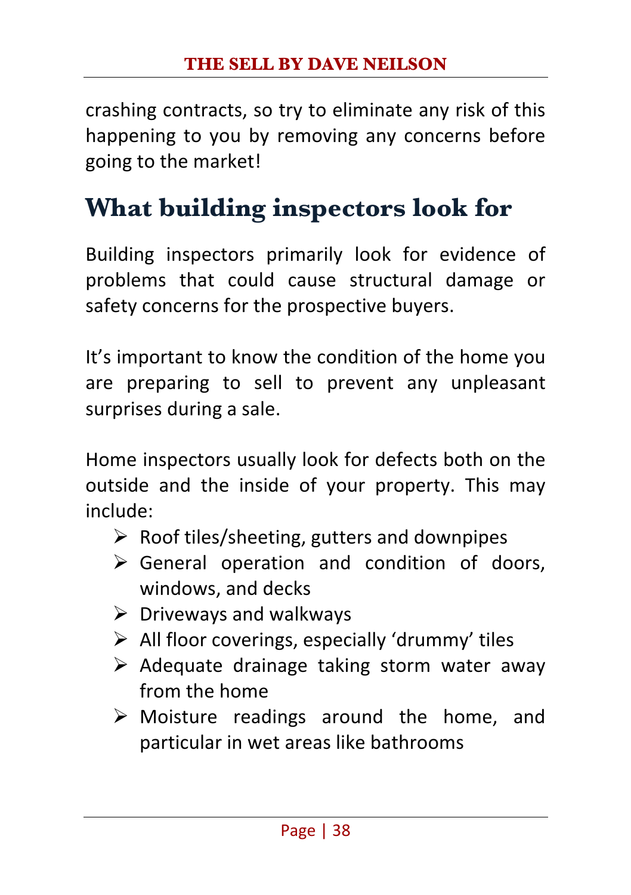crashing contracts, so try to eliminate any risk of this happening to you by removing any concerns before going to the market!

## What building inspectors look for

Building inspectors primarily look for evidence of problems that could cause structural damage or safety concerns for the prospective buyers.

It's important to know the condition of the home you are preparing to sell to prevent any unpleasant surprises during a sale.

Home inspectors usually look for defects both on the outside and the inside of your property. This may include:

- Roof tiles/sheeting, gutters and downpipes
- General operation and condition of doors, windows, and decks
- Driveways and walkways
- All floor coverings, especially 'drummy' tiles
- Adequate drainage taking storm water away from the home
- Moisture readings around the home, and particular in wet areas like bathrooms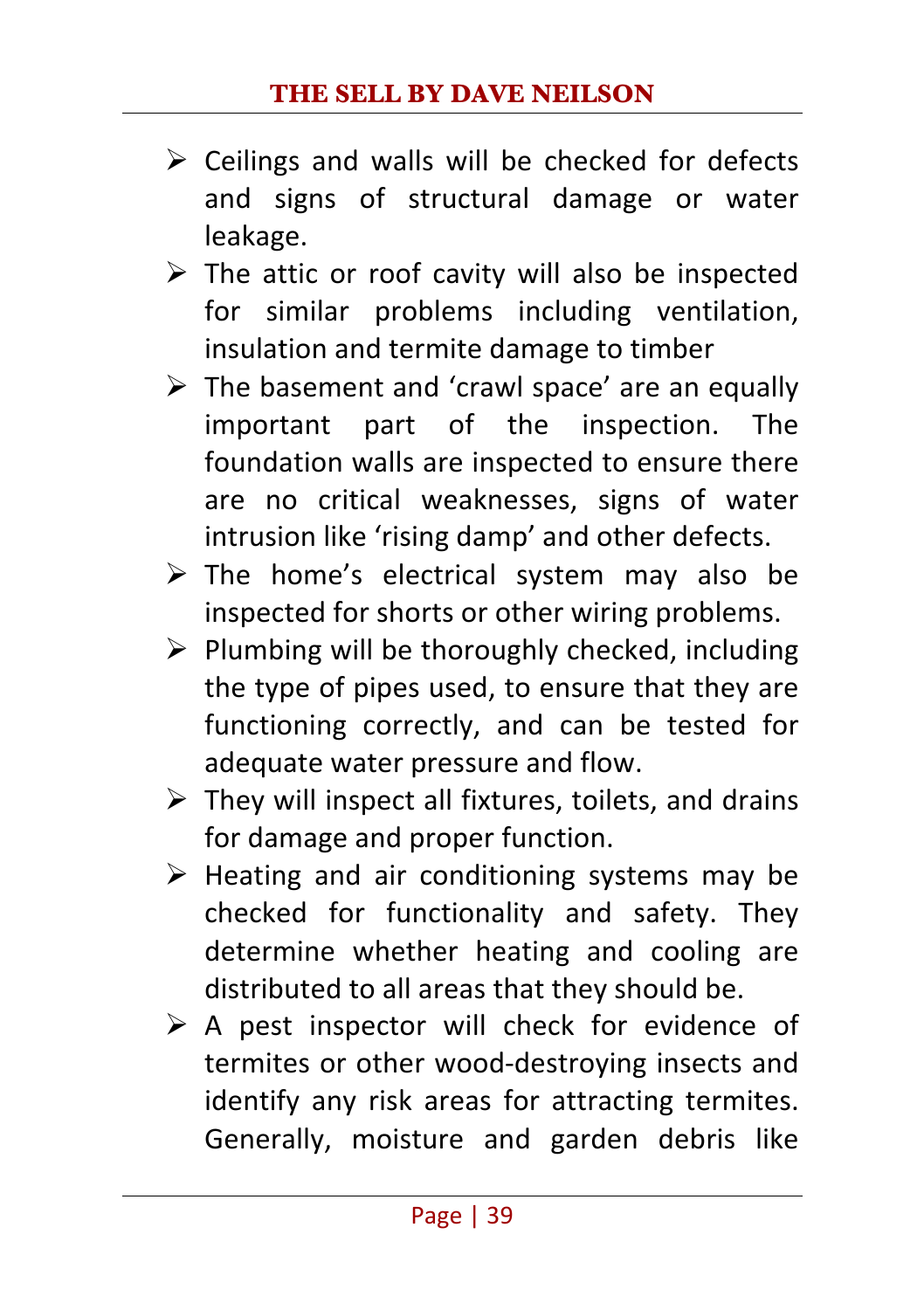- Ceilings and walls will be checked for defects and signs of structural damage or water leakage.
- The attic or roof cavity will also be inspected for similar problems including ventilation, insulation and termite damage to timber
- The basement and 'crawl space' are an equally important part of the inspection. The foundation walls are inspected to ensure there are no critical weaknesses, signs of water intrusion like 'rising damp' and other defects.
- The home's electrical system may also be inspected for shorts or other wiring problems.
- Plumbing will be thoroughly checked, including the type of pipes used, to ensure that they are functioning correctly, and can be tested for adequate water pressure and flow.
- They will inspect all fixtures, toilets, and drains for damage and proper function.
- Heating and air conditioning systems may be checked for functionality and safety. They determine whether heating and cooling are distributed to all areas that they should be.
- A pest inspector will check for evidence of termites or other wood-destroying insects and identify any risk areas for attracting termites. Generally, moisture and garden debris like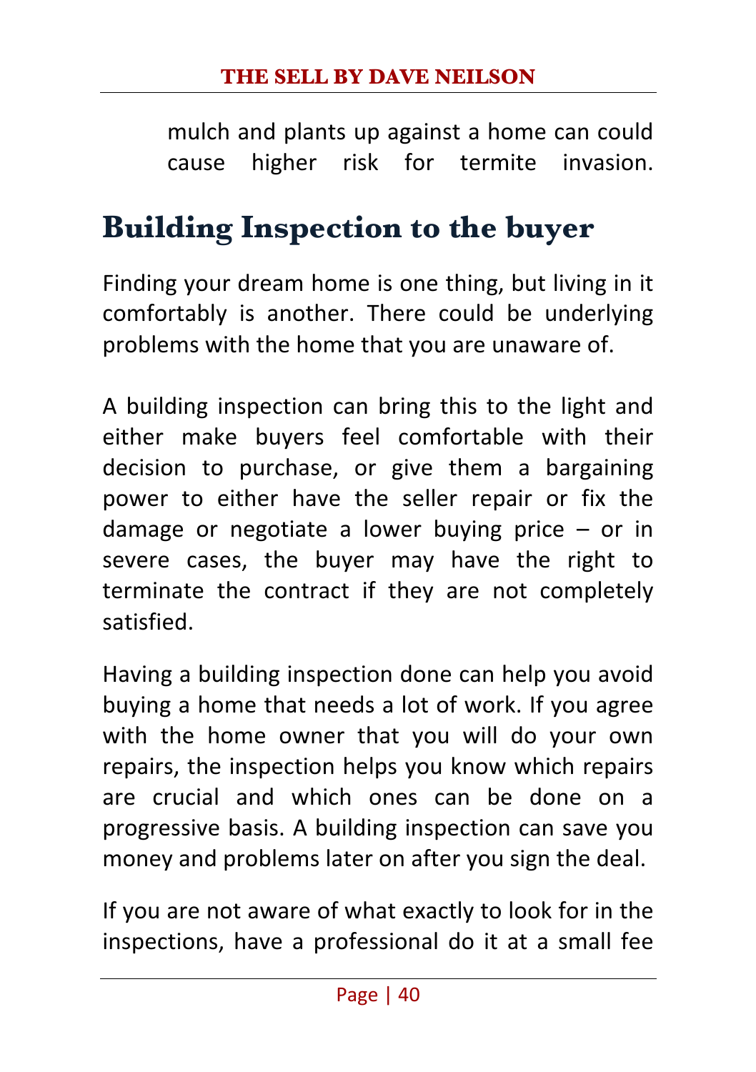mulch and plants up against a home can could cause higher risk for termite invasion.

## Building Inspection to the buyer

Finding your dream home is one thing, but living in it comfortably is another. There could be underlying problems with the home that you are unaware of.

A building inspection can bring this to the light and either make buyers feel comfortable with their decision to purchase, or give them a bargaining power to either have the seller repair or fix the damage or negotiate a lower buying price – or in severe cases, the buyer may have the right to terminate the contract if they are not completely satisfied.

Having a building inspection done can help you avoid buying a home that needs a lot of work. If you agree with the home owner that you will do your own repairs, the inspection helps you know which repairs are crucial and which ones can be done on a progressive basis. A building inspection can save you money and problems later on after you sign the deal.

If you are not aware of what exactly to look for in the inspections, have a professional do it at a small fee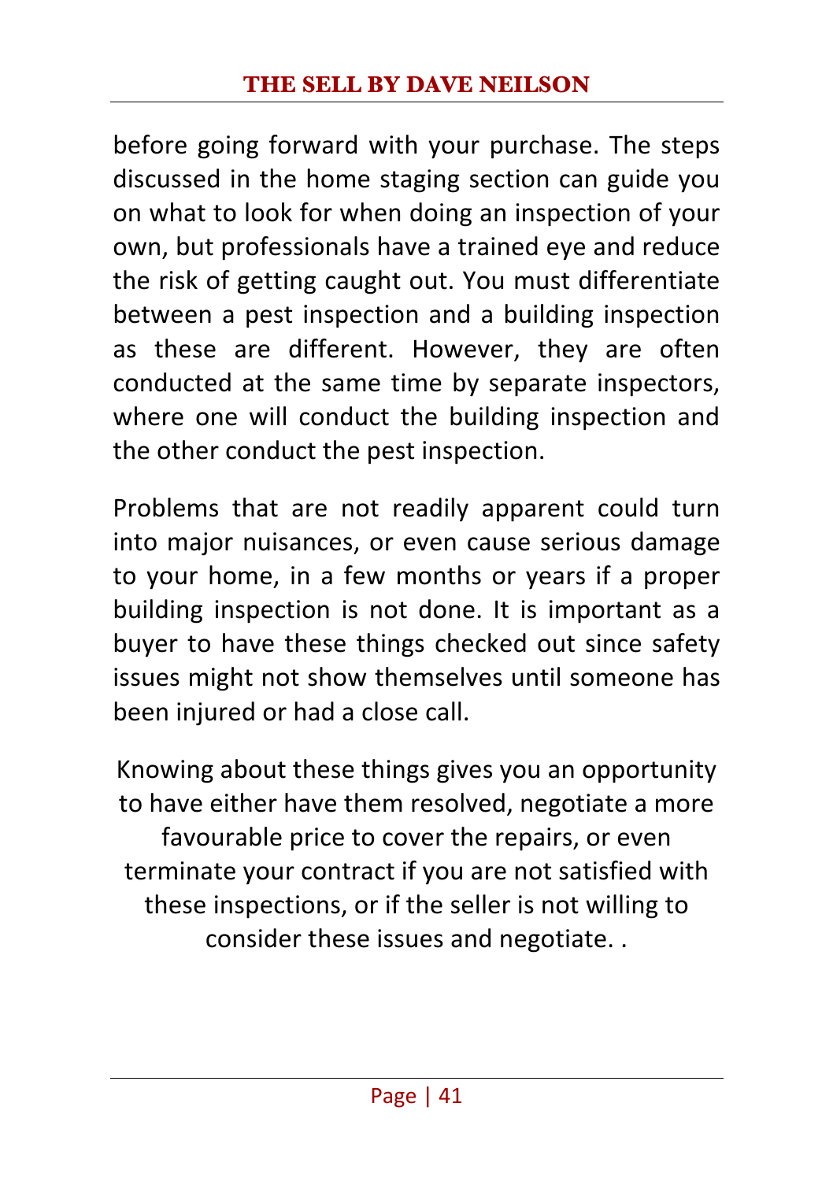before going forward with your purchase. The steps discussed in the home staging section can guide you on what to look for when doing an inspection of your own, but professionals have a trained eye and reduce the risk of getting caught out. You must differentiate between a pest inspection and a building inspection as these are different. However, they are often conducted at the same time by separate inspectors, where one will conduct the building inspection and the other conduct the pest inspection.

Problems that are not readily apparent could turn into major nuisances, or even cause serious damage to your home, in a few months or years if a proper building inspection is not done. It is important as a buyer to have these things checked out since safety issues might not show themselves until someone has been injured or had a close call.

Knowing about these things gives you an opportunity to have either have them resolved, negotiate a more favourable price to cover the repairs, or even terminate your contract if you are not satisfied with these inspections, or if the seller is not willing to consider these issues and negotiate. .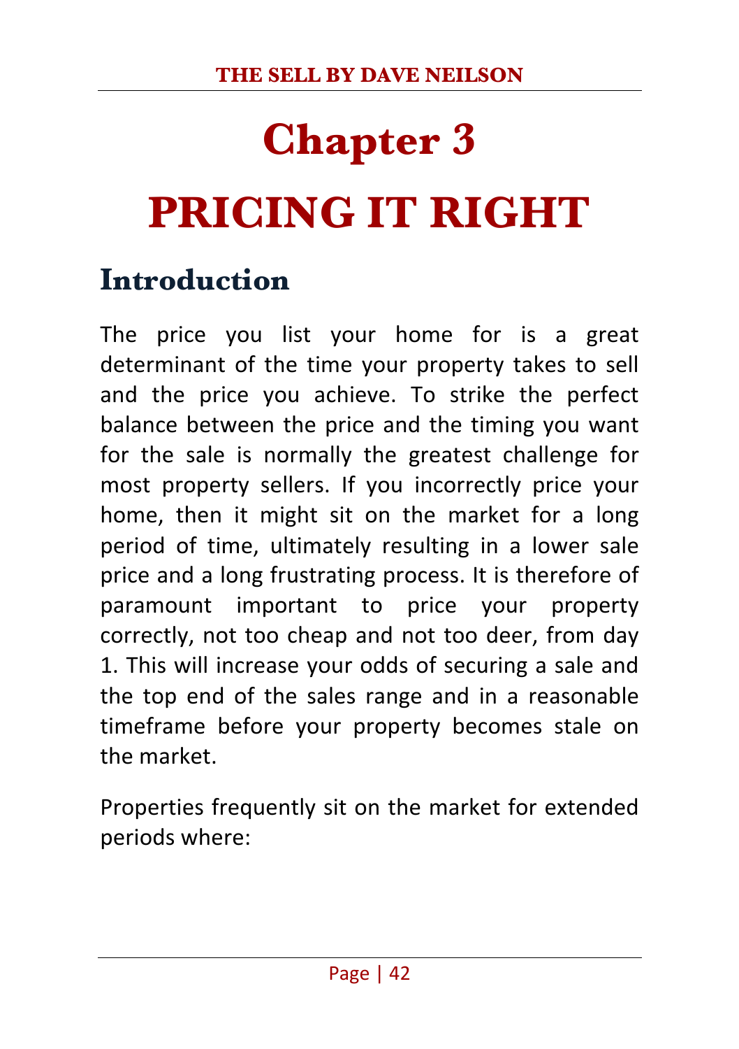# Chapter 3

# PRICING IT RIGHT

## Introduction

The price you list your home for is a great determinant of the time your property takes to sell and the price you achieve. To strike the perfect balance between the price and the timing you want for the sale is normally the greatest challenge for most property sellers. If you incorrectly price your home, then it might sit on the market for a long period of time, ultimately resulting in a lower sale price and a long frustrating process. It is therefore of paramount important to price your property correctly, not too cheap and not too deer, from day 1. This will increase your odds of securing a sale and the top end of the sales range and in a reasonable timeframe before your property becomes stale on the market.

Properties frequently sit on the market for extended periods where: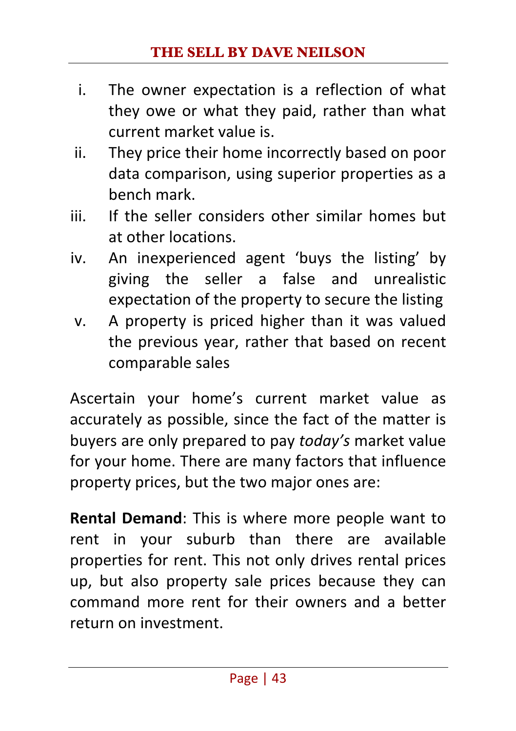i. The owner expectation is a reflection of what they owe or what they paid, rather than what current market value is.
ii. They price their home incorrectly based on poor data comparison, using superior properties as a bench mark.
iii. If the seller considers other similar homes but at other locations.
iv. An inexperienced agent 'buys the listing' by giving the seller a false and unrealistic expectation of the property to secure the listing
v. A property is priced higher than it was valued the previous year, rather that based on recent comparable sales

Ascertain your home's current market value as accurately as possible, since the fact of the matter is buyers are only prepared to pay *today's* market value for your home. There are many factors that influence property prices, but the two major ones are:

**Rental Demand**: This is where more people want to rent in your suburb than there are available properties for rent. This not only drives rental prices up, but also property sale prices because they can command more rent for their owners and a better return on investment.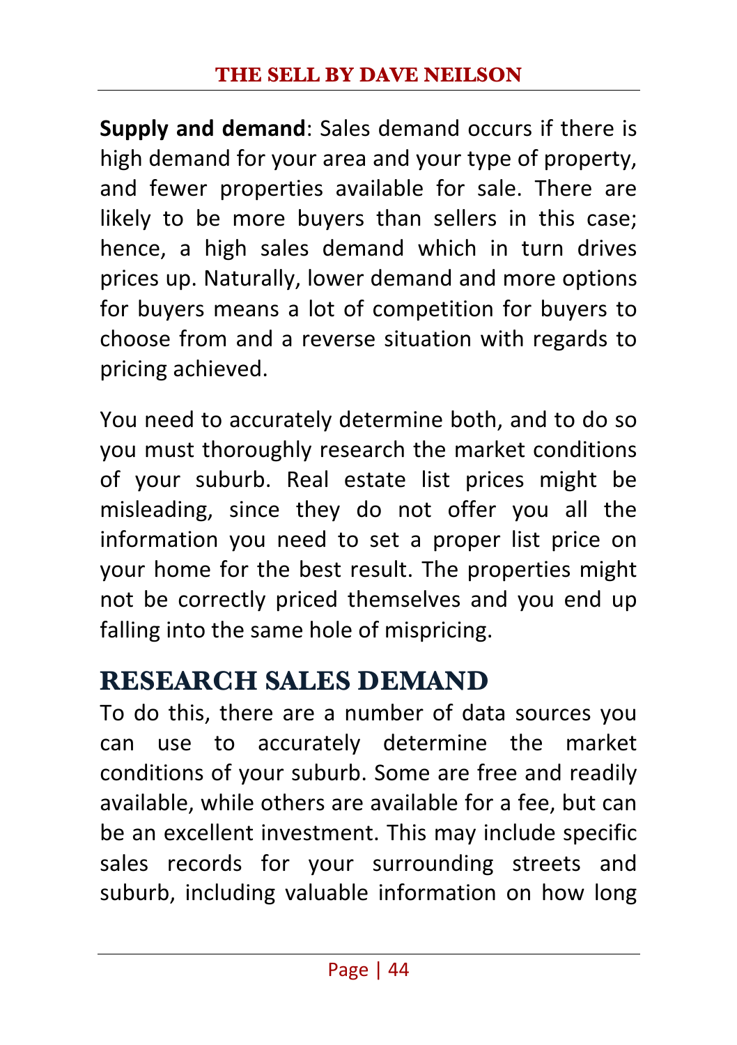**Supply and demand**: Sales demand occurs if there is high demand for your area and your type of property, and fewer properties available for sale. There are likely to be more buyers than sellers in this case; hence, a high sales demand which in turn drives prices up. Naturally, lower demand and more options for buyers means a lot of competition for buyers to choose from and a reverse situation with regards to pricing achieved.

You need to accurately determine both, and to do so you must thoroughly research the market conditions of your suburb. Real estate list prices might be misleading, since they do not offer you all the information you need to set a proper list price on your home for the best result. The properties might not be correctly priced themselves and you end up falling into the same hole of mispricing.

## RESEARCH SALES DEMAND

To do this, there are a number of data sources you can use to accurately determine the market conditions of your suburb. Some are free and readily available, while others are available for a fee, but can be an excellent investment. This may include specific sales records for your surrounding streets and suburb, including valuable information on how long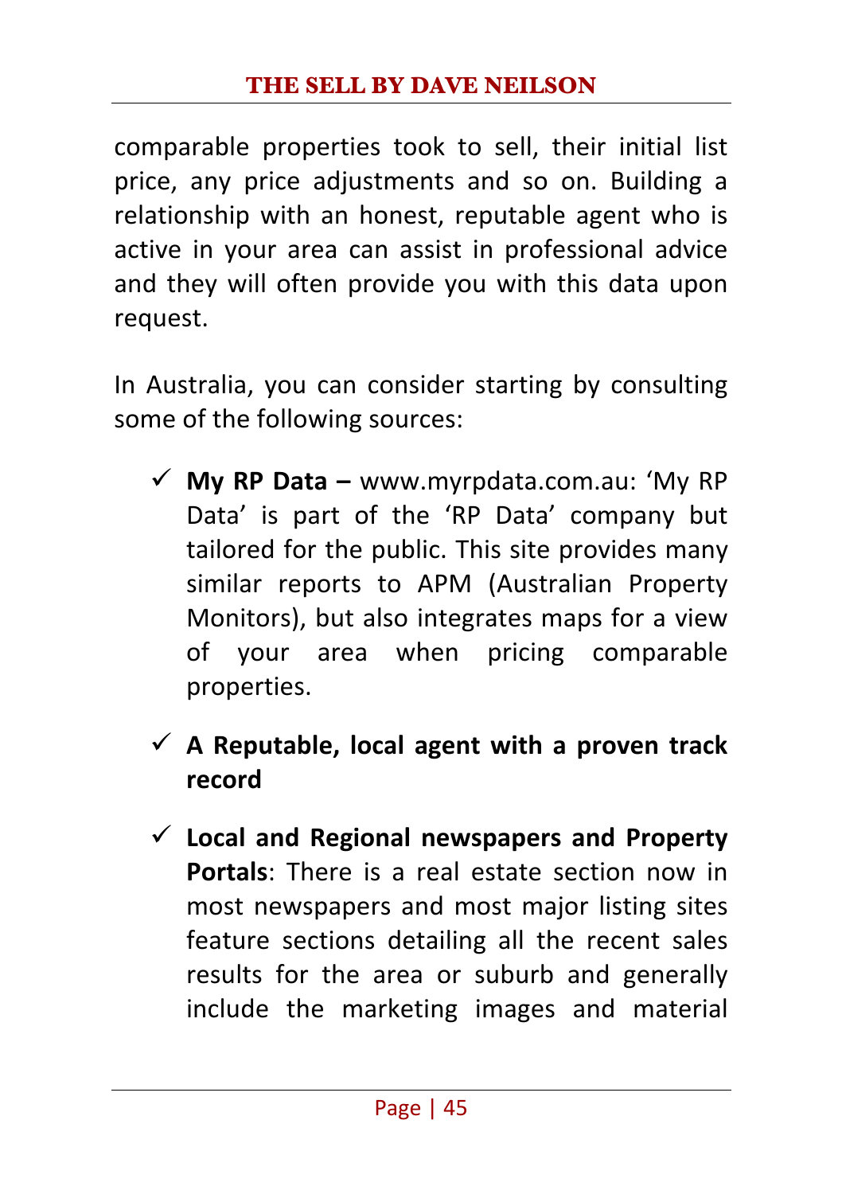comparable properties took to sell, their initial list price, any price adjustments and so on. Building a relationship with an honest, reputable agent who is active in your area can assist in professional advice and they will often provide you with this data upon request.

In Australia, you can consider starting by consulting some of the following sources:

- ✓ **My RP Data –** www.myrpdata.com.au: 'My RP Data' is part of the 'RP Data' company but tailored for the public. This site provides many similar reports to APM (Australian Property Monitors), but also integrates maps for a view of your area when pricing comparable properties.
- ✓ **A Reputable, local agent with a proven track record**
- ✓ **Local and Regional newspapers and Property Portals**: There is a real estate section now in most newspapers and most major listing sites feature sections detailing all the recent sales results for the area or suburb and generally include the marketing images and material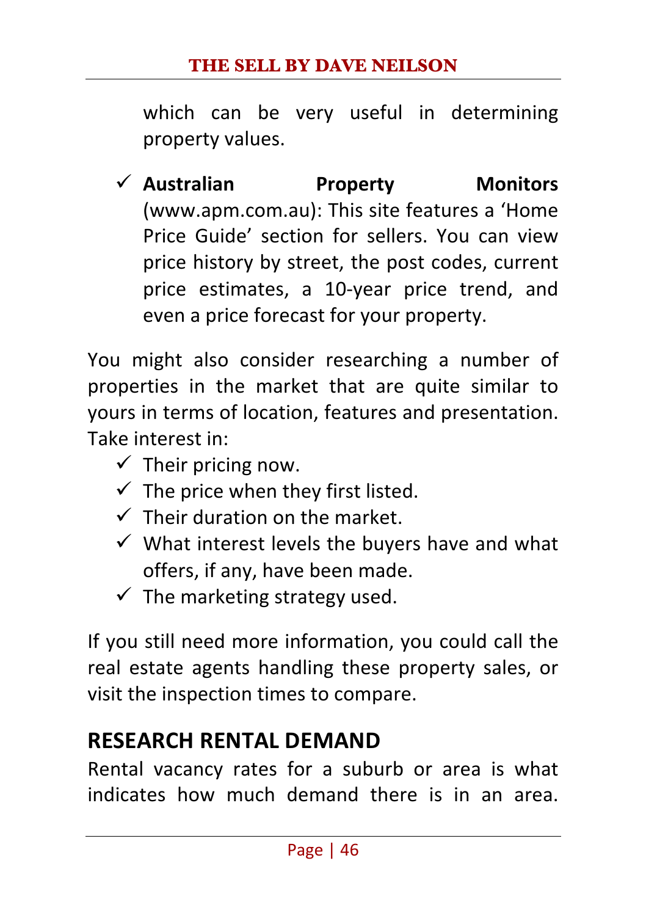which can be very useful in determining property values.

- ✓ **Australian Property Monitors** (www.apm.com.au): This site features a 'Home Price Guide' section for sellers. You can view price history by street, the post codes, current price estimates, a 10-year price trend, and even a price forecast for your property.

You might also consider researching a number of properties in the market that are quite similar to yours in terms of location, features and presentation. Take interest in:

- ✓ Their pricing now.
- ✓ The price when they first listed.
- ✓ Their duration on the market.
- ✓ What interest levels the buyers have and what offers, if any, have been made.
- ✓ The marketing strategy used.

If you still need more information, you could call the real estate agents handling these property sales, or visit the inspection times to compare.

## RESEARCH RENTAL DEMAND

Rental vacancy rates for a suburb or area is what indicates how much demand there is in an area.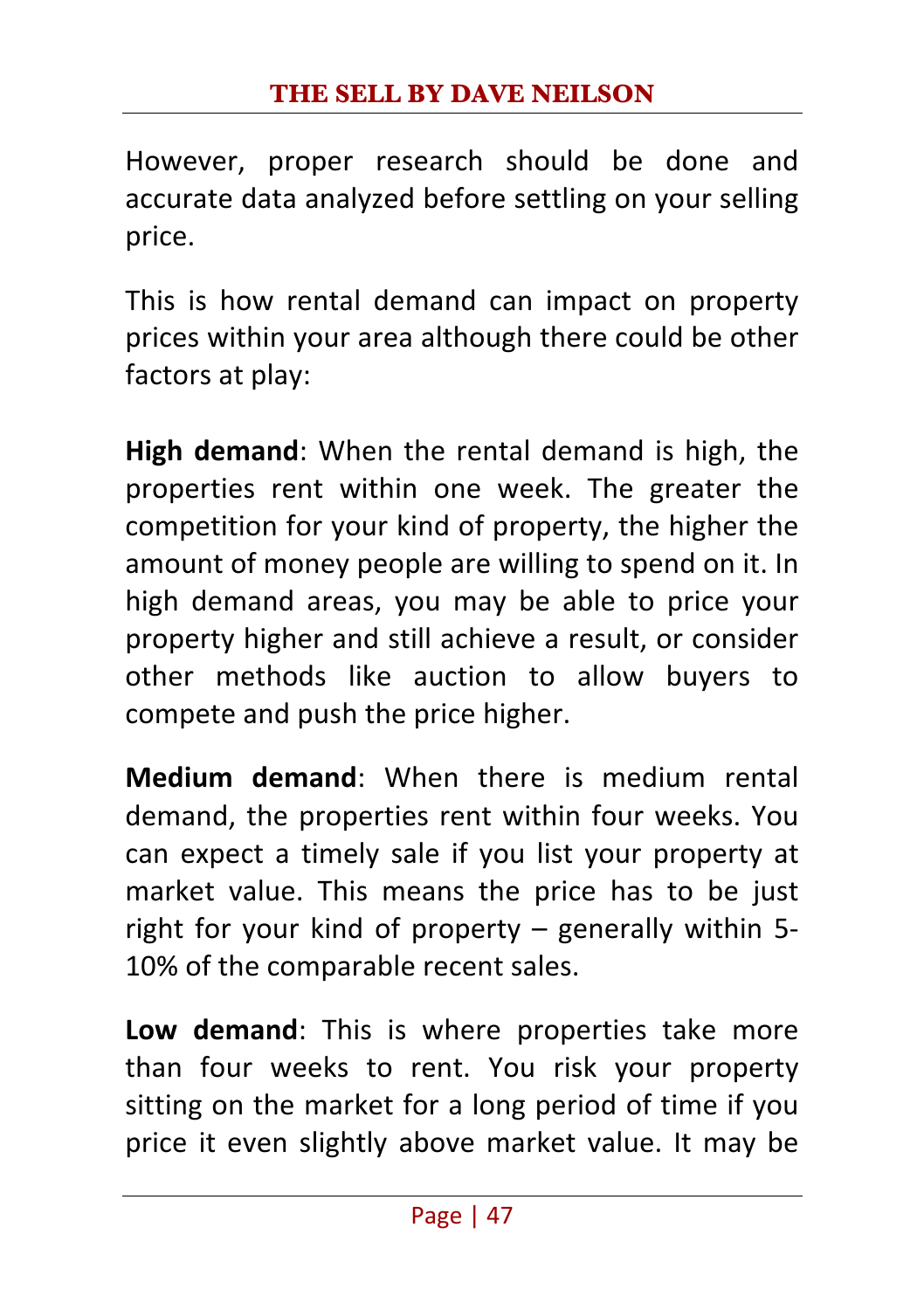However, proper research should be done and accurate data analyzed before settling on your selling price.

This is how rental demand can impact on property prices within your area although there could be other factors at play:

**High demand**: When the rental demand is high, the properties rent within one week. The greater the competition for your kind of property, the higher the amount of money people are willing to spend on it. In high demand areas, you may be able to price your property higher and still achieve a result, or consider other methods like auction to allow buyers to compete and push the price higher.

**Medium demand**: When there is medium rental demand, the properties rent within four weeks. You can expect a timely sale if you list your property at market value. This means the price has to be just right for your kind of property – generally within 5-10% of the comparable recent sales.

**Low demand**: This is where properties take more than four weeks to rent. You risk your property sitting on the market for a long period of time if you price it even slightly above market value. It may be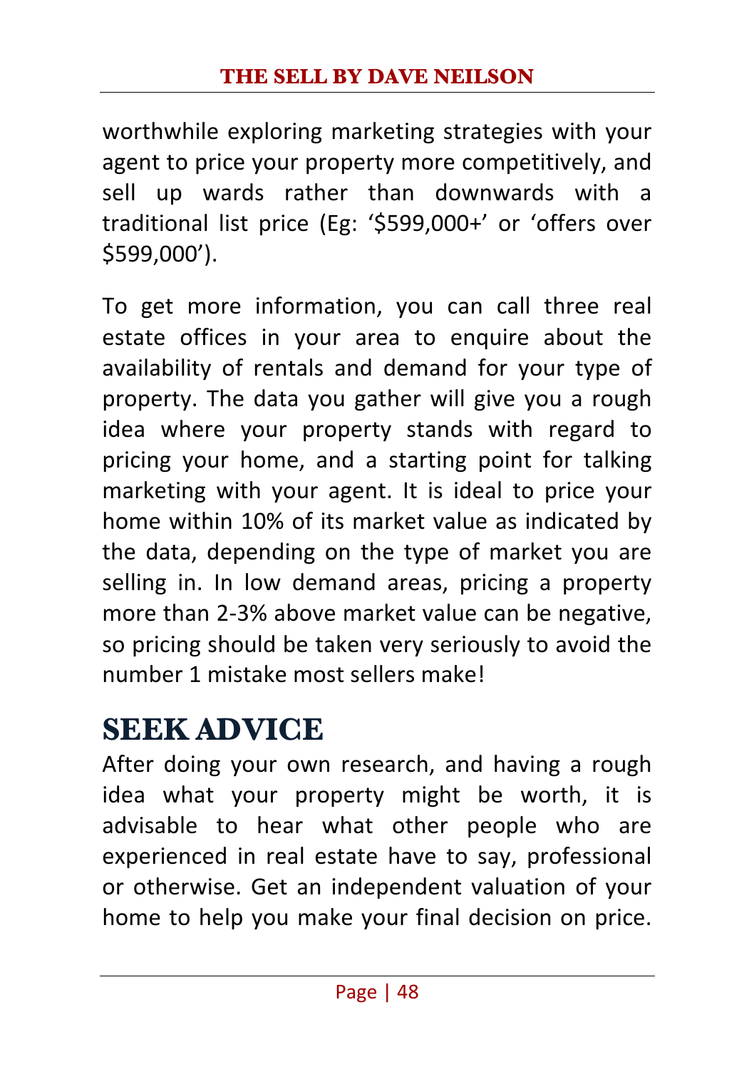worthwhile exploring marketing strategies with your agent to price your property more competitively, and sell up wards rather than downwards with a traditional list price (Eg: '$599,000+' or 'offers over $599,000').

To get more information, you can call three real estate offices in your area to enquire about the availability of rentals and demand for your type of property. The data you gather will give you a rough idea where your property stands with regard to pricing your home, and a starting point for talking marketing with your agent. It is ideal to price your home within 10% of its market value as indicated by the data, depending on the type of market you are selling in. In low demand areas, pricing a property more than 2-3% above market value can be negative, so pricing should be taken very seriously to avoid the number 1 mistake most sellers make!

## SEEK ADVICE

After doing your own research, and having a rough idea what your property might be worth, it is advisable to hear what other people who are experienced in real estate have to say, professional or otherwise. Get an independent valuation of your home to help you make your final decision on price.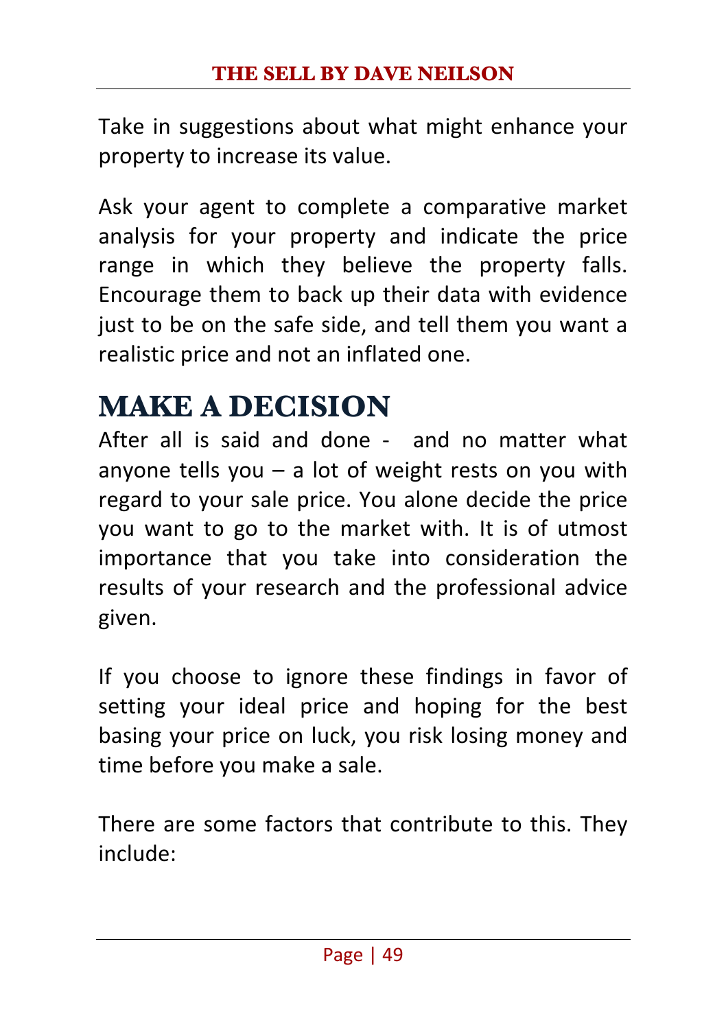Take in suggestions about what might enhance your property to increase its value.

Ask your agent to complete a comparative market analysis for your property and indicate the price range in which they believe the property falls. Encourage them to back up their data with evidence just to be on the safe side, and tell them you want a realistic price and not an inflated one.

## MAKE A DECISION

After all is said and done - and no matter what anyone tells you – a lot of weight rests on you with regard to your sale price. You alone decide the price you want to go to the market with. It is of utmost importance that you take into consideration the results of your research and the professional advice given.

If you choose to ignore these findings in favor of setting your ideal price and hoping for the best basing your price on luck, you risk losing money and time before you make a sale.

There are some factors that contribute to this. They include: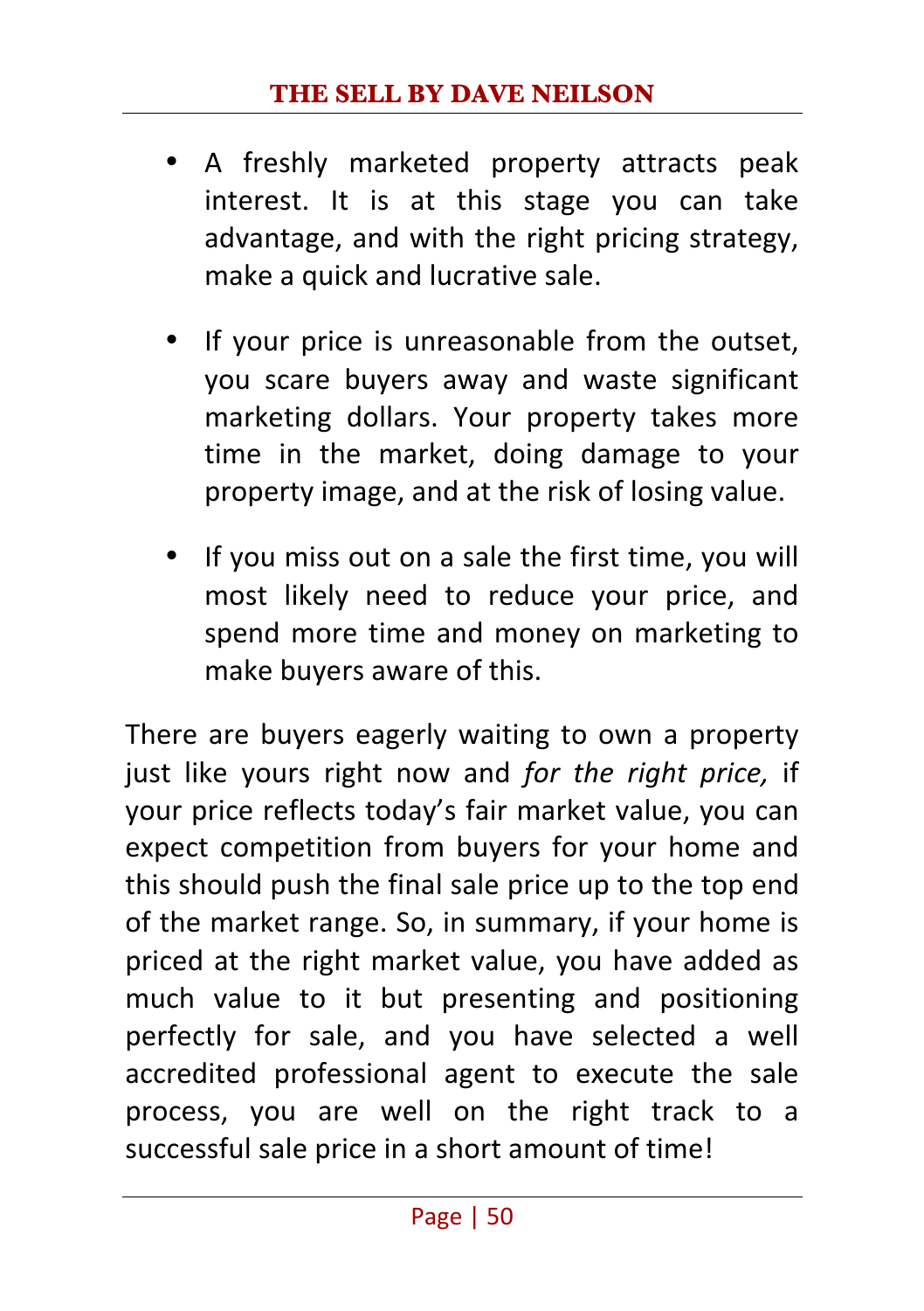- A freshly marketed property attracts peak interest. It is at this stage you can take advantage, and with the right pricing strategy, make a quick and lucrative sale.

- If your price is unreasonable from the outset, you scare buyers away and waste significant marketing dollars. Your property takes more time in the market, doing damage to your property image, and at the risk of losing value.

- If you miss out on a sale the first time, you will most likely need to reduce your price, and spend more time and money on marketing to make buyers aware of this.

There are buyers eagerly waiting to own a property just like yours right now and *for the right price,* if your price reflects today's fair market value, you can expect competition from buyers for your home and this should push the final sale price up to the top end of the market range. So, in summary, if your home is priced at the right market value, you have added as much value to it but presenting and positioning perfectly for sale, and you have selected a well accredited professional agent to execute the sale process, you are well on the right track to a successful sale price in a short amount of time!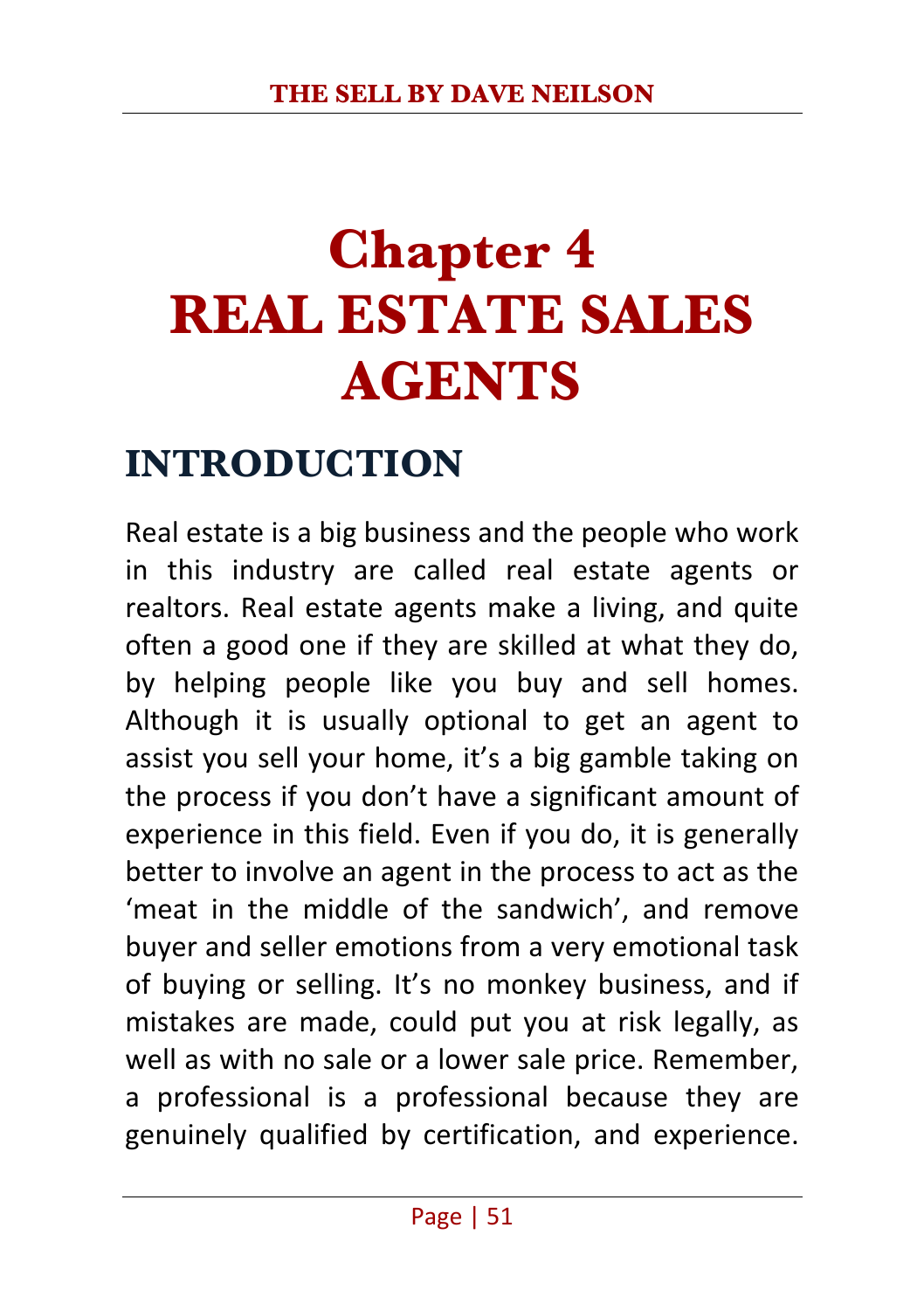# Chapter 4 REAL ESTATE SALES AGENTS

## INTRODUCTION

Real estate is a big business and the people who work in this industry are called real estate agents or realtors. Real estate agents make a living, and quite often a good one if they are skilled at what they do, by helping people like you buy and sell homes. Although it is usually optional to get an agent to assist you sell your home, it's a big gamble taking on the process if you don't have a significant amount of experience in this field. Even if you do, it is generally better to involve an agent in the process to act as the 'meat in the middle of the sandwich', and remove buyer and seller emotions from a very emotional task of buying or selling. It's no monkey business, and if mistakes are made, could put you at risk legally, as well as with no sale or a lower sale price. Remember, a professional is a professional because they are genuinely qualified by certification, and experience.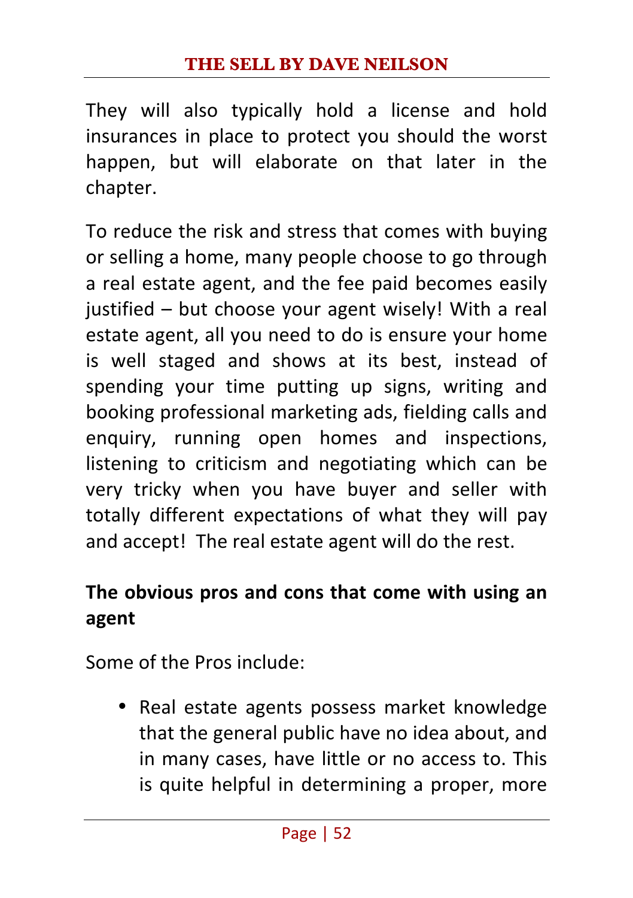They will also typically hold a license and hold insurances in place to protect you should the worst happen, but will elaborate on that later in the chapter.

To reduce the risk and stress that comes with buying or selling a home, many people choose to go through a real estate agent, and the fee paid becomes easily justified – but choose your agent wisely! With a real estate agent, all you need to do is ensure your home is well staged and shows at its best, instead of spending your time putting up signs, writing and booking professional marketing ads, fielding calls and enquiry, running open homes and inspections, listening to criticism and negotiating which can be very tricky when you have buyer and seller with totally different expectations of what they will pay and accept! The real estate agent will do the rest.

**The obvious pros and cons that come with using an agent**

Some of the Pros include:

- Real estate agents possess market knowledge that the general public have no idea about, and in many cases, have little or no access to. This is quite helpful in determining a proper, more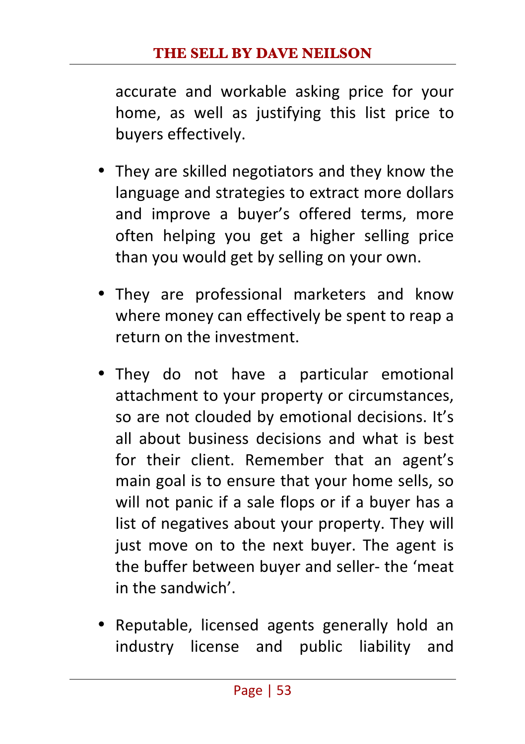accurate and workable asking price for your home, as well as justifying this list price to buyers effectively.

- They are skilled negotiators and they know the language and strategies to extract more dollars and improve a buyer's offered terms, more often helping you get a higher selling price than you would get by selling on your own.

- They are professional marketers and know where money can effectively be spent to reap a return on the investment.

- They do not have a particular emotional attachment to your property or circumstances, so are not clouded by emotional decisions. It's all about business decisions and what is best for their client. Remember that an agent's main goal is to ensure that your home sells, so will not panic if a sale flops or if a buyer has a list of negatives about your property. They will just move on to the next buyer. The agent is the buffer between buyer and seller- the 'meat in the sandwich'.

- Reputable, licensed agents generally hold an industry license and public liability and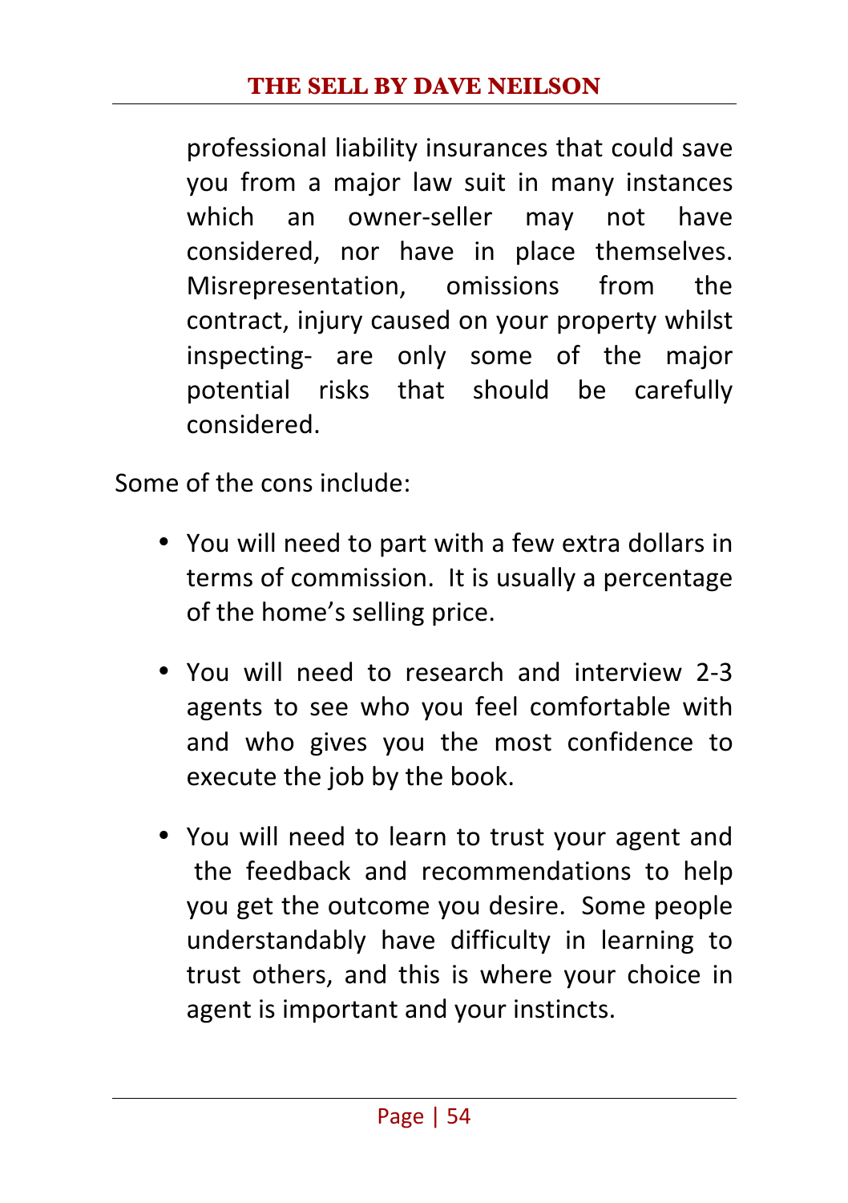professional liability insurances that could save you from a major law suit in many instances which an owner-seller may not have considered, nor have in place themselves. Misrepresentation, omissions from the contract, injury caused on your property whilst inspecting- are only some of the major potential risks that should be carefully considered.

Some of the cons include:

- You will need to part with a few extra dollars in terms of commission. It is usually a percentage of the home's selling price.
- You will need to research and interview 2-3 agents to see who you feel comfortable with and who gives you the most confidence to execute the job by the book.
- You will need to learn to trust your agent and the feedback and recommendations to help you get the outcome you desire. Some people understandably have difficulty in learning to trust others, and this is where your choice in agent is important and your instincts.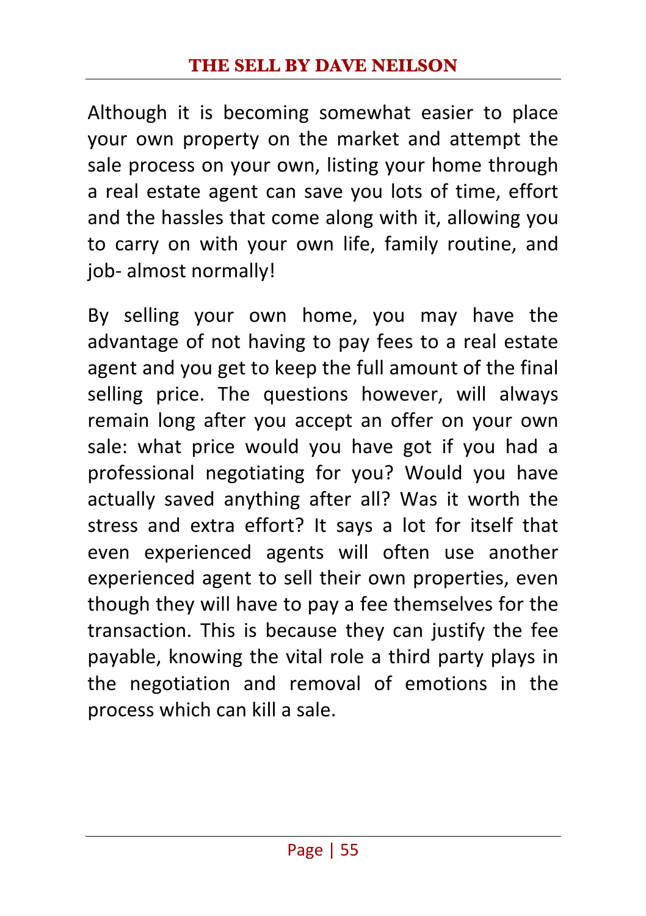Although it is becoming somewhat easier to place your own property on the market and attempt the sale process on your own, listing your home through a real estate agent can save you lots of time, effort and the hassles that come along with it, allowing you to carry on with your own life, family routine, and job- almost normally!

By selling your own home, you may have the advantage of not having to pay fees to a real estate agent and you get to keep the full amount of the final selling price. The questions however, will always remain long after you accept an offer on your own sale: what price would you have got if you had a professional negotiating for you? Would you have actually saved anything after all? Was it worth the stress and extra effort? It says a lot for itself that even experienced agents will often use another experienced agent to sell their own properties, even though they will have to pay a fee themselves for the transaction. This is because they can justify the fee payable, knowing the vital role a third party plays in the negotiation and removal of emotions in the process which can kill a sale.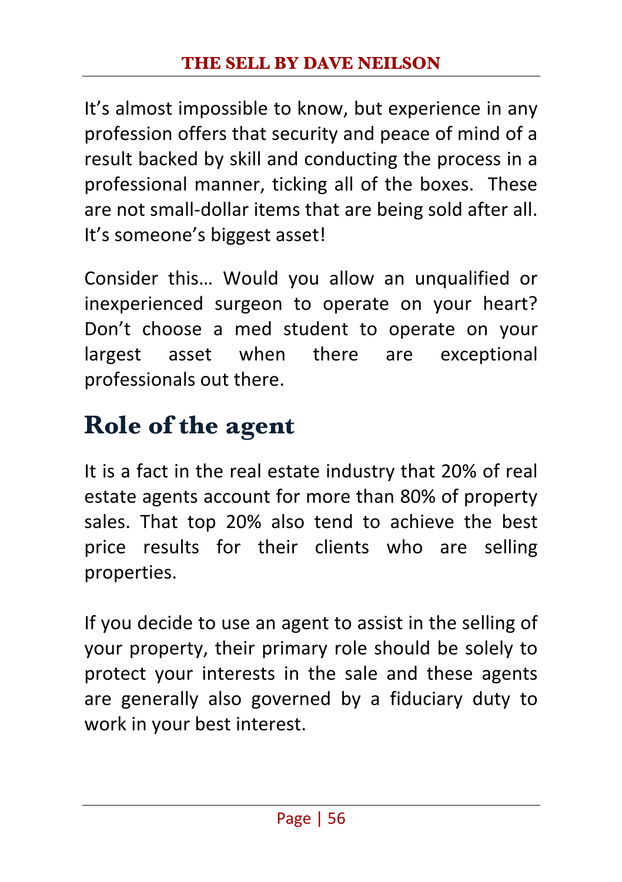It's almost impossible to know, but experience in any profession offers that security and peace of mind of a result backed by skill and conducting the process in a professional manner, ticking all of the boxes. These are not small-dollar items that are being sold after all. It's someone's biggest asset!

Consider this… Would you allow an unqualified or inexperienced surgeon to operate on your heart? Don't choose a med student to operate on your largest asset when there are exceptional professionals out there.

## Role of the agent

It is a fact in the real estate industry that 20% of real estate agents account for more than 80% of property sales. That top 20% also tend to achieve the best price results for their clients who are selling properties.

If you decide to use an agent to assist in the selling of your property, their primary role should be solely to protect your interests in the sale and these agents are generally also governed by a fiduciary duty to work in your best interest.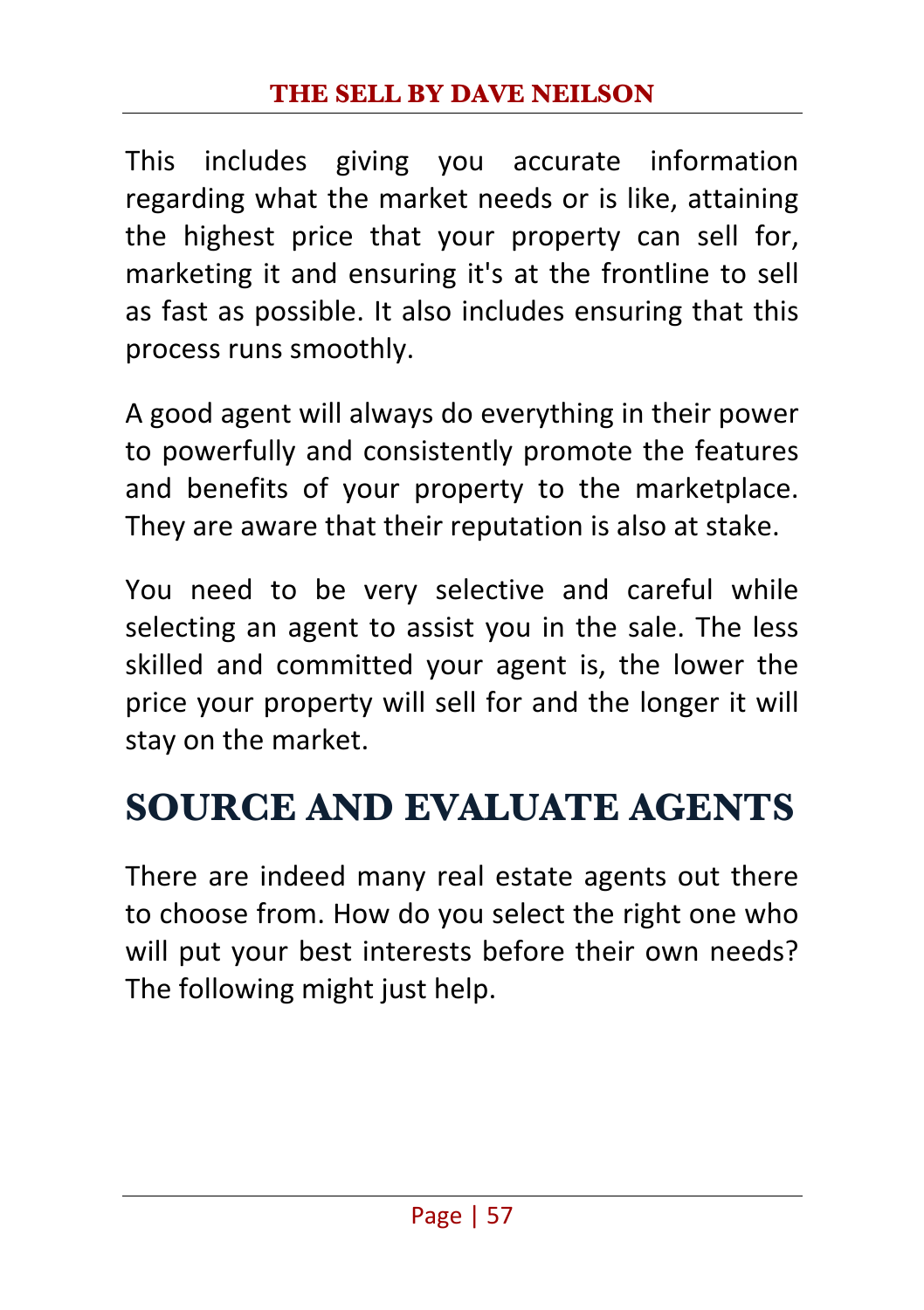This includes giving you accurate information regarding what the market needs or is like, attaining the highest price that your property can sell for, marketing it and ensuring it's at the frontline to sell as fast as possible. It also includes ensuring that this process runs smoothly.

A good agent will always do everything in their power to powerfully and consistently promote the features and benefits of your property to the marketplace. They are aware that their reputation is also at stake.

You need to be very selective and careful while selecting an agent to assist you in the sale. The less skilled and committed your agent is, the lower the price your property will sell for and the longer it will stay on the market.

## SOURCE AND EVALUATE AGENTS

There are indeed many real estate agents out there to choose from. How do you select the right one who will put your best interests before their own needs? The following might just help.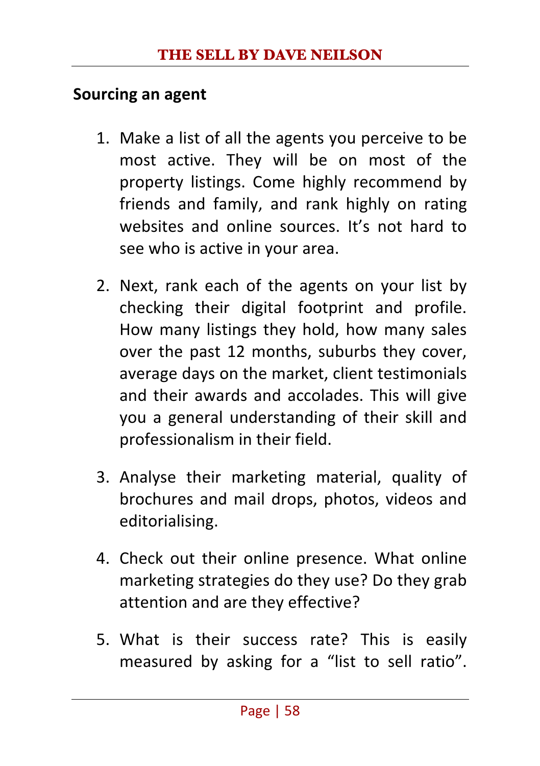## Sourcing an agent

1. Make a list of all the agents you perceive to be most active. They will be on most of the property listings. Come highly recommend by friends and family, and rank highly on rating websites and online sources. It's not hard to see who is active in your area.

2. Next, rank each of the agents on your list by checking their digital footprint and profile. How many listings they hold, how many sales over the past 12 months, suburbs they cover, average days on the market, client testimonials and their awards and accolades. This will give you a general understanding of their skill and professionalism in their field.

3. Analyse their marketing material, quality of brochures and mail drops, photos, videos and editorialising.

4. Check out their online presence. What online marketing strategies do they use? Do they grab attention and are they effective?

5. What is their success rate? This is easily measured by asking for a "list to sell ratio".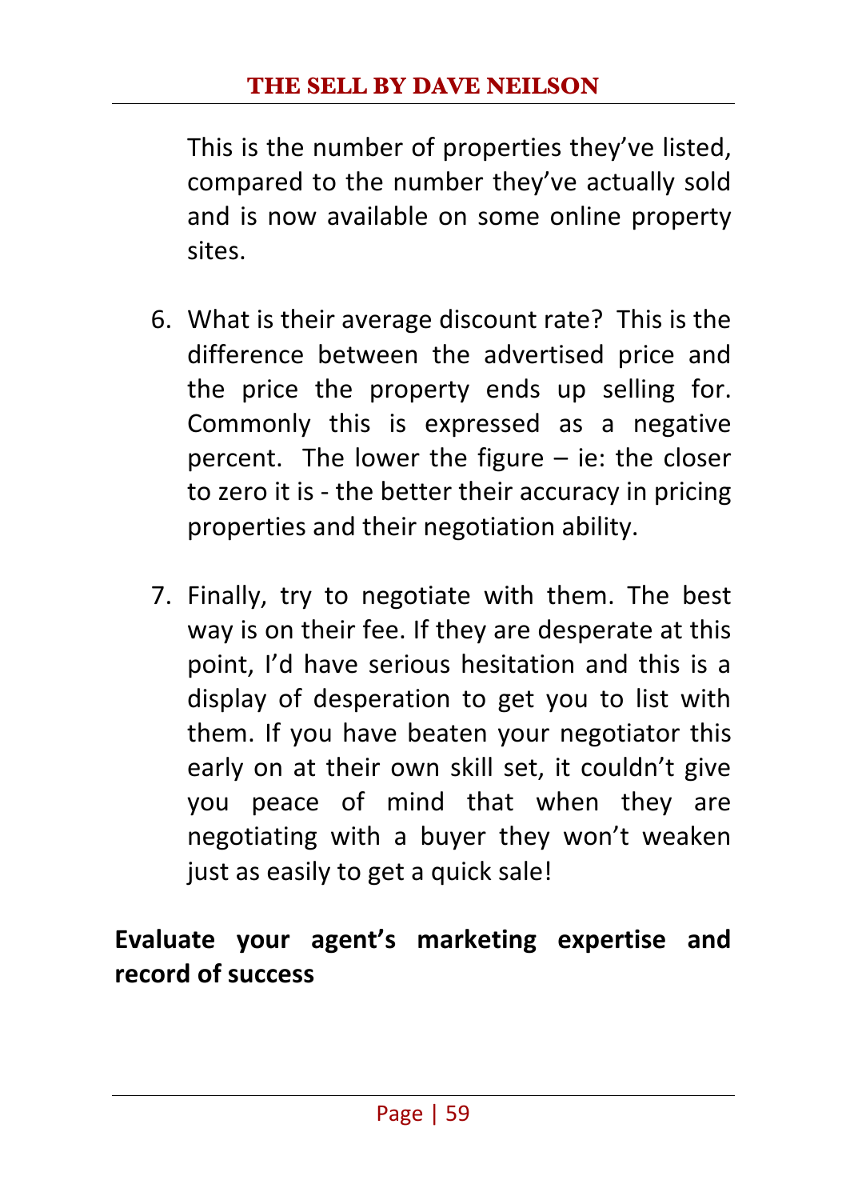This is the number of properties they've listed, compared to the number they've actually sold and is now available on some online property sites.

6. What is their average discount rate? This is the difference between the advertised price and the price the property ends up selling for. Commonly this is expressed as a negative percent. The lower the figure – ie: the closer to zero it is - the better their accuracy in pricing properties and their negotiation ability.

7. Finally, try to negotiate with them. The best way is on their fee. If they are desperate at this point, I'd have serious hesitation and this is a display of desperation to get you to list with them. If you have beaten your negotiator this early on at their own skill set, it couldn't give you peace of mind that when they are negotiating with a buyer they won't weaken just as easily to get a quick sale!

**Evaluate your agent's marketing expertise and record of success**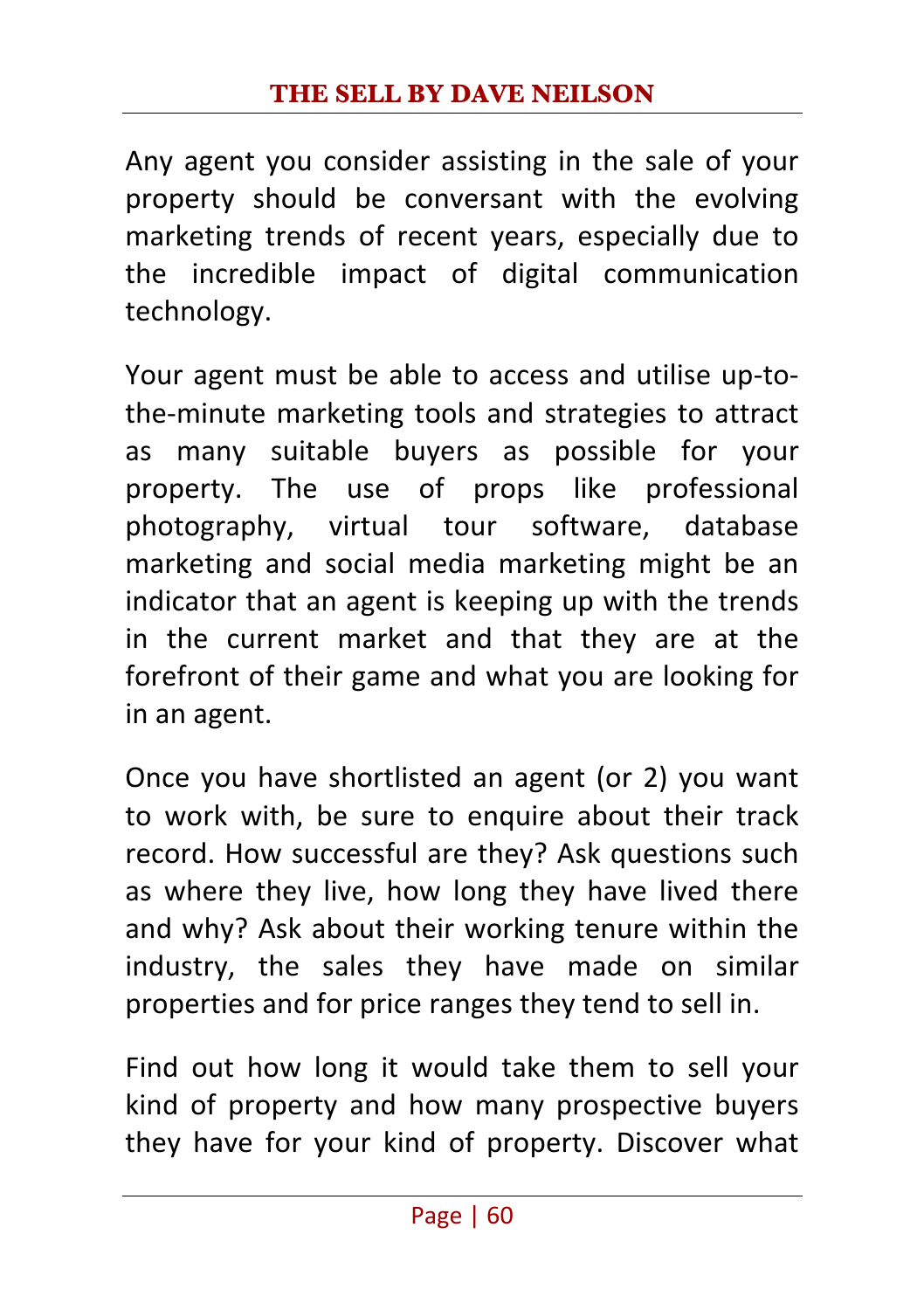Any agent you consider assisting in the sale of your property should be conversant with the evolving marketing trends of recent years, especially due to the incredible impact of digital communication technology.

Your agent must be able to access and utilise up-to-the-minute marketing tools and strategies to attract as many suitable buyers as possible for your property. The use of props like professional photography, virtual tour software, database marketing and social media marketing might be an indicator that an agent is keeping up with the trends in the current market and that they are at the forefront of their game and what you are looking for in an agent.

Once you have shortlisted an agent (or 2) you want to work with, be sure to enquire about their track record. How successful are they? Ask questions such as where they live, how long they have lived there and why? Ask about their working tenure within the industry, the sales they have made on similar properties and for price ranges they tend to sell in.

Find out how long it would take them to sell your kind of property and how many prospective buyers they have for your kind of property. Discover what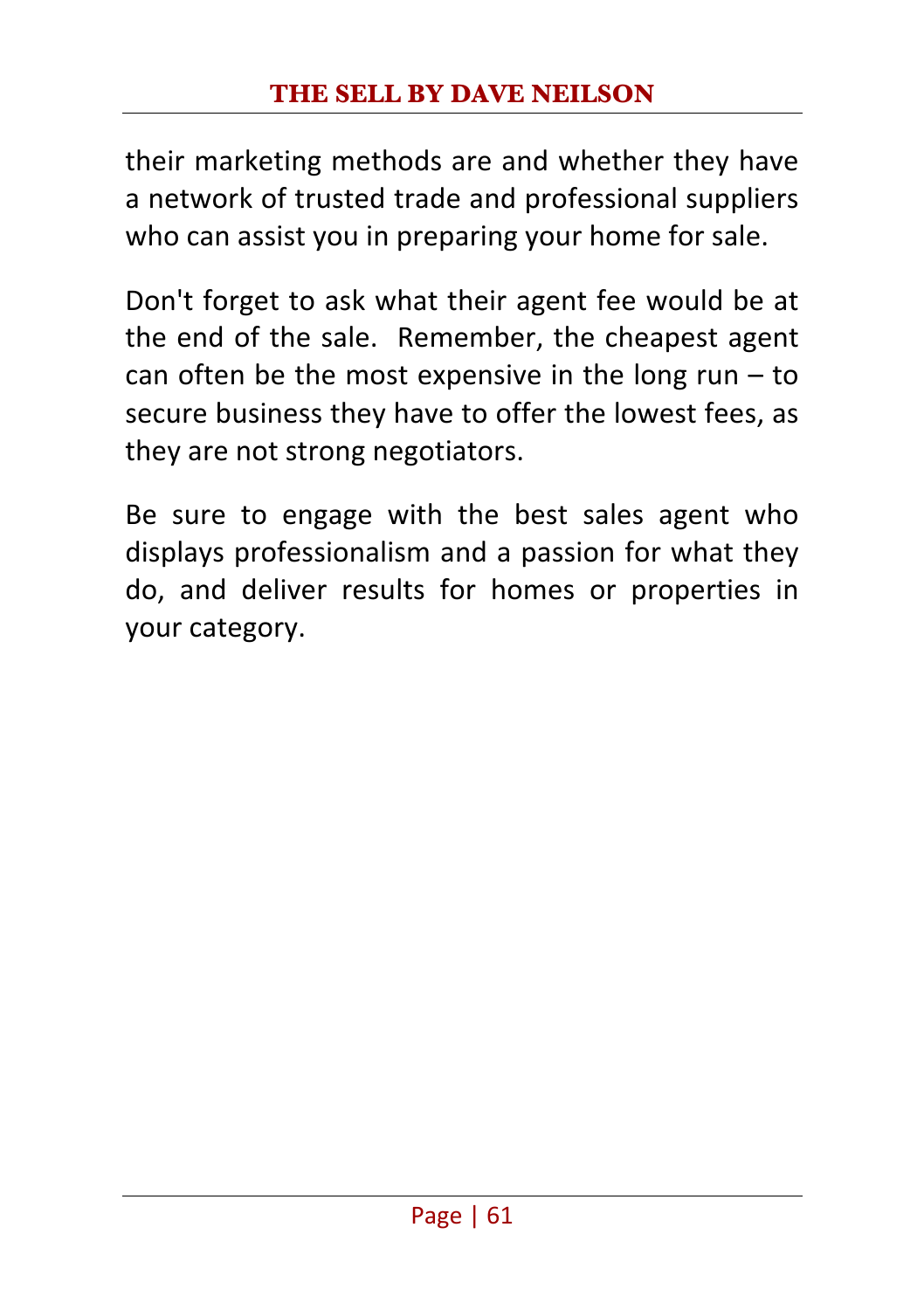their marketing methods are and whether they have a network of trusted trade and professional suppliers who can assist you in preparing your home for sale.

Don't forget to ask what their agent fee would be at the end of the sale. Remember, the cheapest agent can often be the most expensive in the long run – to secure business they have to offer the lowest fees, as they are not strong negotiators.

Be sure to engage with the best sales agent who displays professionalism and a passion for what they do, and deliver results for homes or properties in your category.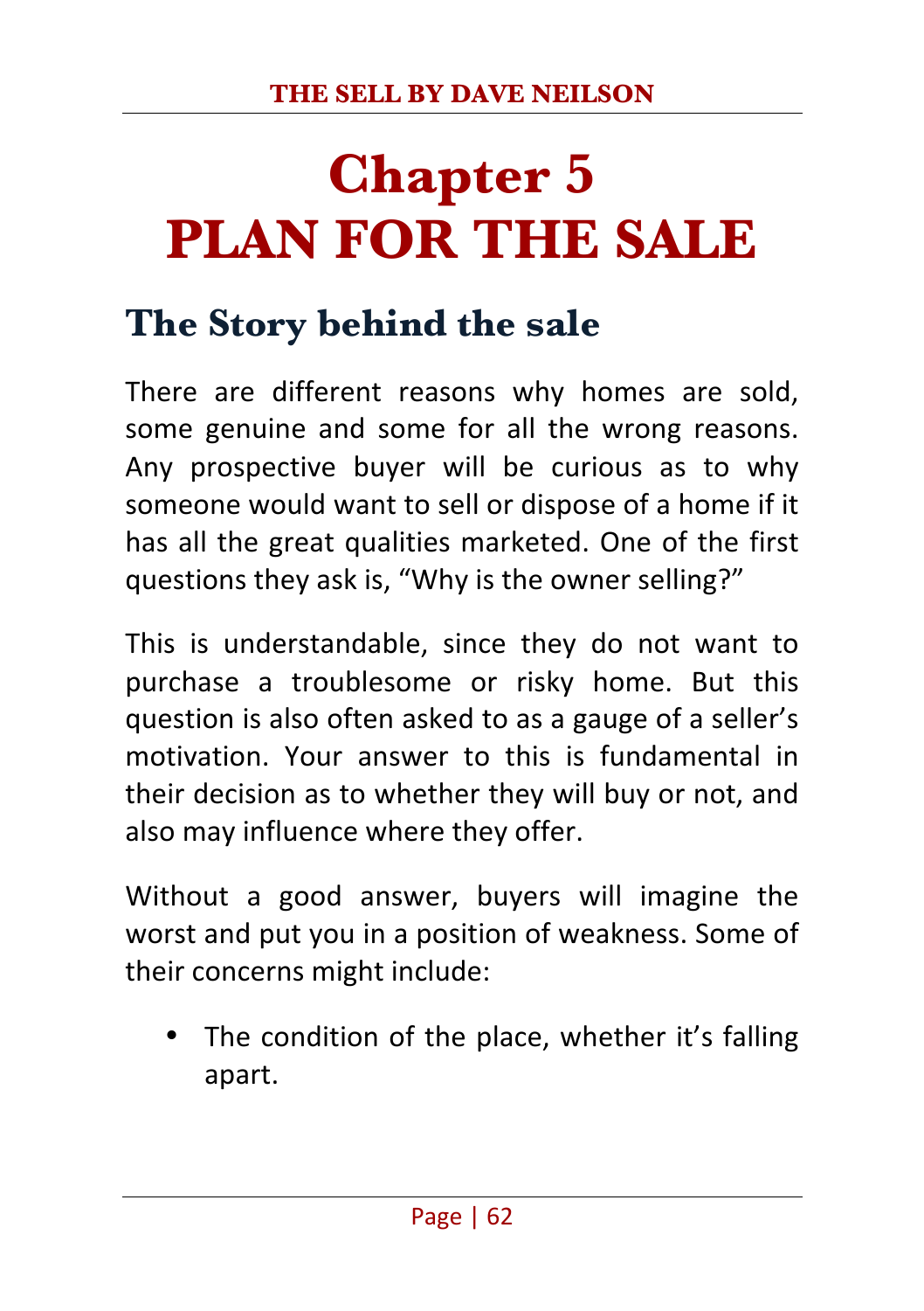# Chapter 5
# PLAN FOR THE SALE

## The Story behind the sale

There are different reasons why homes are sold, some genuine and some for all the wrong reasons. Any prospective buyer will be curious as to why someone would want to sell or dispose of a home if it has all the great qualities marketed. One of the first questions they ask is, "Why is the owner selling?"

This is understandable, since they do not want to purchase a troublesome or risky home. But this question is also often asked to as a gauge of a seller's motivation. Your answer to this is fundamental in their decision as to whether they will buy or not, and also may influence where they offer.

Without a good answer, buyers will imagine the worst and put you in a position of weakness. Some of their concerns might include:

- The condition of the place, whether it's falling apart.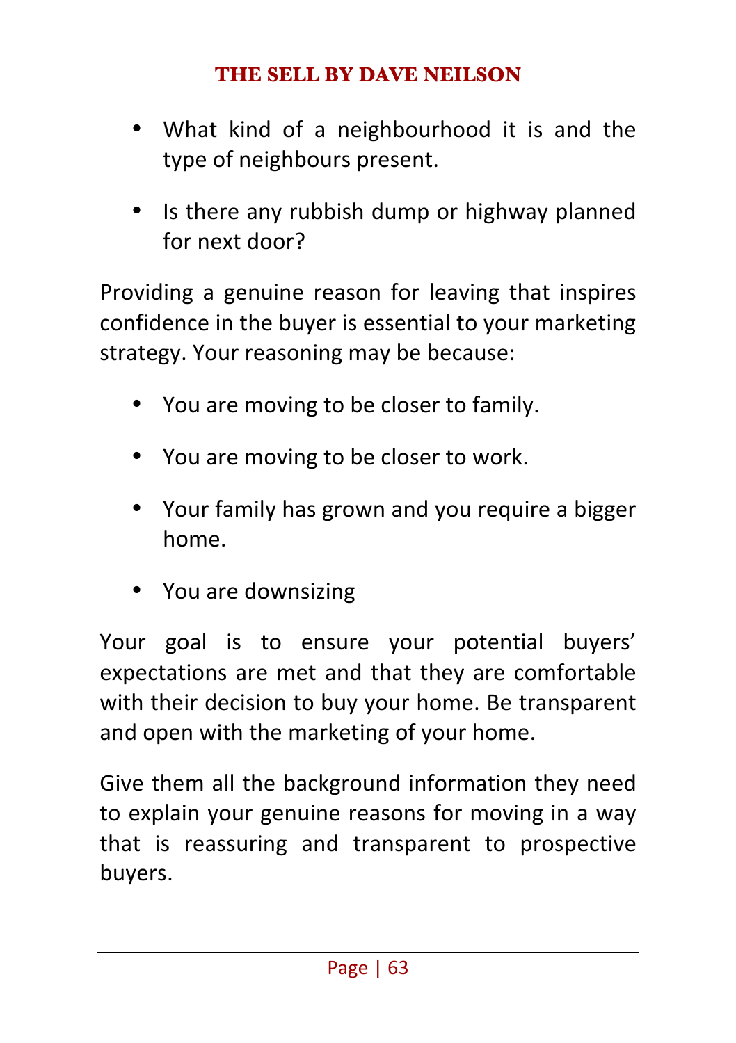- What kind of a neighbourhood it is and the type of neighbours present.
- Is there any rubbish dump or highway planned for next door?

Providing a genuine reason for leaving that inspires confidence in the buyer is essential to your marketing strategy. Your reasoning may be because:

- You are moving to be closer to family.
- You are moving to be closer to work.
- Your family has grown and you require a bigger home.
- You are downsizing

Your goal is to ensure your potential buyers' expectations are met and that they are comfortable with their decision to buy your home. Be transparent and open with the marketing of your home.

Give them all the background information they need to explain your genuine reasons for moving in a way that is reassuring and transparent to prospective buyers.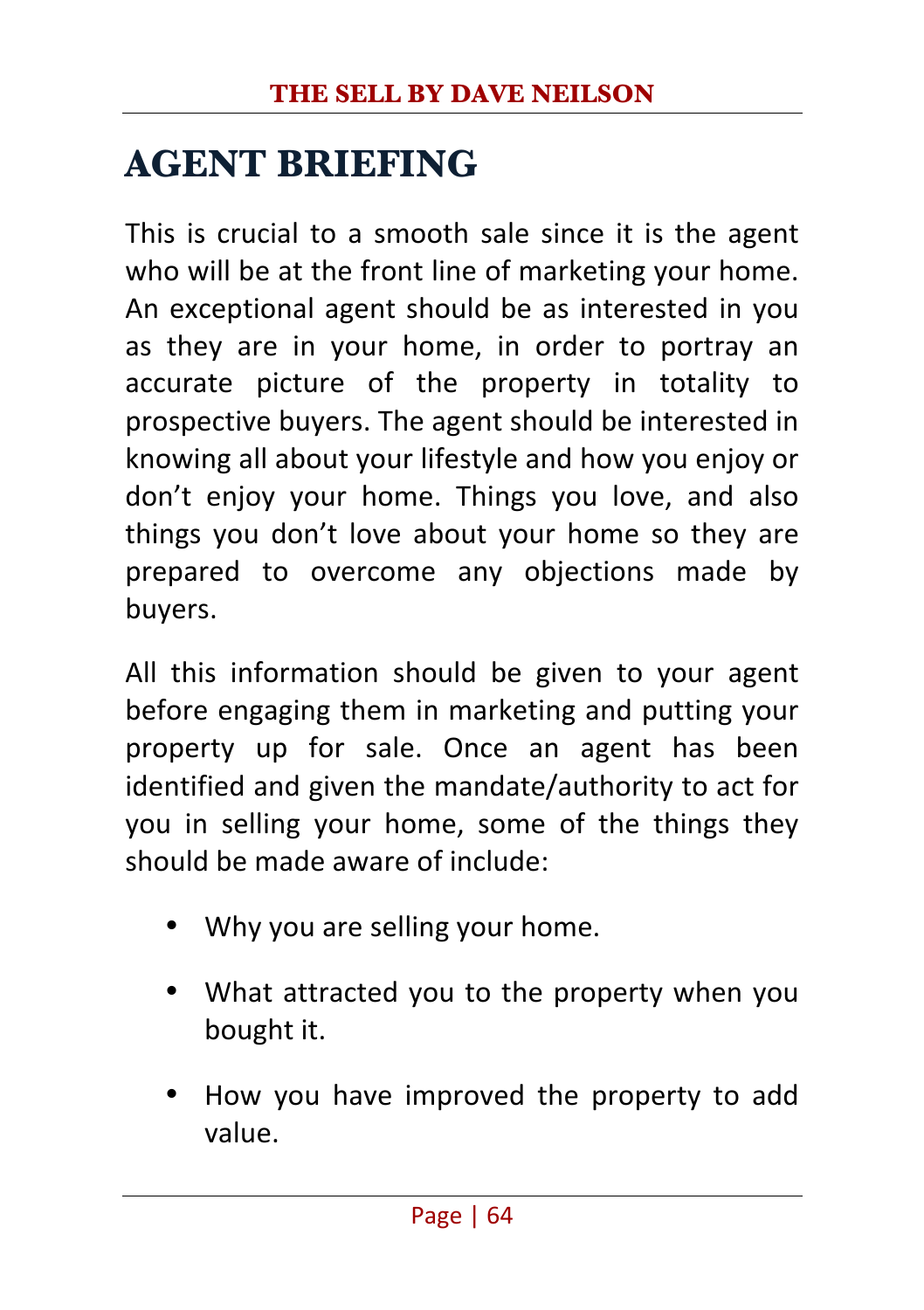# AGENT BRIEFING

This is crucial to a smooth sale since it is the agent who will be at the front line of marketing your home. An exceptional agent should be as interested in you as they are in your home, in order to portray an accurate picture of the property in totality to prospective buyers. The agent should be interested in knowing all about your lifestyle and how you enjoy or don't enjoy your home. Things you love, and also things you don't love about your home so they are prepared to overcome any objections made by buyers.

All this information should be given to your agent before engaging them in marketing and putting your property up for sale. Once an agent has been identified and given the mandate/authority to act for you in selling your home, some of the things they should be made aware of include:

- Why you are selling your home.
- What attracted you to the property when you bought it.
- How you have improved the property to add value.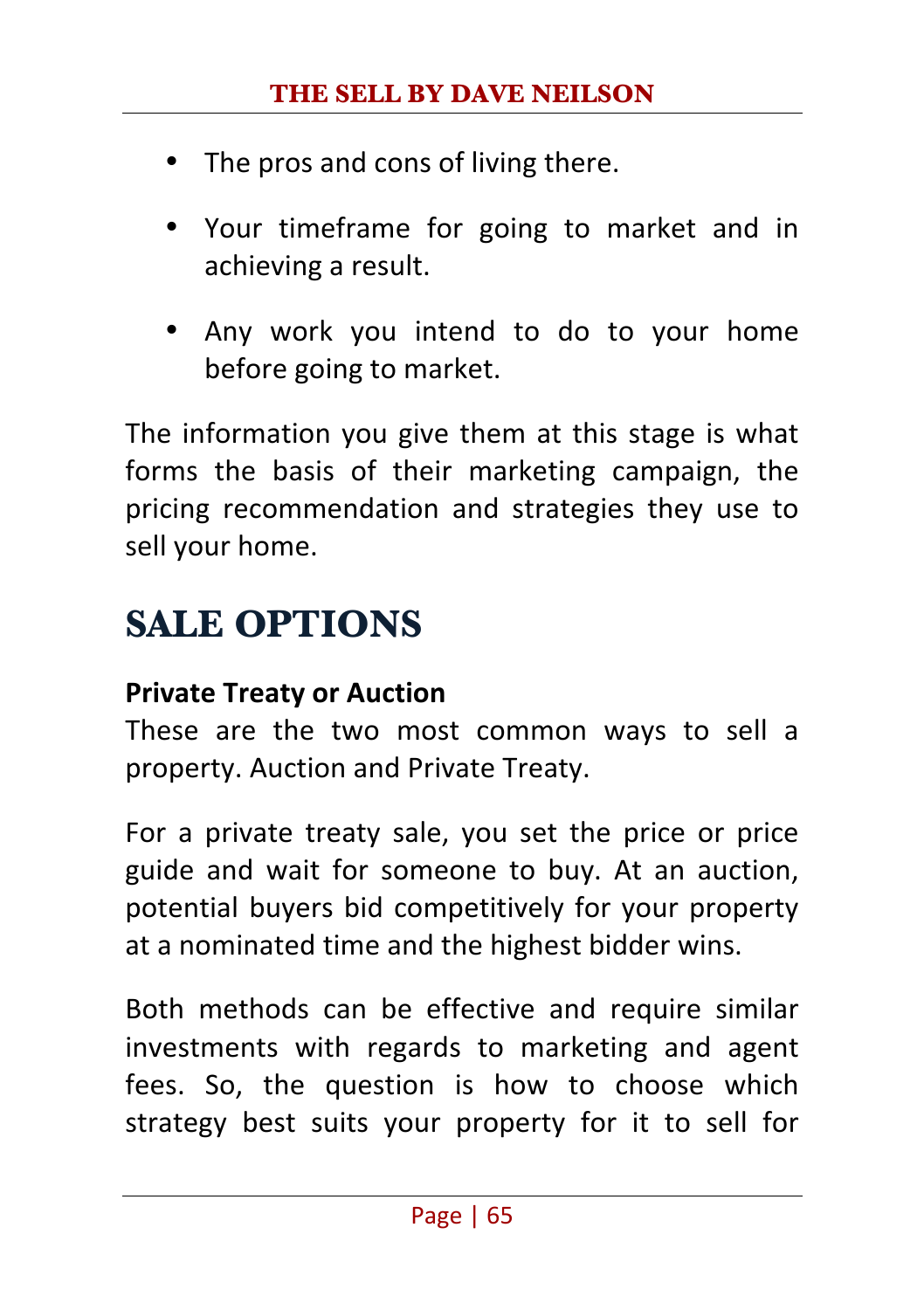- The pros and cons of living there.
- Your timeframe for going to market and in achieving a result.
- Any work you intend to do to your home before going to market.

The information you give them at this stage is what forms the basis of their marketing campaign, the pricing recommendation and strategies they use to sell your home.

## SALE OPTIONS

**Private Treaty or Auction**

These are the two most common ways to sell a property. Auction and Private Treaty.

For a private treaty sale, you set the price or price guide and wait for someone to buy. At an auction, potential buyers bid competitively for your property at a nominated time and the highest bidder wins.

Both methods can be effective and require similar investments with regards to marketing and agent fees. So, the question is how to choose which strategy best suits your property for it to sell for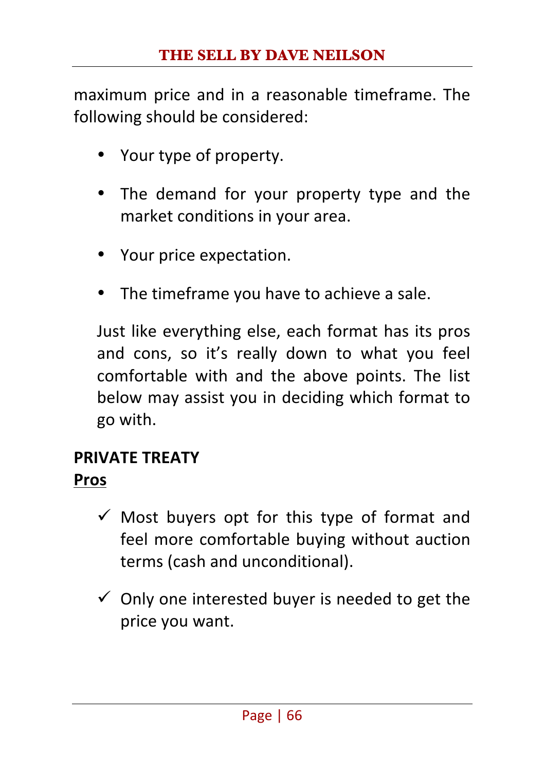maximum price and in a reasonable timeframe. The following should be considered:

- Your type of property.
- The demand for your property type and the market conditions in your area.
- Your price expectation.
- The timeframe you have to achieve a sale.

Just like everything else, each format has its pros and cons, so it's really down to what you feel comfortable with and the above points. The list below may assist you in deciding which format to go with.

**PRIVATE TREATY**

**Pros**

- ✓ Most buyers opt for this type of format and feel more comfortable buying without auction terms (cash and unconditional).
- ✓ Only one interested buyer is needed to get the price you want.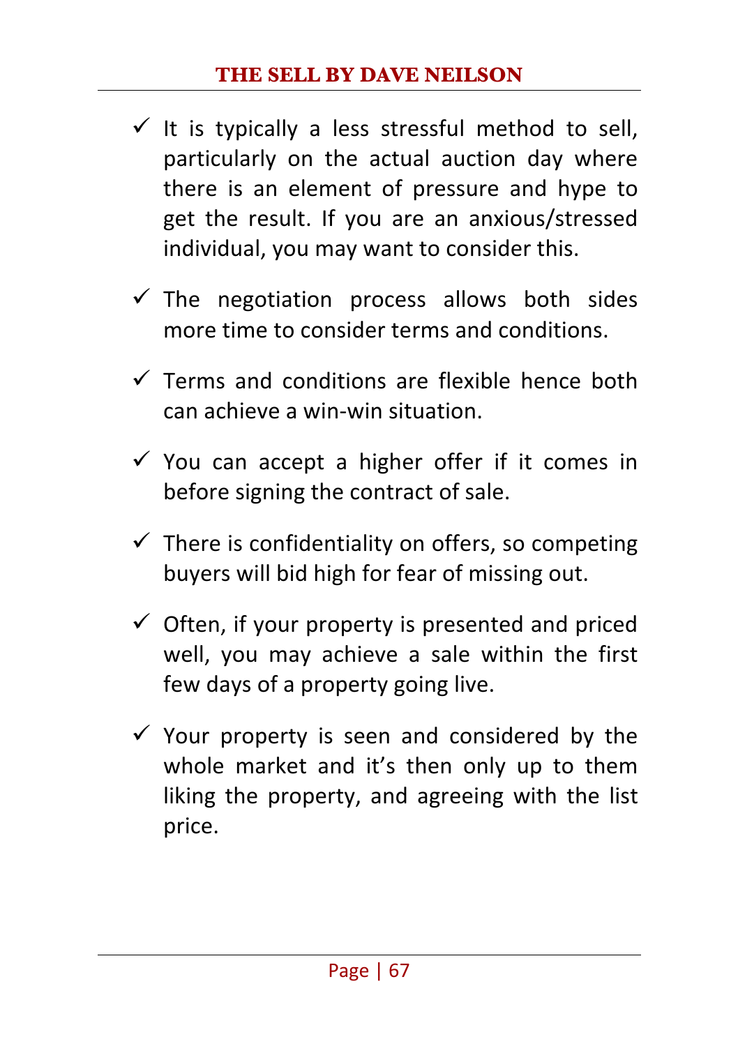- ✓ It is typically a less stressful method to sell, particularly on the actual auction day where there is an element of pressure and hype to get the result. If you are an anxious/stressed individual, you may want to consider this.

- ✓ The negotiation process allows both sides more time to consider terms and conditions.

- ✓ Terms and conditions are flexible hence both can achieve a win-win situation.

- ✓ You can accept a higher offer if it comes in before signing the contract of sale.

- ✓ There is confidentiality on offers, so competing buyers will bid high for fear of missing out.

- ✓ Often, if your property is presented and priced well, you may achieve a sale within the first few days of a property going live.

- ✓ Your property is seen and considered by the whole market and it's then only up to them liking the property, and agreeing with the list price.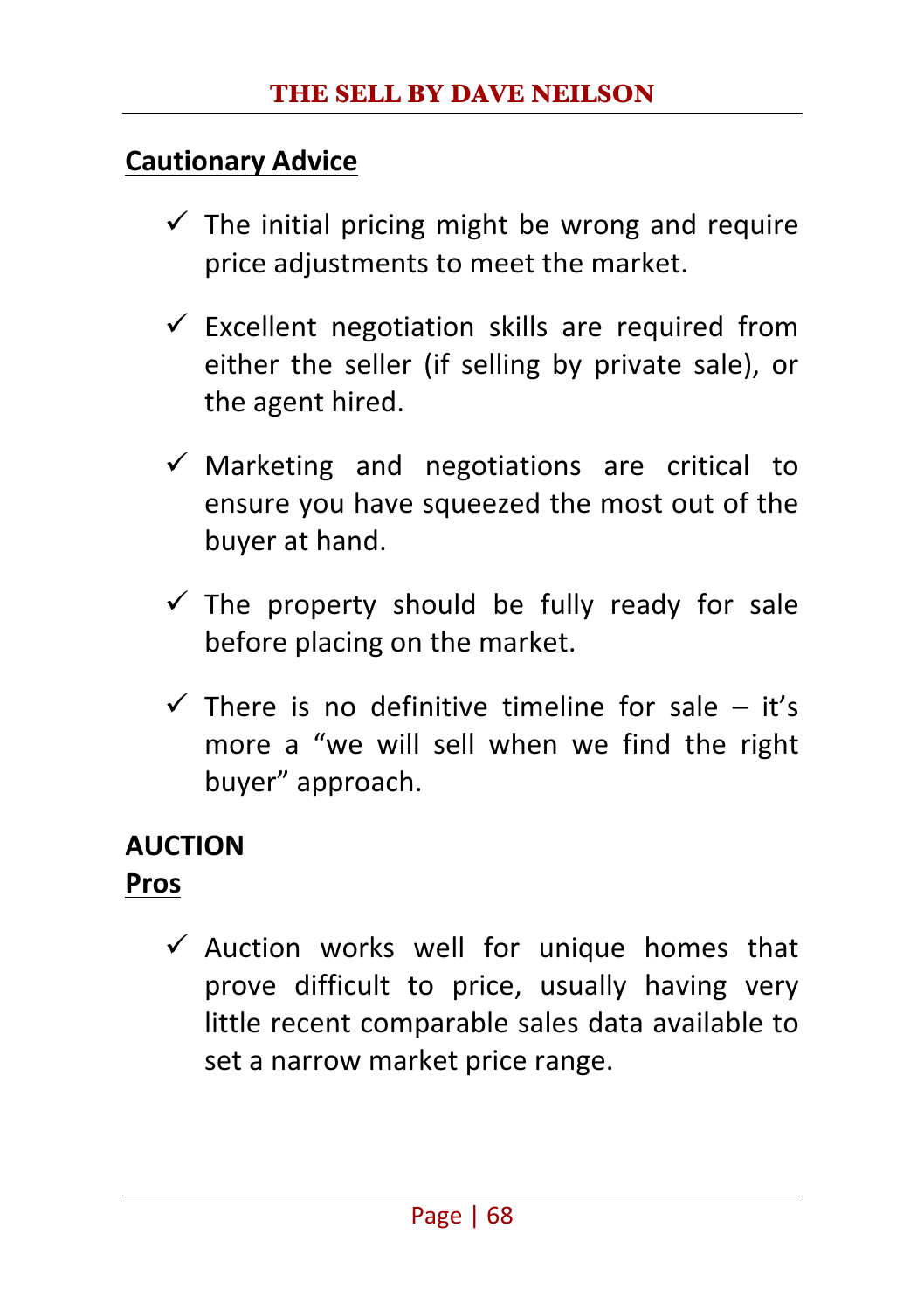**Cautionary Advice**

- ✓ The initial pricing might be wrong and require price adjustments to meet the market.
- ✓ Excellent negotiation skills are required from either the seller (if selling by private sale), or the agent hired.
- ✓ Marketing and negotiations are critical to ensure you have squeezed the most out of the buyer at hand.
- ✓ The property should be fully ready for sale before placing on the market.
- ✓ There is no definitive timeline for sale – it's more a "we will sell when we find the right buyer" approach.

**AUCTION**

**Pros**

- ✓ Auction works well for unique homes that prove difficult to price, usually having very little recent comparable sales data available to set a narrow market price range.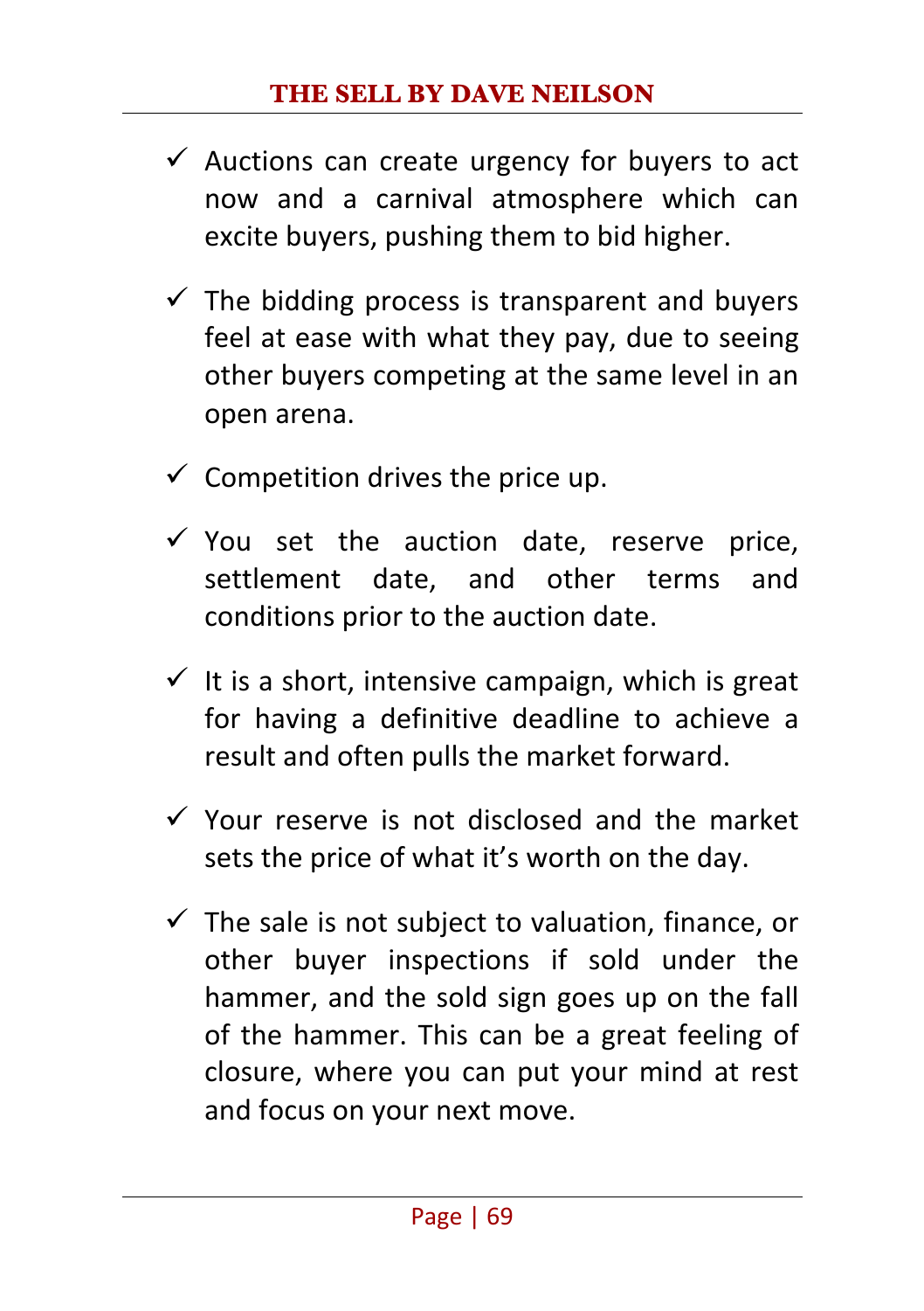- ✓ Auctions can create urgency for buyers to act now and a carnival atmosphere which can excite buyers, pushing them to bid higher.

- ✓ The bidding process is transparent and buyers feel at ease with what they pay, due to seeing other buyers competing at the same level in an open arena.

- ✓ Competition drives the price up.

- ✓ You set the auction date, reserve price, settlement date, and other terms and conditions prior to the auction date.

- ✓ It is a short, intensive campaign, which is great for having a definitive deadline to achieve a result and often pulls the market forward.

- ✓ Your reserve is not disclosed and the market sets the price of what it's worth on the day.

- ✓ The sale is not subject to valuation, finance, or other buyer inspections if sold under the hammer, and the sold sign goes up on the fall of the hammer. This can be a great feeling of closure, where you can put your mind at rest and focus on your next move.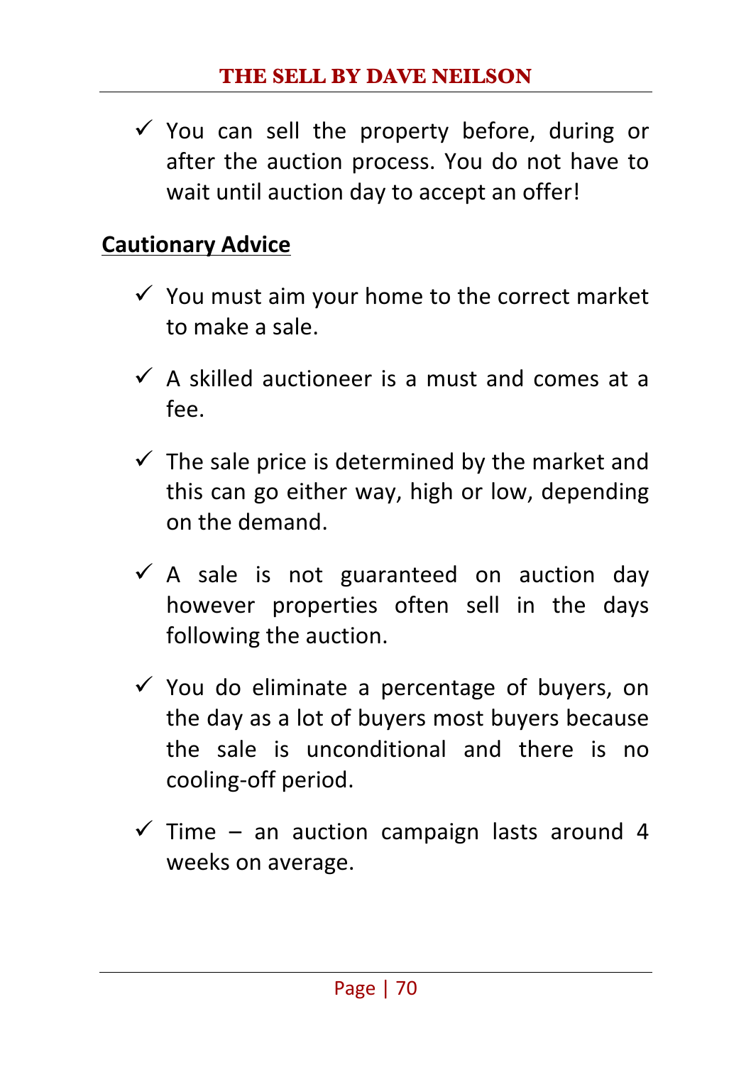- ✓ You can sell the property before, during or after the auction process. You do not have to wait until auction day to accept an offer!

**<u>Cautionary Advice</u>**

- ✓ You must aim your home to the correct market to make a sale.
- ✓ A skilled auctioneer is a must and comes at a fee.
- ✓ The sale price is determined by the market and this can go either way, high or low, depending on the demand.
- ✓ A sale is not guaranteed on auction day however properties often sell in the days following the auction.
- ✓ You do eliminate a percentage of buyers, on the day as a lot of buyers most buyers because the sale is unconditional and there is no cooling-off period.
- ✓ Time – an auction campaign lasts around 4 weeks on average.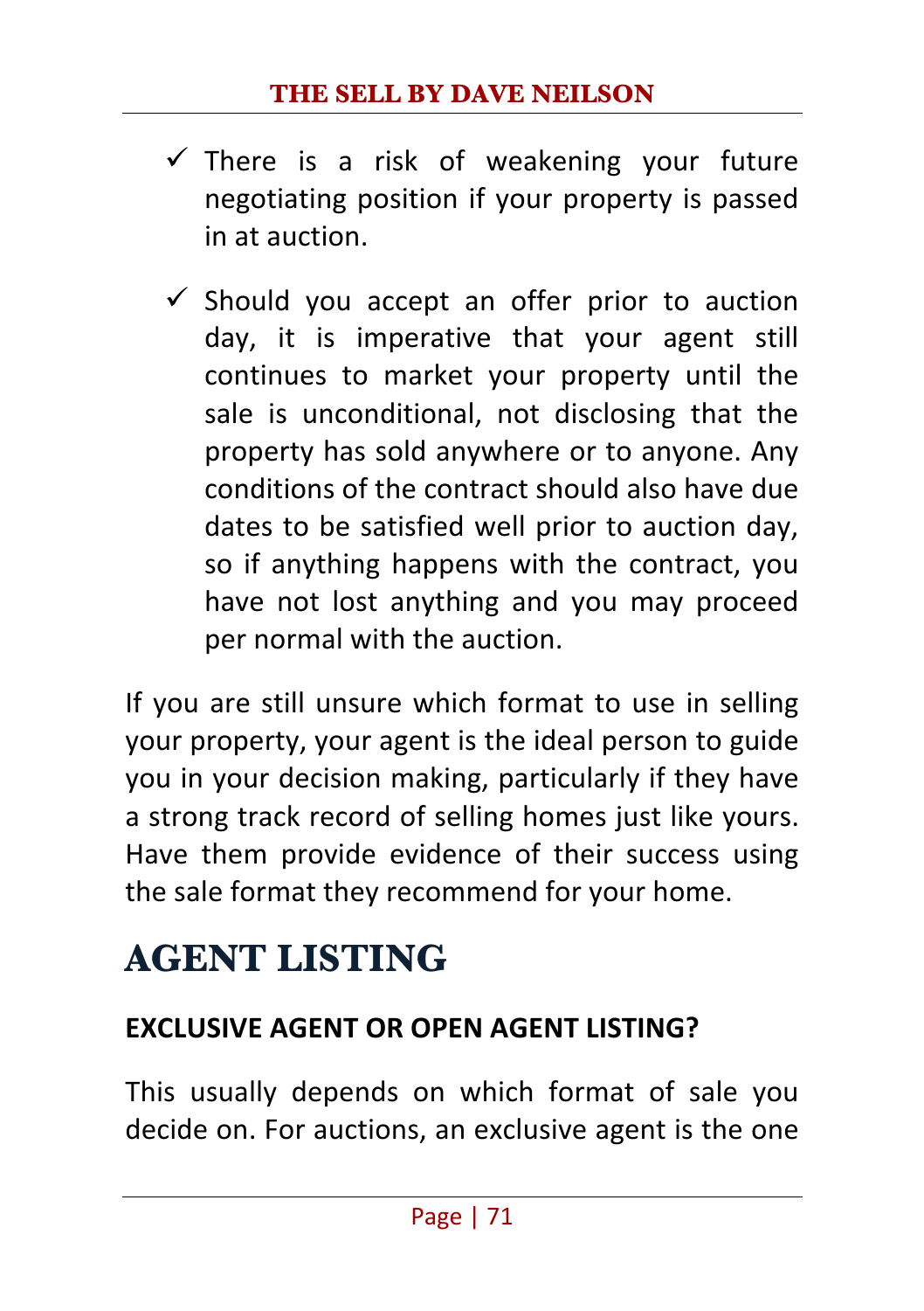- ✓ There is a risk of weakening your future negotiating position if your property is passed in at auction.
- ✓ Should you accept an offer prior to auction day, it is imperative that your agent still continues to market your property until the sale is unconditional, not disclosing that the property has sold anywhere or to anyone. Any conditions of the contract should also have due dates to be satisfied well prior to auction day, so if anything happens with the contract, you have not lost anything and you may proceed per normal with the auction.

If you are still unsure which format to use in selling your property, your agent is the ideal person to guide you in your decision making, particularly if they have a strong track record of selling homes just like yours. Have them provide evidence of their success using the sale format they recommend for your home.

# AGENT LISTING

### EXCLUSIVE AGENT OR OPEN AGENT LISTING?

This usually depends on which format of sale you decide on. For auctions, an exclusive agent is the one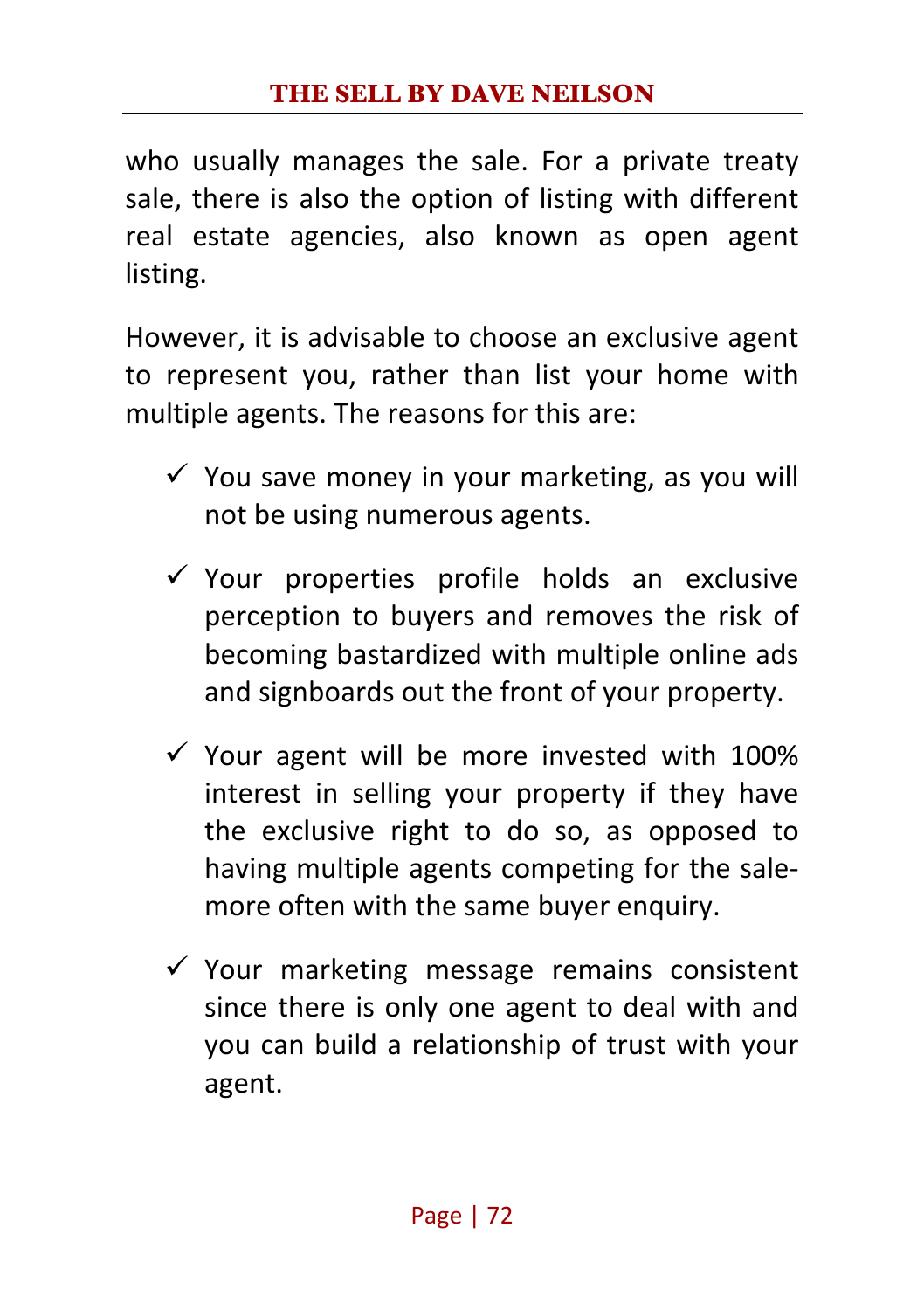who usually manages the sale. For a private treaty sale, there is also the option of listing with different real estate agencies, also known as open agent listing.

However, it is advisable to choose an exclusive agent to represent you, rather than list your home with multiple agents. The reasons for this are:

- ✓ You save money in your marketing, as you will not be using numerous agents.
- ✓ Your properties profile holds an exclusive perception to buyers and removes the risk of becoming bastardized with multiple online ads and signboards out the front of your property.
- ✓ Your agent will be more invested with 100% interest in selling your property if they have the exclusive right to do so, as opposed to having multiple agents competing for the sale- more often with the same buyer enquiry.
- ✓ Your marketing message remains consistent since there is only one agent to deal with and you can build a relationship of trust with your agent.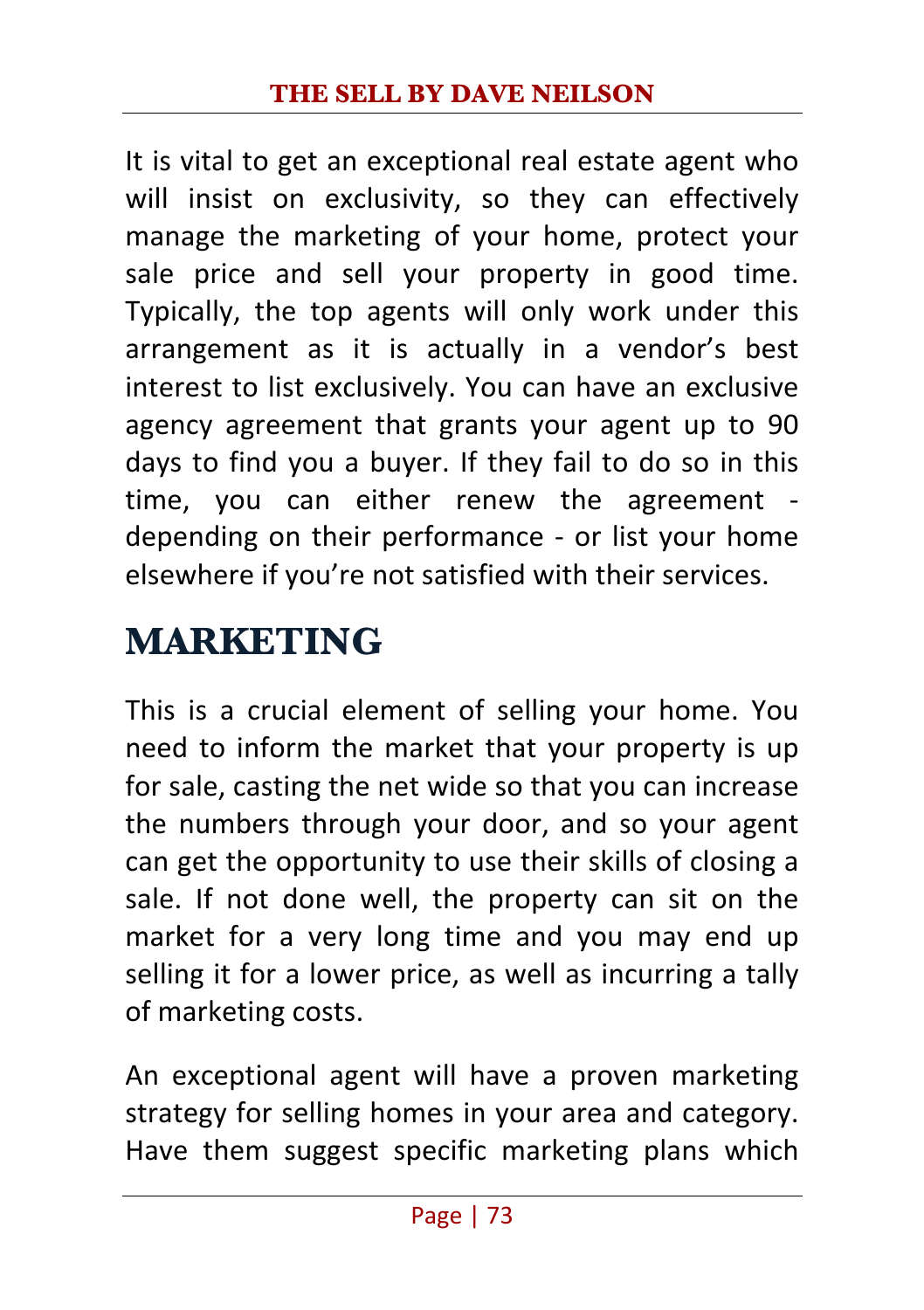It is vital to get an exceptional real estate agent who will insist on exclusivity, so they can effectively manage the marketing of your home, protect your sale price and sell your property in good time. Typically, the top agents will only work under this arrangement as it is actually in a vendor's best interest to list exclusively. You can have an exclusive agency agreement that grants your agent up to 90 days to find you a buyer. If they fail to do so in this time, you can either renew the agreement - depending on their performance - or list your home elsewhere if you're not satisfied with their services.

## MARKETING

This is a crucial element of selling your home. You need to inform the market that your property is up for sale, casting the net wide so that you can increase the numbers through your door, and so your agent can get the opportunity to use their skills of closing a sale. If not done well, the property can sit on the market for a very long time and you may end up selling it for a lower price, as well as incurring a tally of marketing costs.

An exceptional agent will have a proven marketing strategy for selling homes in your area and category. Have them suggest specific marketing plans which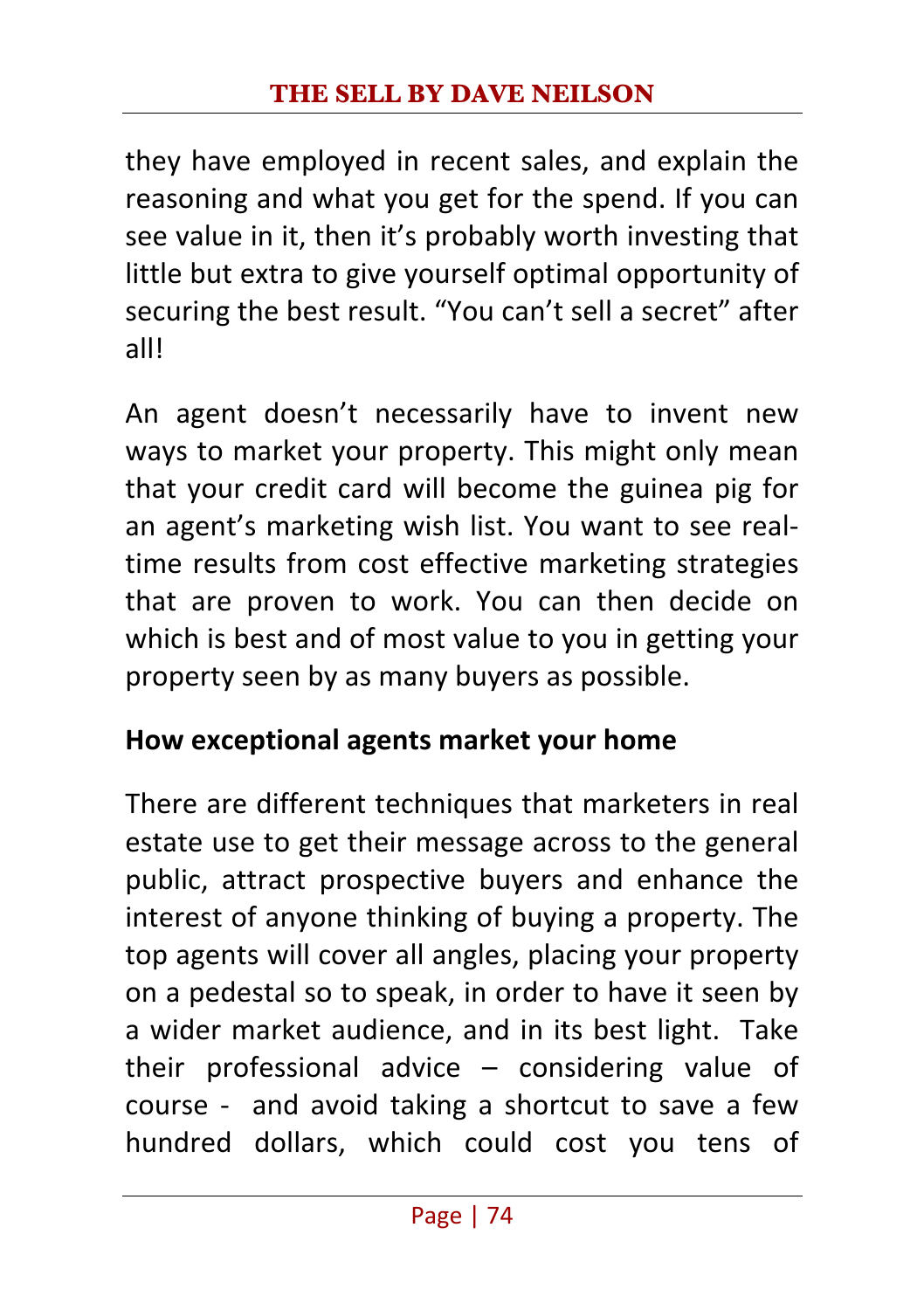they have employed in recent sales, and explain the reasoning and what you get for the spend. If you can see value in it, then it's probably worth investing that little but extra to give yourself optimal opportunity of securing the best result. "You can't sell a secret" after all!

An agent doesn't necessarily have to invent new ways to market your property. This might only mean that your credit card will become the guinea pig for an agent's marketing wish list. You want to see real-time results from cost effective marketing strategies that are proven to work. You can then decide on which is best and of most value to you in getting your property seen by as many buyers as possible.

**How exceptional agents market your home**

There are different techniques that marketers in real estate use to get their message across to the general public, attract prospective buyers and enhance the interest of anyone thinking of buying a property. The top agents will cover all angles, placing your property on a pedestal so to speak, in order to have it seen by a wider market audience, and in its best light. Take their professional advice – considering value of course - and avoid taking a shortcut to save a few hundred dollars, which could cost you tens of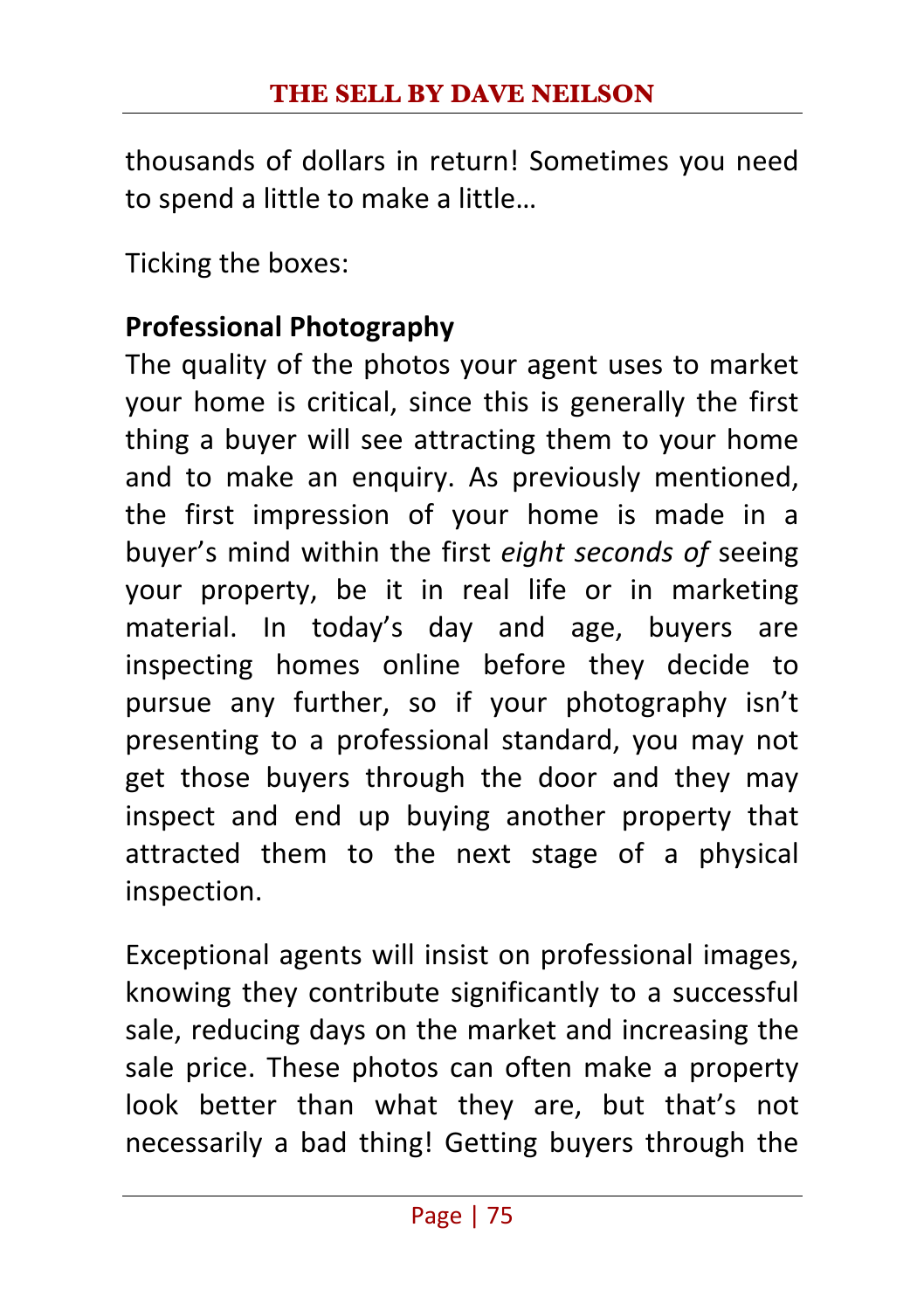thousands of dollars in return! Sometimes you need to spend a little to make a little…

Ticking the boxes:

**Professional Photography**
The quality of the photos your agent uses to market your home is critical, since this is generally the first thing a buyer will see attracting them to your home and to make an enquiry. As previously mentioned, the first impression of your home is made in a buyer's mind within the first *eight seconds of* seeing your property, be it in real life or in marketing material. In today's day and age, buyers are inspecting homes online before they decide to pursue any further, so if your photography isn't presenting to a professional standard, you may not get those buyers through the door and they may inspect and end up buying another property that attracted them to the next stage of a physical inspection.

Exceptional agents will insist on professional images, knowing they contribute significantly to a successful sale, reducing days on the market and increasing the sale price. These photos can often make a property look better than what they are, but that's not necessarily a bad thing! Getting buyers through the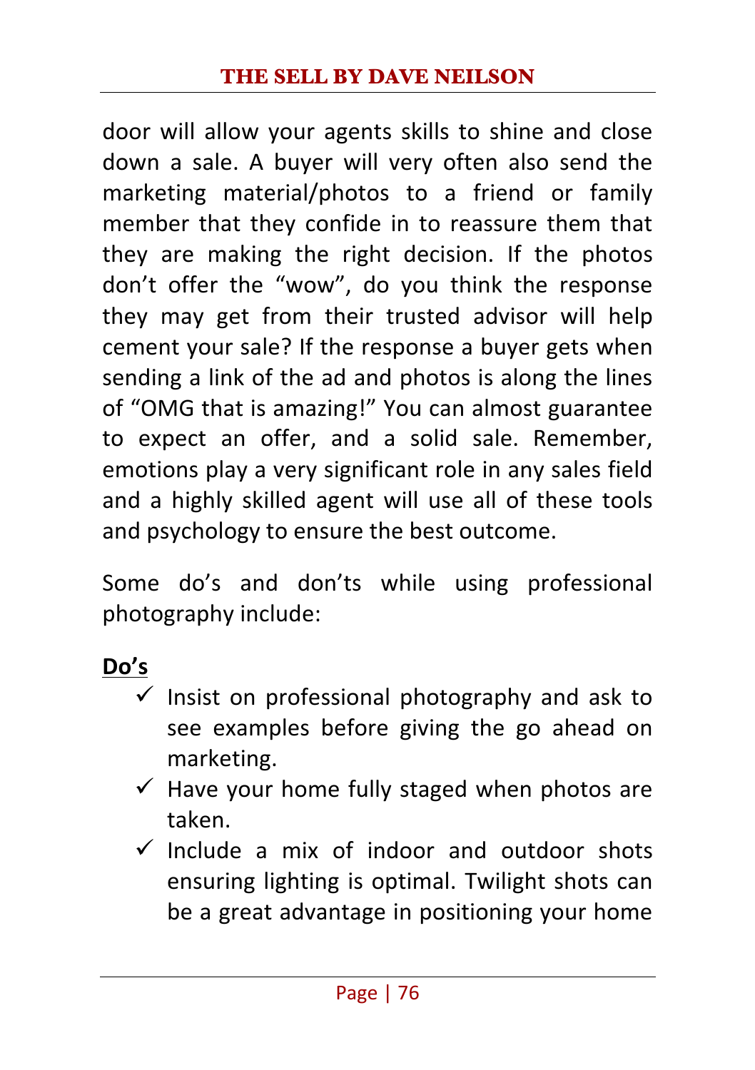door will allow your agents skills to shine and close down a sale. A buyer will very often also send the marketing material/photos to a friend or family member that they confide in to reassure them that they are making the right decision. If the photos don't offer the "wow", do you think the response they may get from their trusted advisor will help cement your sale? If the response a buyer gets when sending a link of the ad and photos is along the lines of "OMG that is amazing!" You can almost guarantee to expect an offer, and a solid sale. Remember, emotions play a very significant role in any sales field and a highly skilled agent will use all of these tools and psychology to ensure the best outcome.

Some do's and don'ts while using professional photography include:

**<u>Do's</u>**

- ✓ Insist on professional photography and ask to see examples before giving the go ahead on marketing.
- ✓ Have your home fully staged when photos are taken.
- ✓ Include a mix of indoor and outdoor shots ensuring lighting is optimal. Twilight shots can be a great advantage in positioning your home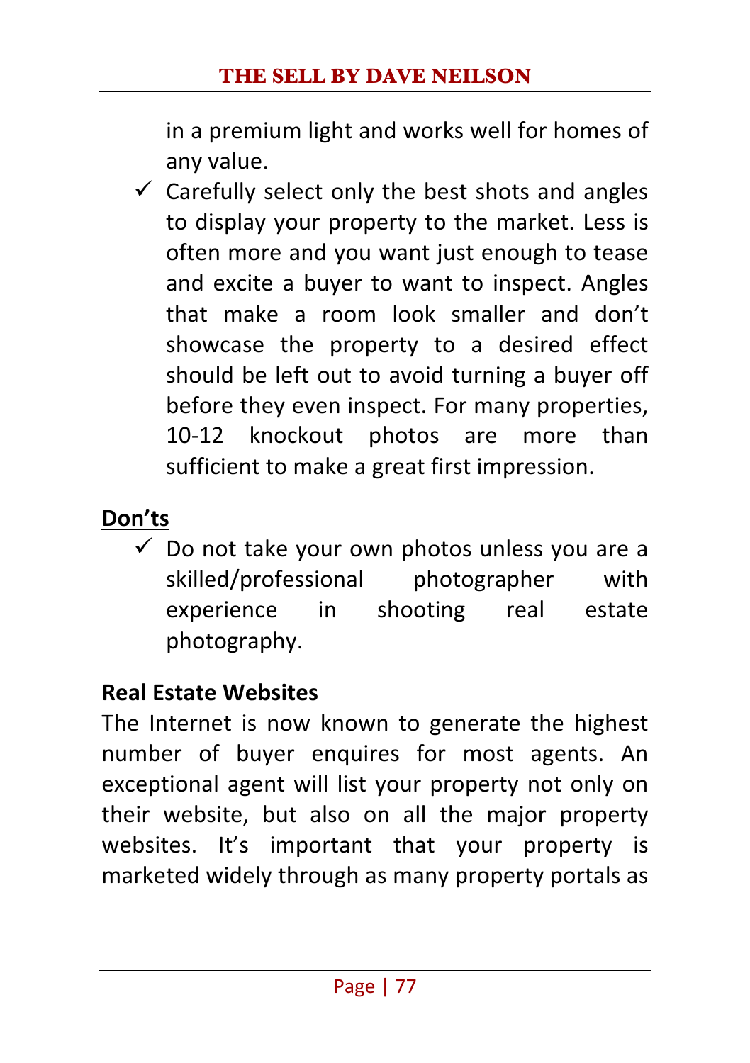in a premium light and works well for homes of any value.

- ✓ Carefully select only the best shots and angles to display your property to the market. Less is often more and you want just enough to tease and excite a buyer to want to inspect. Angles that make a room look smaller and don't showcase the property to a desired effect should be left out to avoid turning a buyer off before they even inspect. For many properties, 10-12 knockout photos are more than sufficient to make a great first impression.

**Don'ts**

- ✓ Do not take your own photos unless you are a skilled/professional photographer with experience in shooting real estate photography.

**Real Estate Websites**

The Internet is now known to generate the highest number of buyer enquires for most agents. An exceptional agent will list your property not only on their website, but also on all the major property websites. It's important that your property is marketed widely through as many property portals as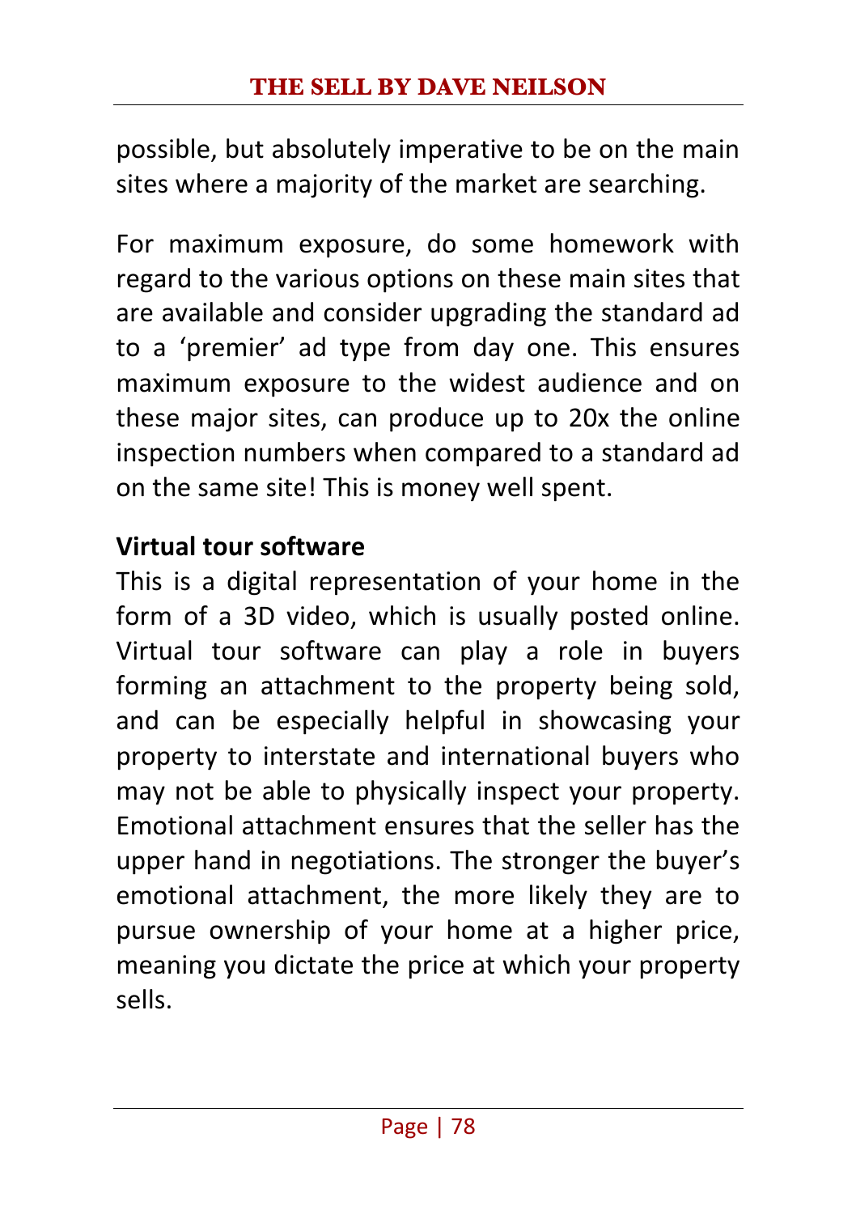possible, but absolutely imperative to be on the main sites where a majority of the market are searching.

For maximum exposure, do some homework with regard to the various options on these main sites that are available and consider upgrading the standard ad to a 'premier' ad type from day one. This ensures maximum exposure to the widest audience and on these major sites, can produce up to 20x the online inspection numbers when compared to a standard ad on the same site! This is money well spent.

**Virtual tour software**

This is a digital representation of your home in the form of a 3D video, which is usually posted online. Virtual tour software can play a role in buyers forming an attachment to the property being sold, and can be especially helpful in showcasing your property to interstate and international buyers who may not be able to physically inspect your property. Emotional attachment ensures that the seller has the upper hand in negotiations. The stronger the buyer's emotional attachment, the more likely they are to pursue ownership of your home at a higher price, meaning you dictate the price at which your property sells.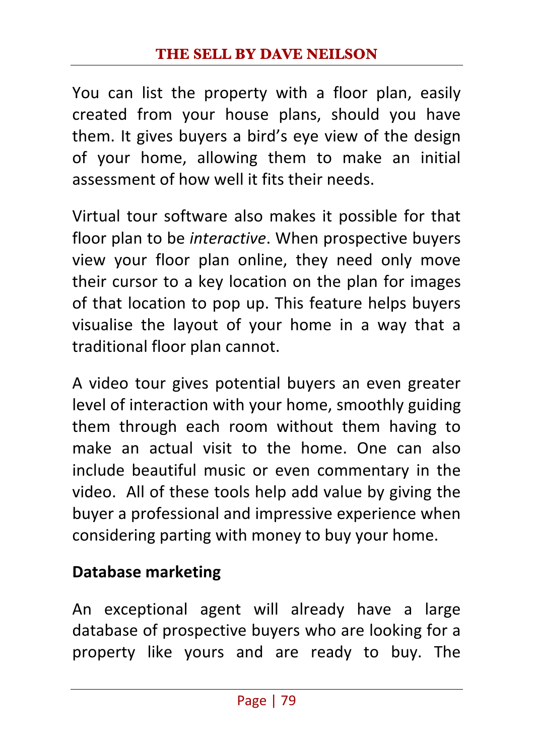You can list the property with a floor plan, easily created from your house plans, should you have them. It gives buyers a bird's eye view of the design of your home, allowing them to make an initial assessment of how well it fits their needs.

Virtual tour software also makes it possible for that floor plan to be *interactive*. When prospective buyers view your floor plan online, they need only move their cursor to a key location on the plan for images of that location to pop up. This feature helps buyers visualise the layout of your home in a way that a traditional floor plan cannot.

A video tour gives potential buyers an even greater level of interaction with your home, smoothly guiding them through each room without them having to make an actual visit to the home. One can also include beautiful music or even commentary in the video. All of these tools help add value by giving the buyer a professional and impressive experience when considering parting with money to buy your home.

**Database marketing**

An exceptional agent will already have a large database of prospective buyers who are looking for a property like yours and are ready to buy. The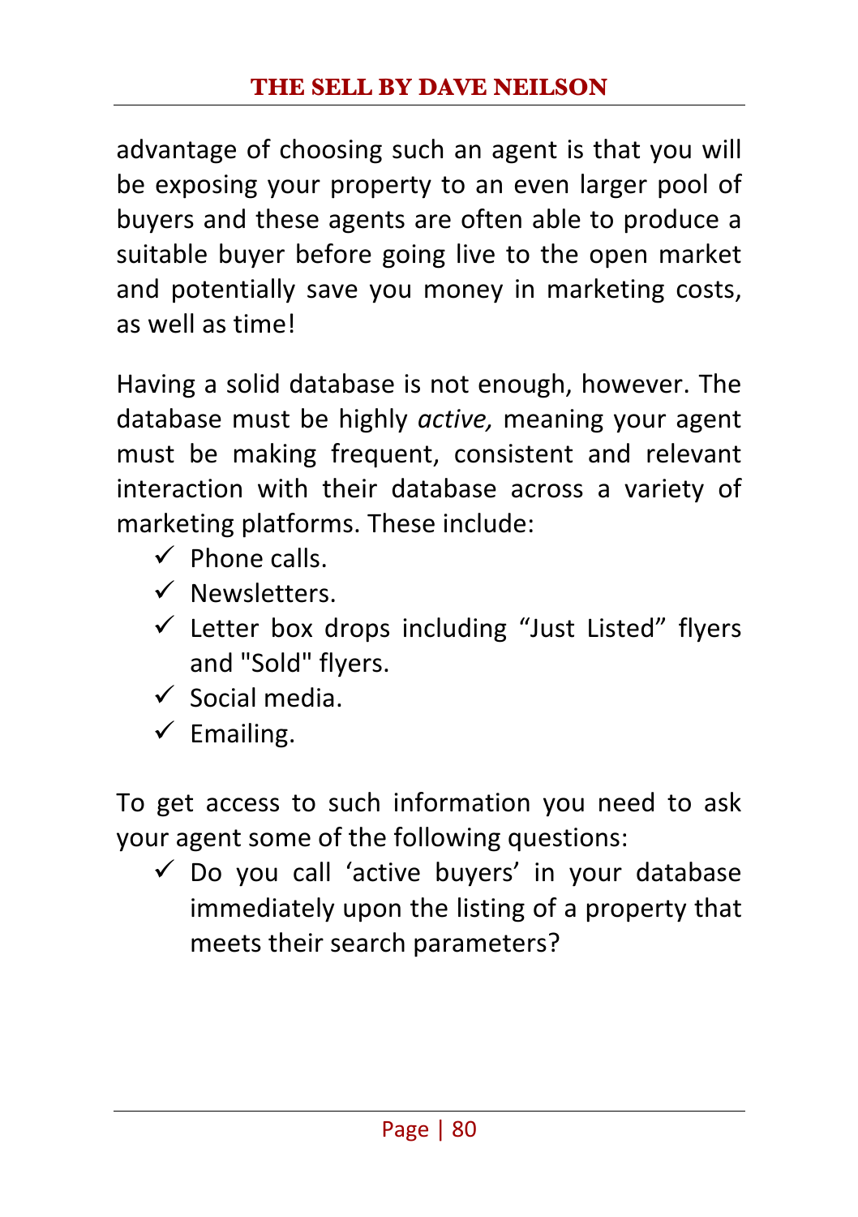advantage of choosing such an agent is that you will be exposing your property to an even larger pool of buyers and these agents are often able to produce a suitable buyer before going live to the open market and potentially save you money in marketing costs, as well as time!

Having a solid database is not enough, however. The database must be highly *active,* meaning your agent must be making frequent, consistent and relevant interaction with their database across a variety of marketing platforms. These include:

- ✓ Phone calls.
- ✓ Newsletters.
- ✓ Letter box drops including “Just Listed” flyers and "Sold" flyers.
- ✓ Social media.
- ✓ Emailing.

To get access to such information you need to ask your agent some of the following questions:

- ✓ Do you call ‘active buyers’ in your database immediately upon the listing of a property that meets their search parameters?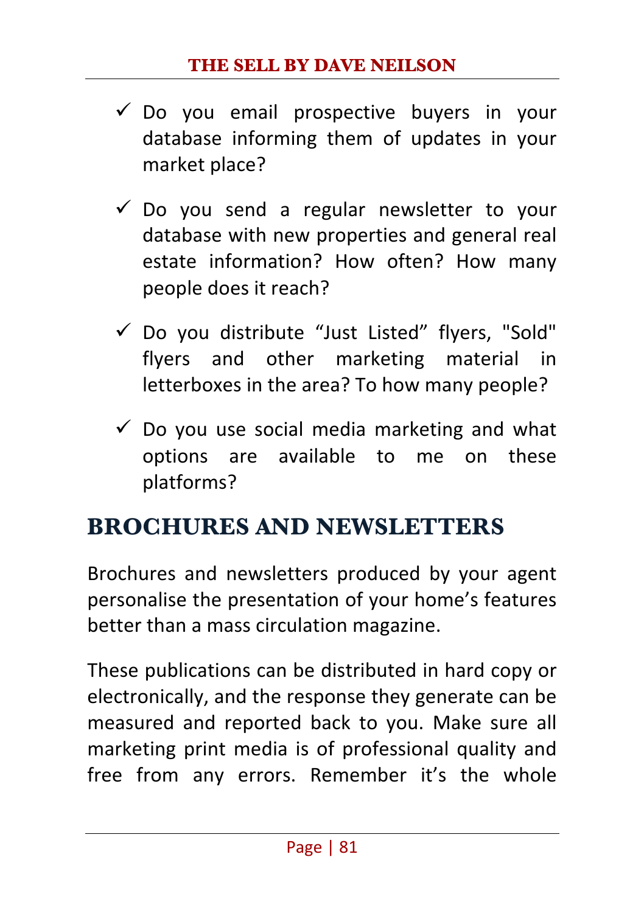- ✓ Do you email prospective buyers in your database informing them of updates in your market place?

- ✓ Do you send a regular newsletter to your database with new properties and general real estate information? How often? How many people does it reach?

- ✓ Do you distribute “Just Listed” flyers, "Sold" flyers and other marketing material in letterboxes in the area? To how many people?

- ✓ Do you use social media marketing and what options are available to me on these platforms?

## BROCHURES AND NEWSLETTERS

Brochures and newsletters produced by your agent personalise the presentation of your home’s features better than a mass circulation magazine.

These publications can be distributed in hard copy or electronically, and the response they generate can be measured and reported back to you. Make sure all marketing print media is of professional quality and free from any errors. Remember it’s the whole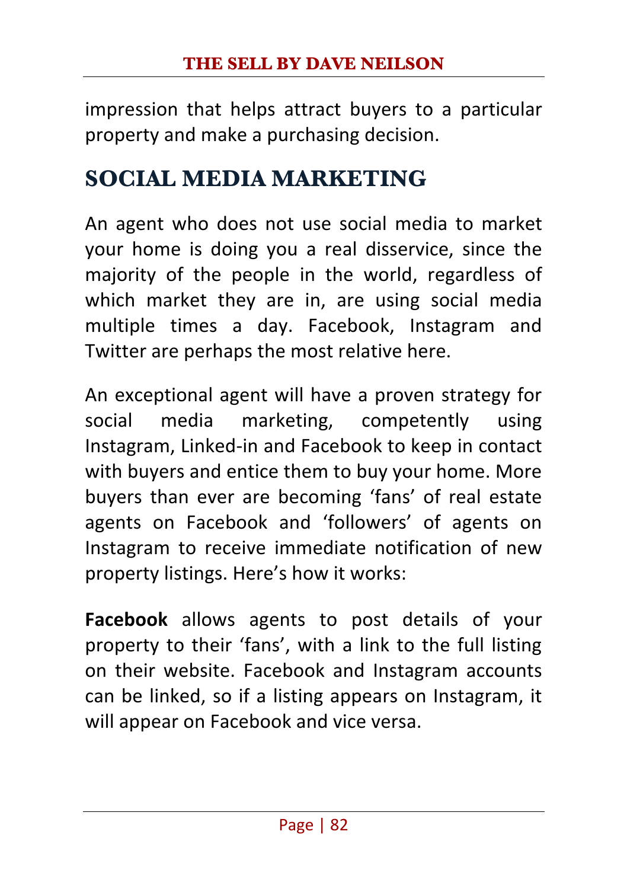impression that helps attract buyers to a particular property and make a purchasing decision.

## SOCIAL MEDIA MARKETING

An agent who does not use social media to market your home is doing you a real disservice, since the majority of the people in the world, regardless of which market they are in, are using social media multiple times a day. Facebook, Instagram and Twitter are perhaps the most relative here.

An exceptional agent will have a proven strategy for social media marketing, competently using Instagram, Linked-in and Facebook to keep in contact with buyers and entice them to buy your home. More buyers than ever are becoming 'fans' of real estate agents on Facebook and 'followers' of agents on Instagram to receive immediate notification of new property listings. Here's how it works:

**Facebook** allows agents to post details of your property to their 'fans', with a link to the full listing on their website. Facebook and Instagram accounts can be linked, so if a listing appears on Instagram, it will appear on Facebook and vice versa.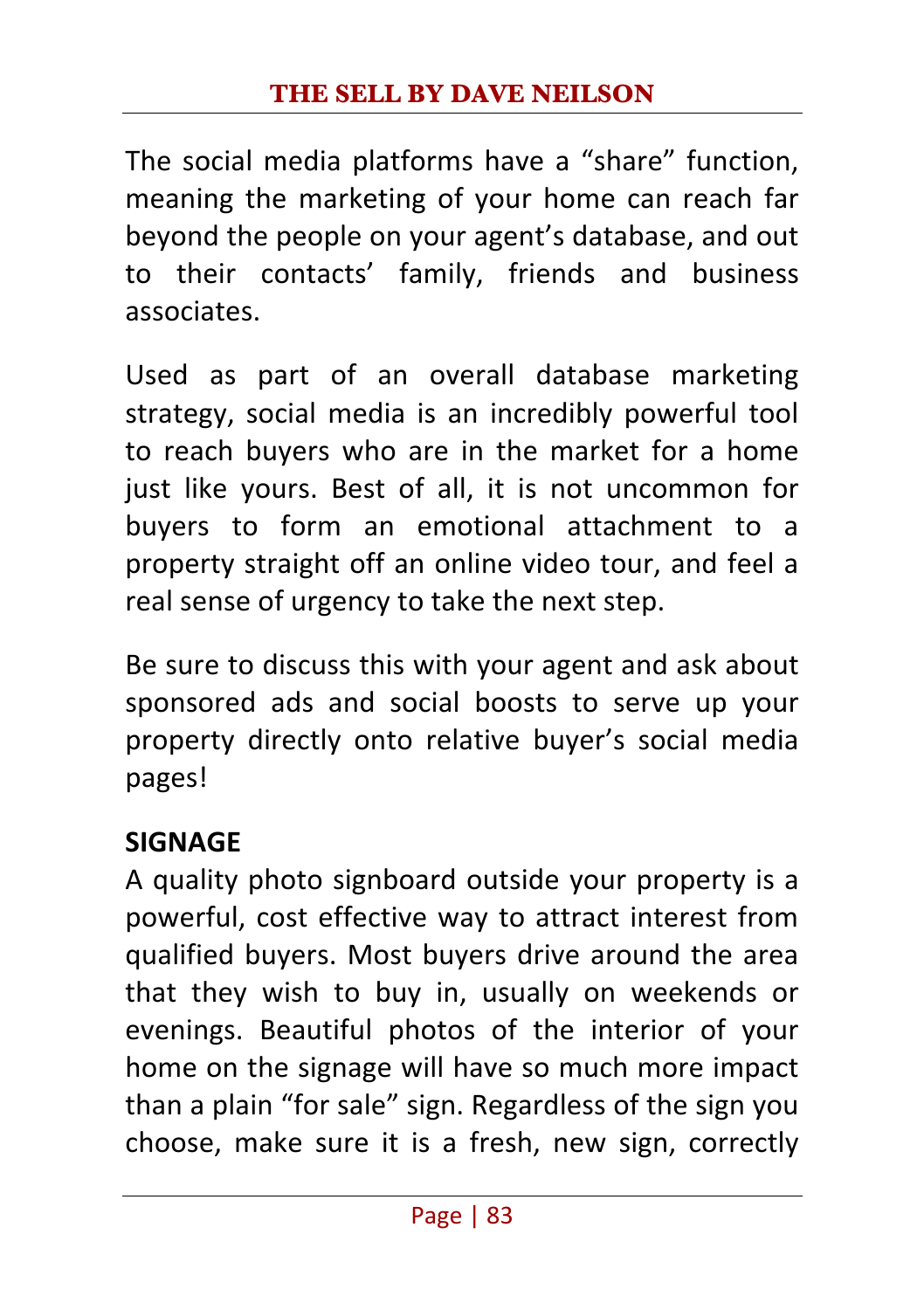The social media platforms have a “share” function, meaning the marketing of your home can reach far beyond the people on your agent’s database, and out to their contacts’ family, friends and business associates.

Used as part of an overall database marketing strategy, social media is an incredibly powerful tool to reach buyers who are in the market for a home just like yours. Best of all, it is not uncommon for buyers to form an emotional attachment to a property straight off an online video tour, and feel a real sense of urgency to take the next step.

Be sure to discuss this with your agent and ask about sponsored ads and social boosts to serve up your property directly onto relative buyer’s social media pages!

**SIGNAGE**

A quality photo signboard outside your property is a powerful, cost effective way to attract interest from qualified buyers. Most buyers drive around the area that they wish to buy in, usually on weekends or evenings. Beautiful photos of the interior of your home on the signage will have so much more impact than a plain “for sale” sign. Regardless of the sign you choose, make sure it is a fresh, new sign, correctly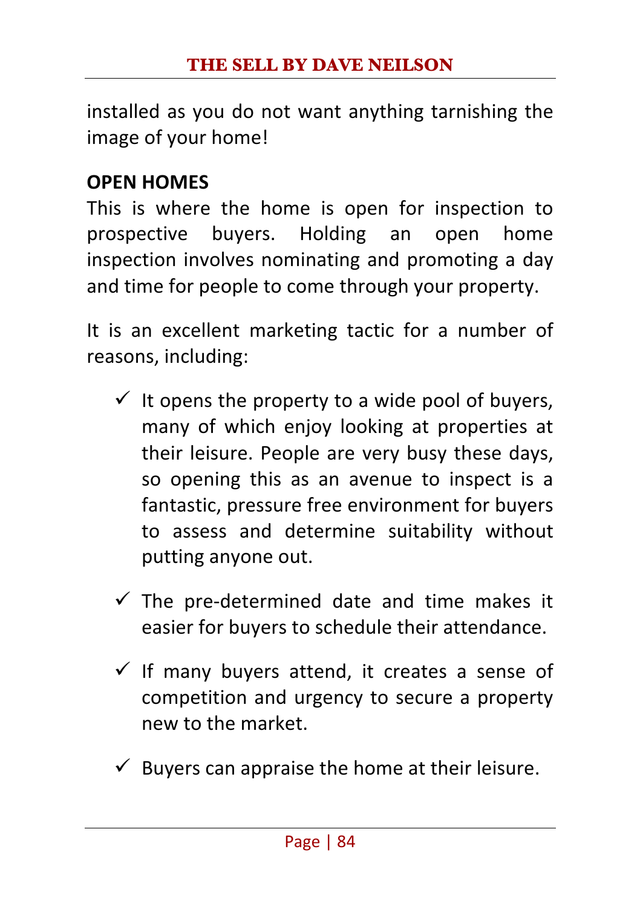installed as you do not want anything tarnishing the image of your home!

**OPEN HOMES**

This is where the home is open for inspection to prospective buyers. Holding an open home inspection involves nominating and promoting a day and time for people to come through your property.

It is an excellent marketing tactic for a number of reasons, including:

- ✓ It opens the property to a wide pool of buyers, many of which enjoy looking at properties at their leisure. People are very busy these days, so opening this as an avenue to inspect is a fantastic, pressure free environment for buyers to assess and determine suitability without putting anyone out.
- ✓ The pre-determined date and time makes it easier for buyers to schedule their attendance.
- ✓ If many buyers attend, it creates a sense of competition and urgency to secure a property new to the market.
- ✓ Buyers can appraise the home at their leisure.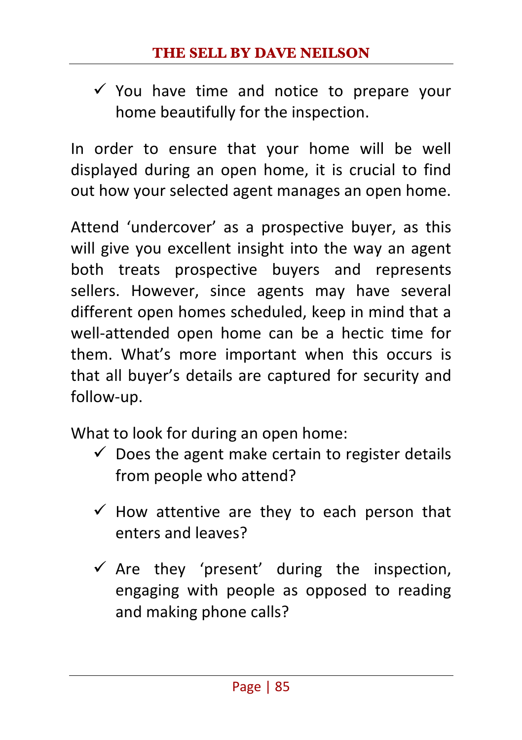- ✓ You have time and notice to prepare your home beautifully for the inspection.

In order to ensure that your home will be well displayed during an open home, it is crucial to find out how your selected agent manages an open home.

Attend 'undercover' as a prospective buyer, as this will give you excellent insight into the way an agent both treats prospective buyers and represents sellers. However, since agents may have several different open homes scheduled, keep in mind that a well-attended open home can be a hectic time for them. What's more important when this occurs is that all buyer's details are captured for security and follow-up.

What to look for during an open home:

- ✓ Does the agent make certain to register details from people who attend?
- ✓ How attentive are they to each person that enters and leaves?
- ✓ Are they 'present' during the inspection, engaging with people as opposed to reading and making phone calls?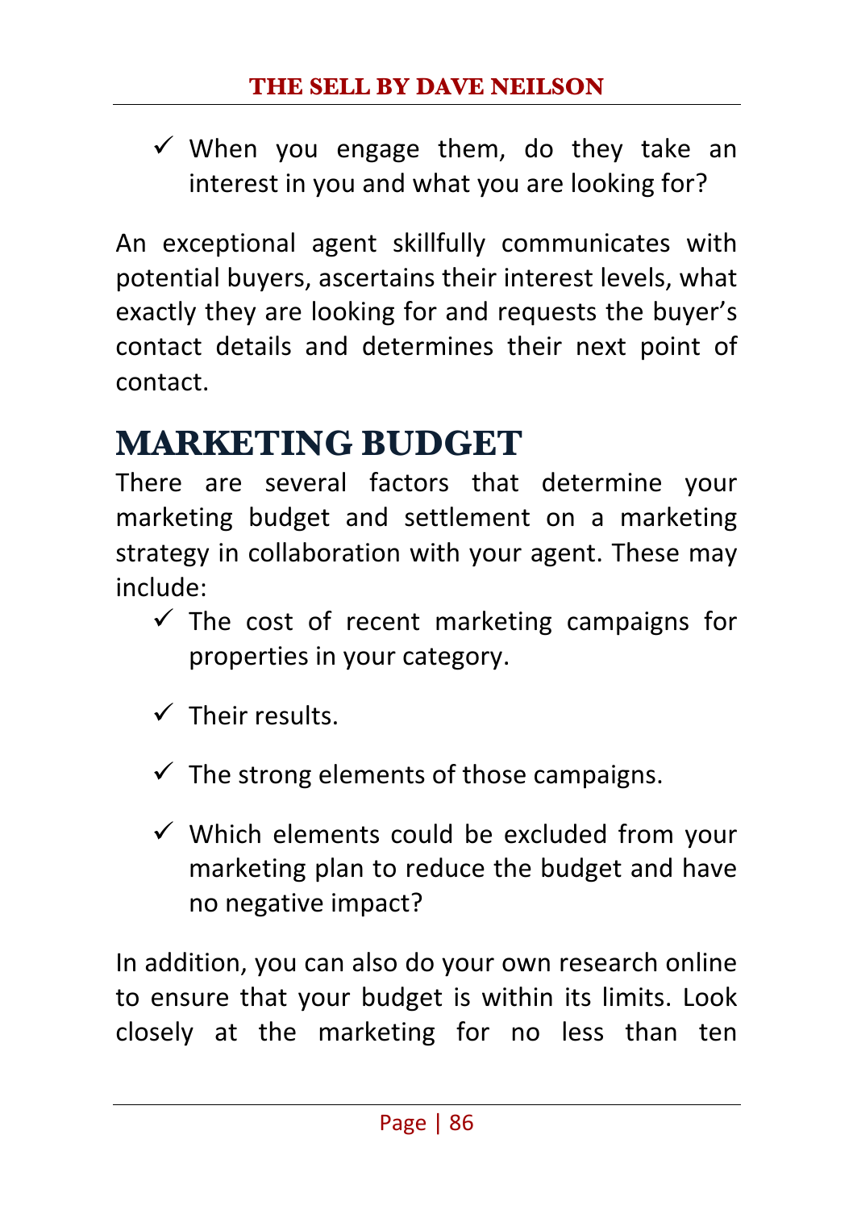- ✓ When you engage them, do they take an interest in you and what you are looking for?

An exceptional agent skillfully communicates with potential buyers, ascertains their interest levels, what exactly they are looking for and requests the buyer's contact details and determines their next point of contact.

## MARKETING BUDGET

There are several factors that determine your marketing budget and settlement on a marketing strategy in collaboration with your agent. These may include:

- ✓ The cost of recent marketing campaigns for properties in your category.
- ✓ Their results.
- ✓ The strong elements of those campaigns.
- ✓ Which elements could be excluded from your marketing plan to reduce the budget and have no negative impact?

In addition, you can also do your own research online to ensure that your budget is within its limits. Look closely at the marketing for no less than ten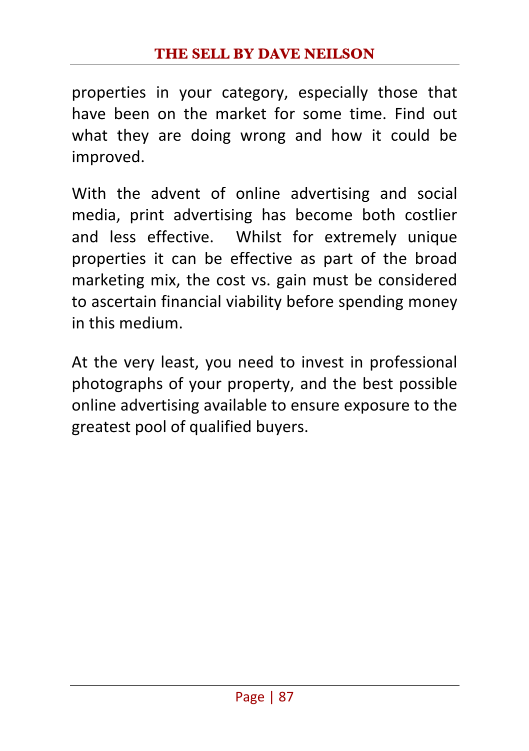properties in your category, especially those that have been on the market for some time. Find out what they are doing wrong and how it could be improved.

With the advent of online advertising and social media, print advertising has become both costlier and less effective.  Whilst for extremely unique properties it can be effective as part of the broad marketing mix, the cost vs. gain must be considered to ascertain financial viability before spending money in this medium.

At the very least, you need to invest in professional photographs of your property, and the best possible online advertising available to ensure exposure to the greatest pool of qualified buyers.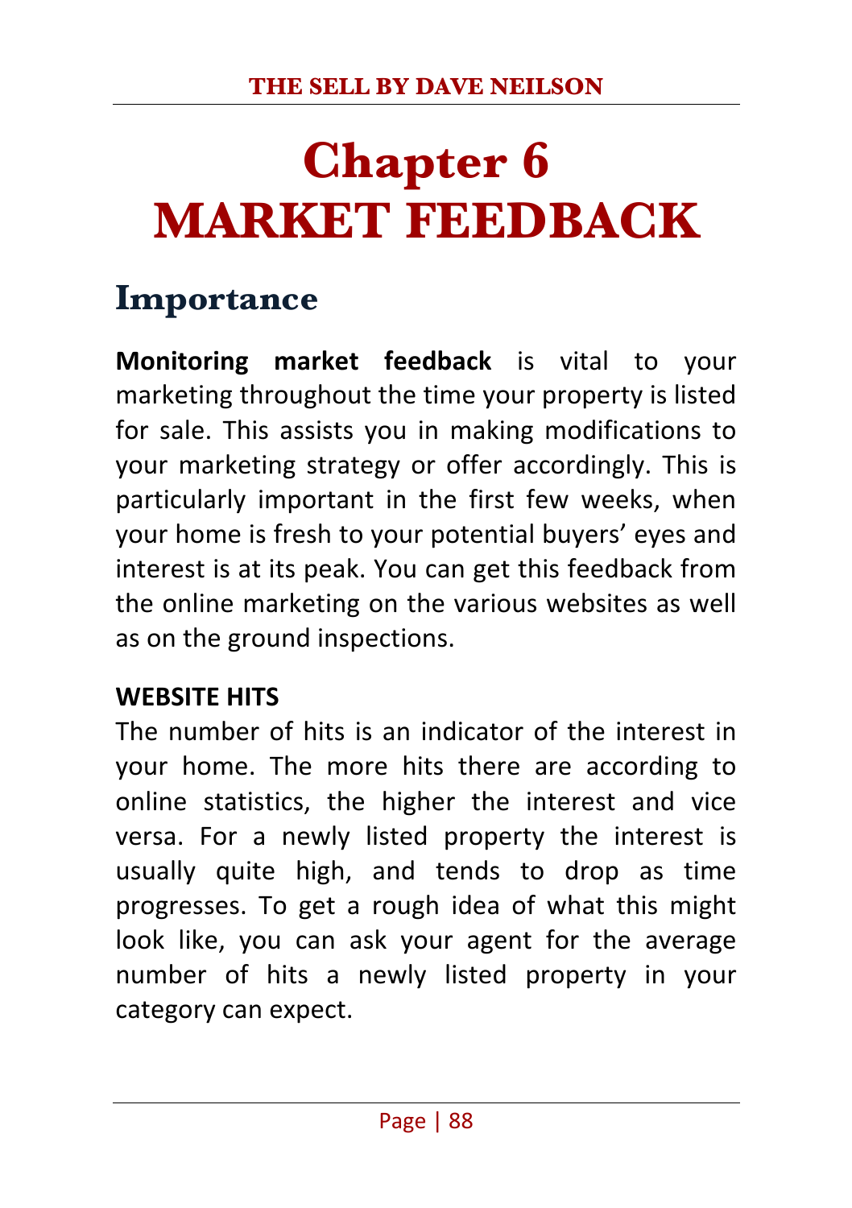# Chapter 6
# MARKET FEEDBACK

## Importance

**Monitoring market feedback** is vital to your marketing throughout the time your property is listed for sale. This assists you in making modifications to your marketing strategy or offer accordingly. This is particularly important in the first few weeks, when your home is fresh to your potential buyers' eyes and interest is at its peak. You can get this feedback from the online marketing on the various websites as well as on the ground inspections.

**WEBSITE HITS**

The number of hits is an indicator of the interest in your home. The more hits there are according to online statistics, the higher the interest and vice versa. For a newly listed property the interest is usually quite high, and tends to drop as time progresses. To get a rough idea of what this might look like, you can ask your agent for the average number of hits a newly listed property in your category can expect.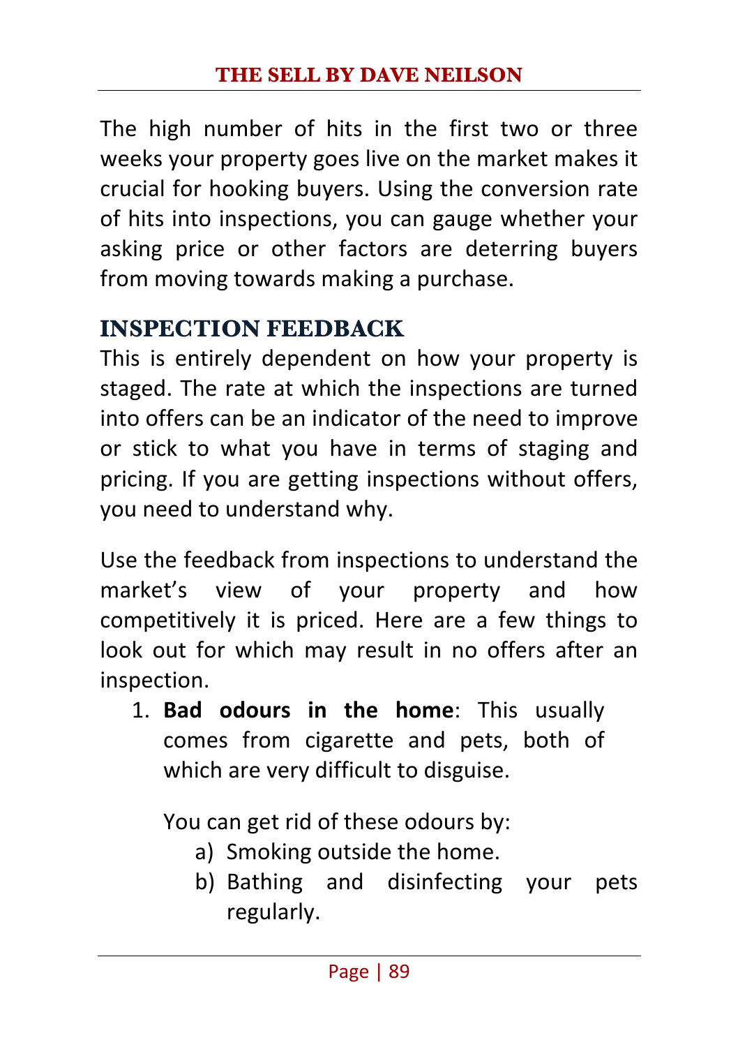The high number of hits in the first two or three weeks your property goes live on the market makes it crucial for hooking buyers. Using the conversion rate of hits into inspections, you can gauge whether your asking price or other factors are deterring buyers from moving towards making a purchase.

## INSPECTION FEEDBACK

This is entirely dependent on how your property is staged. The rate at which the inspections are turned into offers can be an indicator of the need to improve or stick to what you have in terms of staging and pricing. If you are getting inspections without offers, you need to understand why.

Use the feedback from inspections to understand the market's view of your property and how competitively it is priced. Here are a few things to look out for which may result in no offers after an inspection.

1. **Bad odours in the home**: This usually comes from cigarette and pets, both of which are very difficult to disguise.

   You can get rid of these odours by:

   a) Smoking outside the home.
   b) Bathing and disinfecting your pets regularly.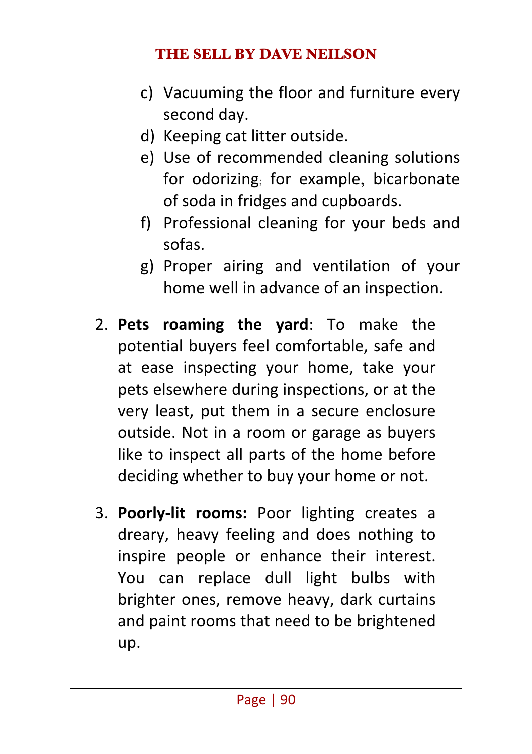c) Vacuuming the floor and furniture every second day.
d) Keeping cat litter outside.
e) Use of recommended cleaning solutions for odorizing; for example, bicarbonate of soda in fridges and cupboards.
f) Professional cleaning for your beds and sofas.
g) Proper airing and ventilation of your home well in advance of an inspection.

2. **Pets roaming the yard**: To make the potential buyers feel comfortable, safe and at ease inspecting your home, take your pets elsewhere during inspections, or at the very least, put them in a secure enclosure outside. Not in a room or garage as buyers like to inspect all parts of the home before deciding whether to buy your home or not.

3. **Poorly-lit rooms:** Poor lighting creates a dreary, heavy feeling and does nothing to inspire people or enhance their interest. You can replace dull light bulbs with brighter ones, remove heavy, dark curtains and paint rooms that need to be brightened up.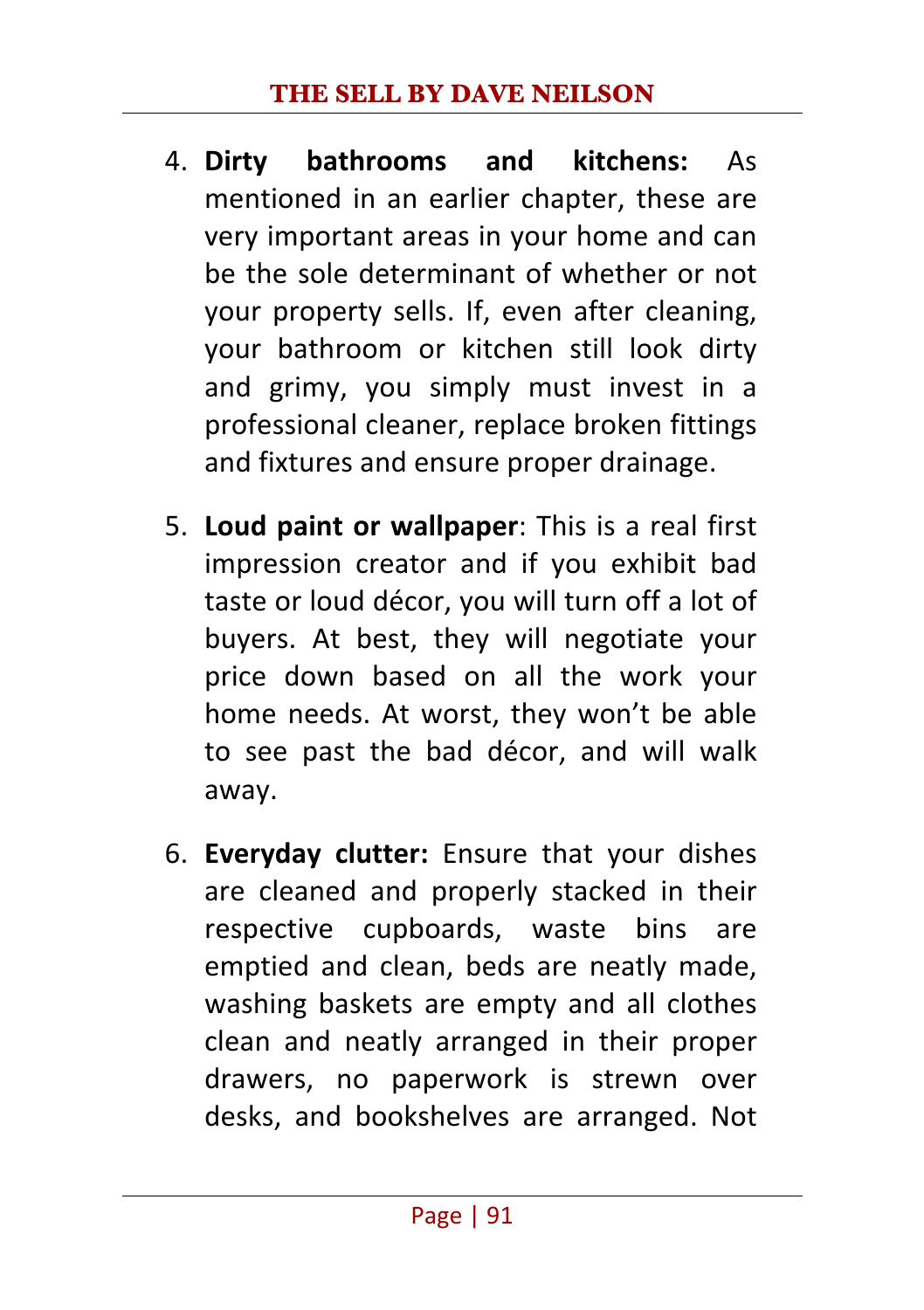4. **Dirty bathrooms and kitchens:** As mentioned in an earlier chapter, these are very important areas in your home and can be the sole determinant of whether or not your property sells. If, even after cleaning, your bathroom or kitchen still look dirty and grimy, you simply must invest in a professional cleaner, replace broken fittings and fixtures and ensure proper drainage.

5. **Loud paint or wallpaper**: This is a real first impression creator and if you exhibit bad taste or loud décor, you will turn off a lot of buyers. At best, they will negotiate your price down based on all the work your home needs. At worst, they won't be able to see past the bad décor, and will walk away.

6. **Everyday clutter:** Ensure that your dishes are cleaned and properly stacked in their respective cupboards, waste bins are emptied and clean, beds are neatly made, washing baskets are empty and all clothes clean and neatly arranged in their proper drawers, no paperwork is strewn over desks, and bookshelves are arranged. Not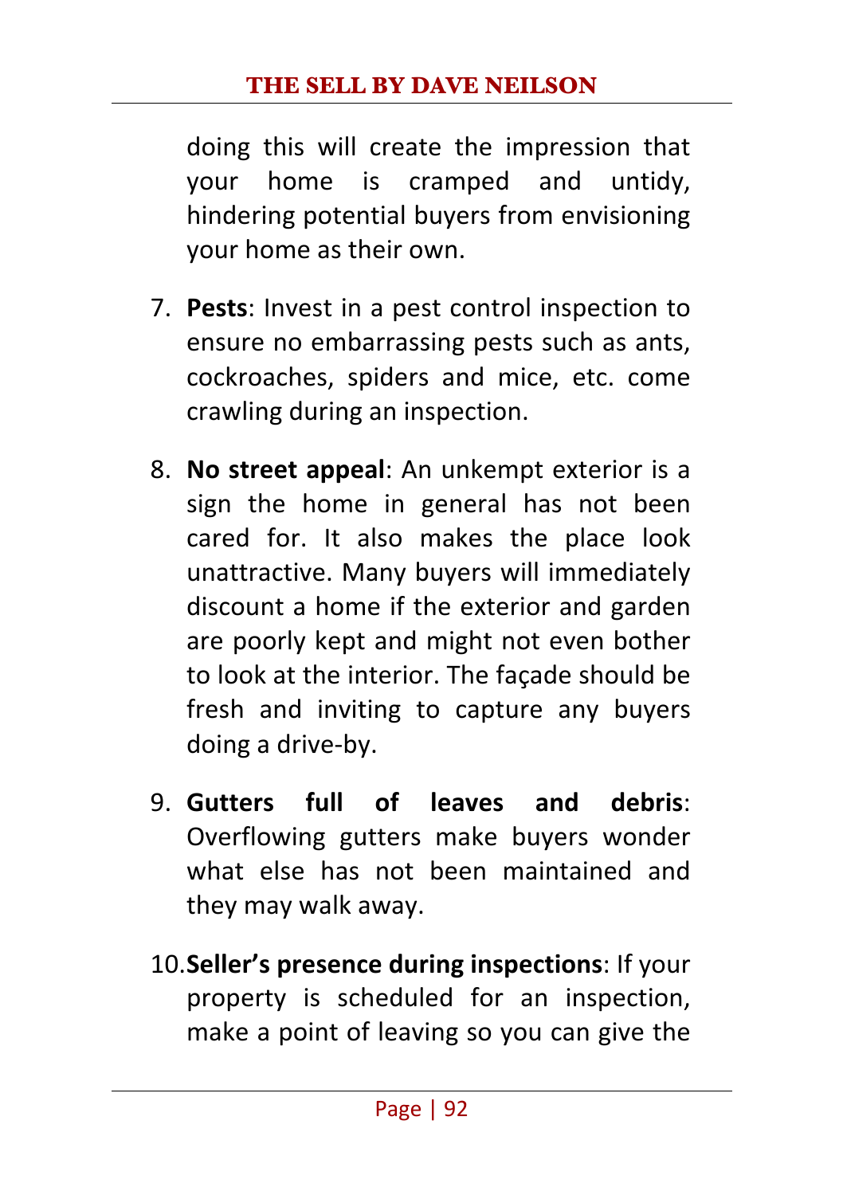doing this will create the impression that your home is cramped and untidy, hindering potential buyers from envisioning your home as their own.

7. **Pests**: Invest in a pest control inspection to ensure no embarrassing pests such as ants, cockroaches, spiders and mice, etc. come crawling during an inspection.

8. **No street appeal**: An unkempt exterior is a sign the home in general has not been cared for. It also makes the place look unattractive. Many buyers will immediately discount a home if the exterior and garden are poorly kept and might not even bother to look at the interior. The façade should be fresh and inviting to capture any buyers doing a drive-by.

9. **Gutters full of leaves and debris**: Overflowing gutters make buyers wonder what else has not been maintained and they may walk away.

10. **Seller's presence during inspections**: If your property is scheduled for an inspection, make a point of leaving so you can give the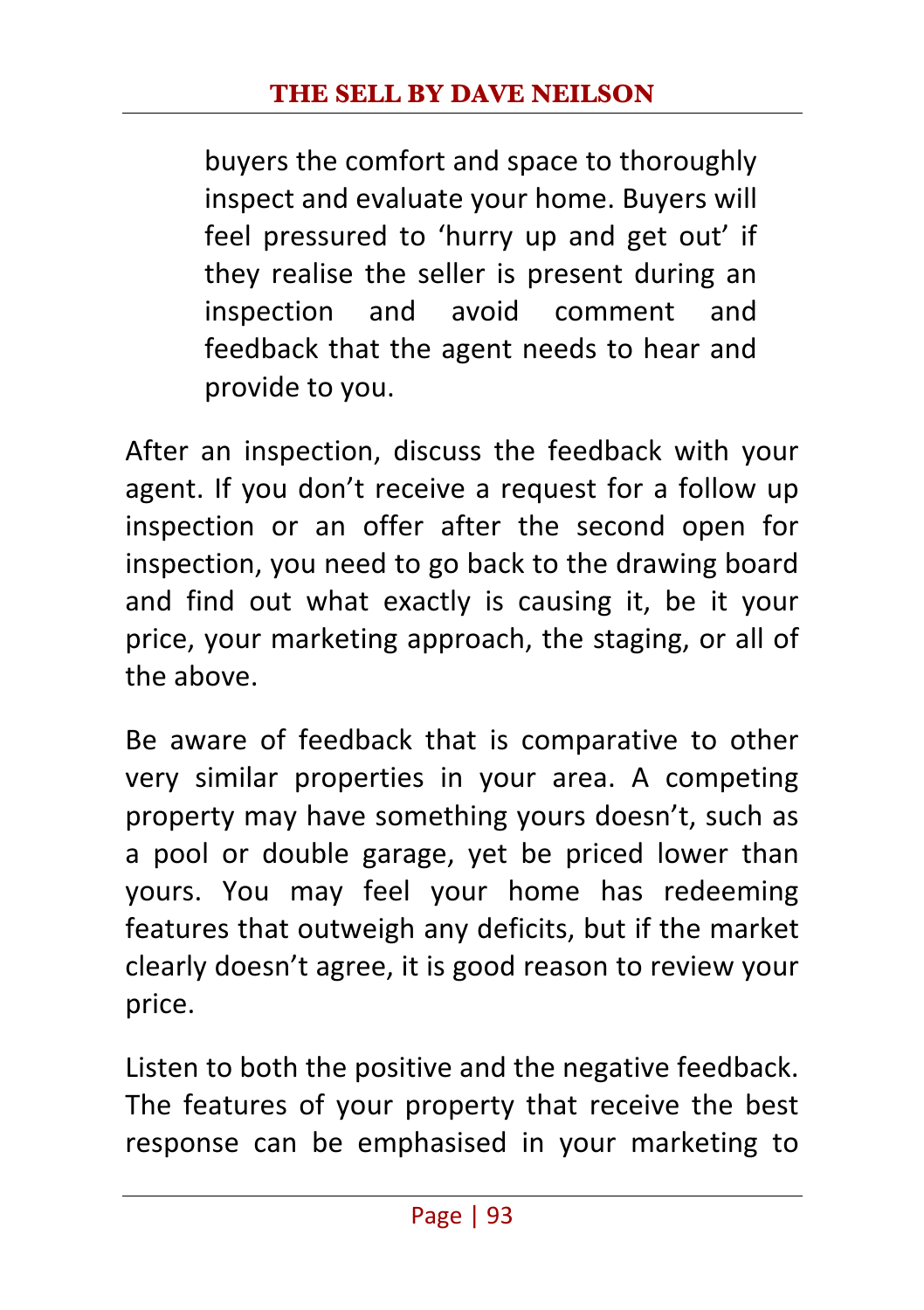buyers the comfort and space to thoroughly inspect and evaluate your home. Buyers will feel pressured to 'hurry up and get out' if they realise the seller is present during an inspection and avoid comment and feedback that the agent needs to hear and provide to you.

After an inspection, discuss the feedback with your agent. If you don't receive a request for a follow up inspection or an offer after the second open for inspection, you need to go back to the drawing board and find out what exactly is causing it, be it your price, your marketing approach, the staging, or all of the above.

Be aware of feedback that is comparative to other very similar properties in your area. A competing property may have something yours doesn't, such as a pool or double garage, yet be priced lower than yours. You may feel your home has redeeming features that outweigh any deficits, but if the market clearly doesn't agree, it is good reason to review your price.

Listen to both the positive and the negative feedback. The features of your property that receive the best response can be emphasised in your marketing to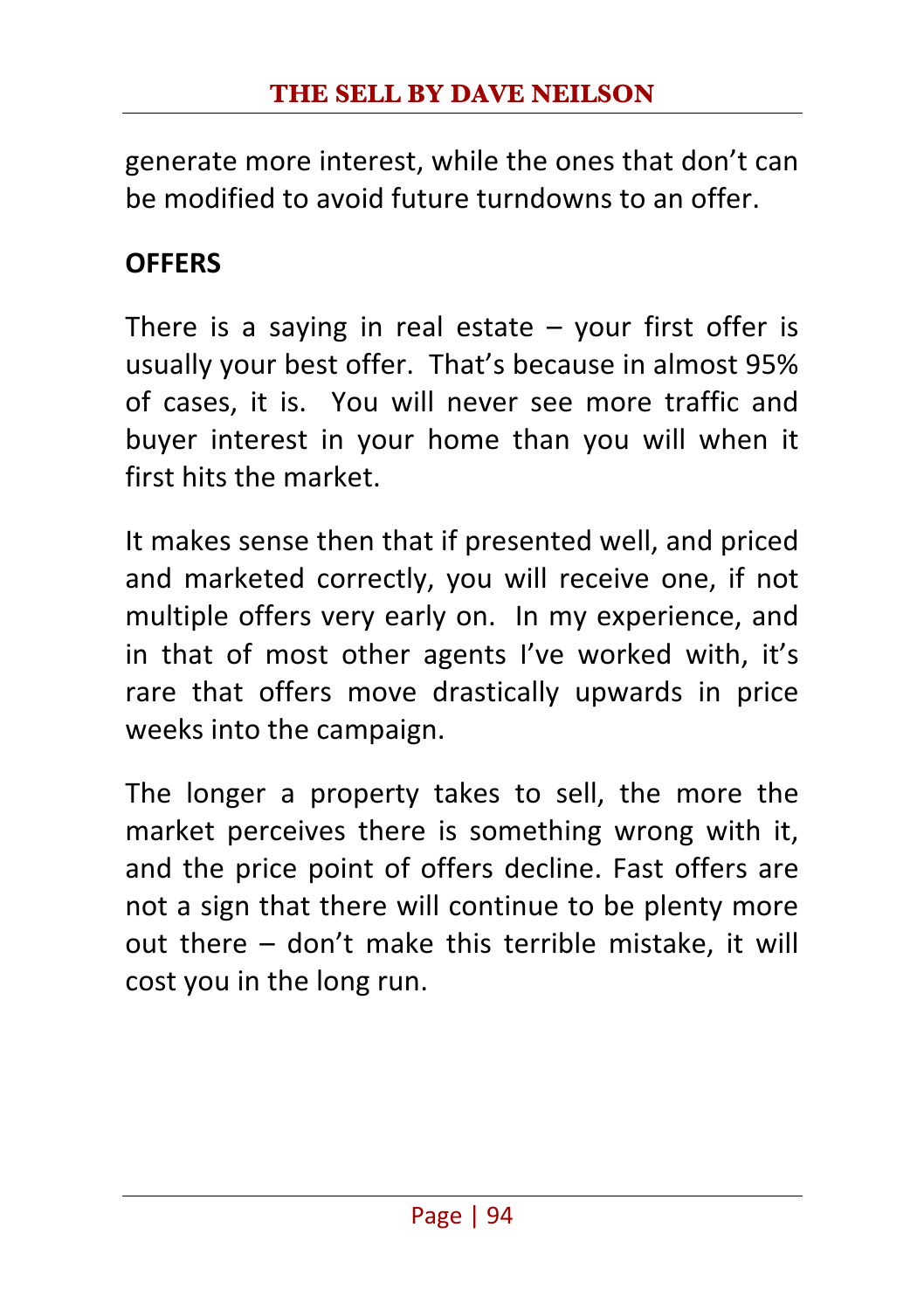generate more interest, while the ones that don't can be modified to avoid future turndowns to an offer.

## OFFERS

There is a saying in real estate – your first offer is usually your best offer. That's because in almost 95% of cases, it is. You will never see more traffic and buyer interest in your home than you will when it first hits the market.

It makes sense then that if presented well, and priced and marketed correctly, you will receive one, if not multiple offers very early on. In my experience, and in that of most other agents I've worked with, it's rare that offers move drastically upwards in price weeks into the campaign.

The longer a property takes to sell, the more the market perceives there is something wrong with it, and the price point of offers decline. Fast offers are not a sign that there will continue to be plenty more out there – don't make this terrible mistake, it will cost you in the long run.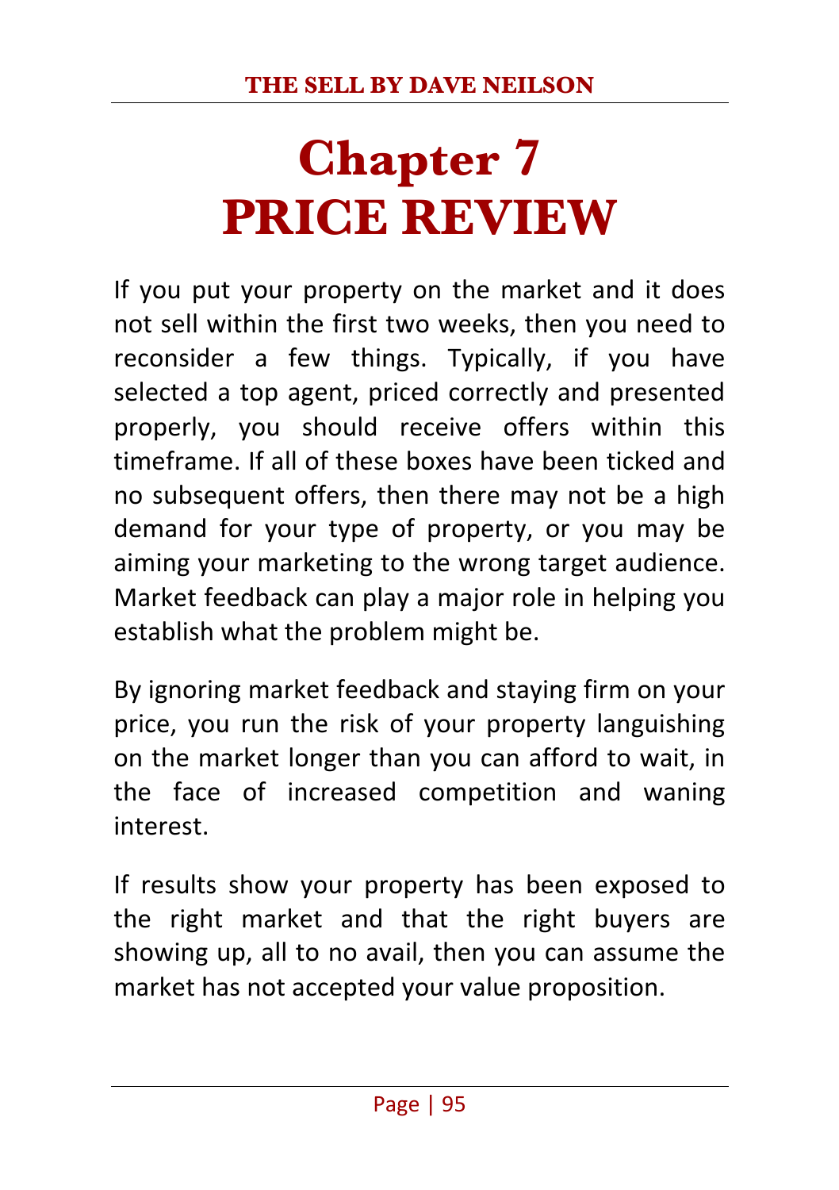# Chapter 7
# PRICE REVIEW

If you put your property on the market and it does not sell within the first two weeks, then you need to reconsider a few things. Typically, if you have selected a top agent, priced correctly and presented properly, you should receive offers within this timeframe. If all of these boxes have been ticked and no subsequent offers, then there may not be a high demand for your type of property, or you may be aiming your marketing to the wrong target audience. Market feedback can play a major role in helping you establish what the problem might be.

By ignoring market feedback and staying firm on your price, you run the risk of your property languishing on the market longer than you can afford to wait, in the face of increased competition and waning interest.

If results show your property has been exposed to the right market and that the right buyers are showing up, all to no avail, then you can assume the market has not accepted your value proposition.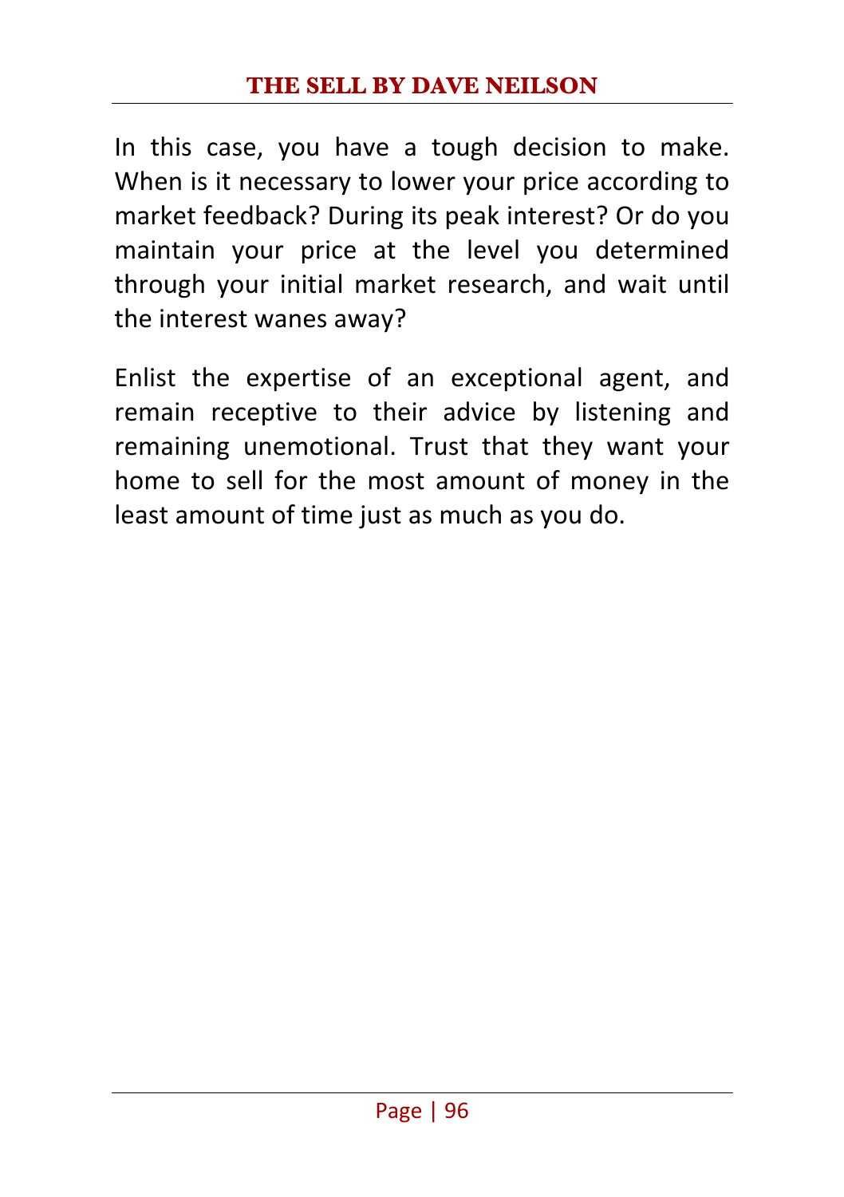In this case, you have a tough decision to make. When is it necessary to lower your price according to market feedback? During its peak interest? Or do you maintain your price at the level you determined through your initial market research, and wait until the interest wanes away?

Enlist the expertise of an exceptional agent, and remain receptive to their advice by listening and remaining unemotional. Trust that they want your home to sell for the most amount of money in the least amount of time just as much as you do.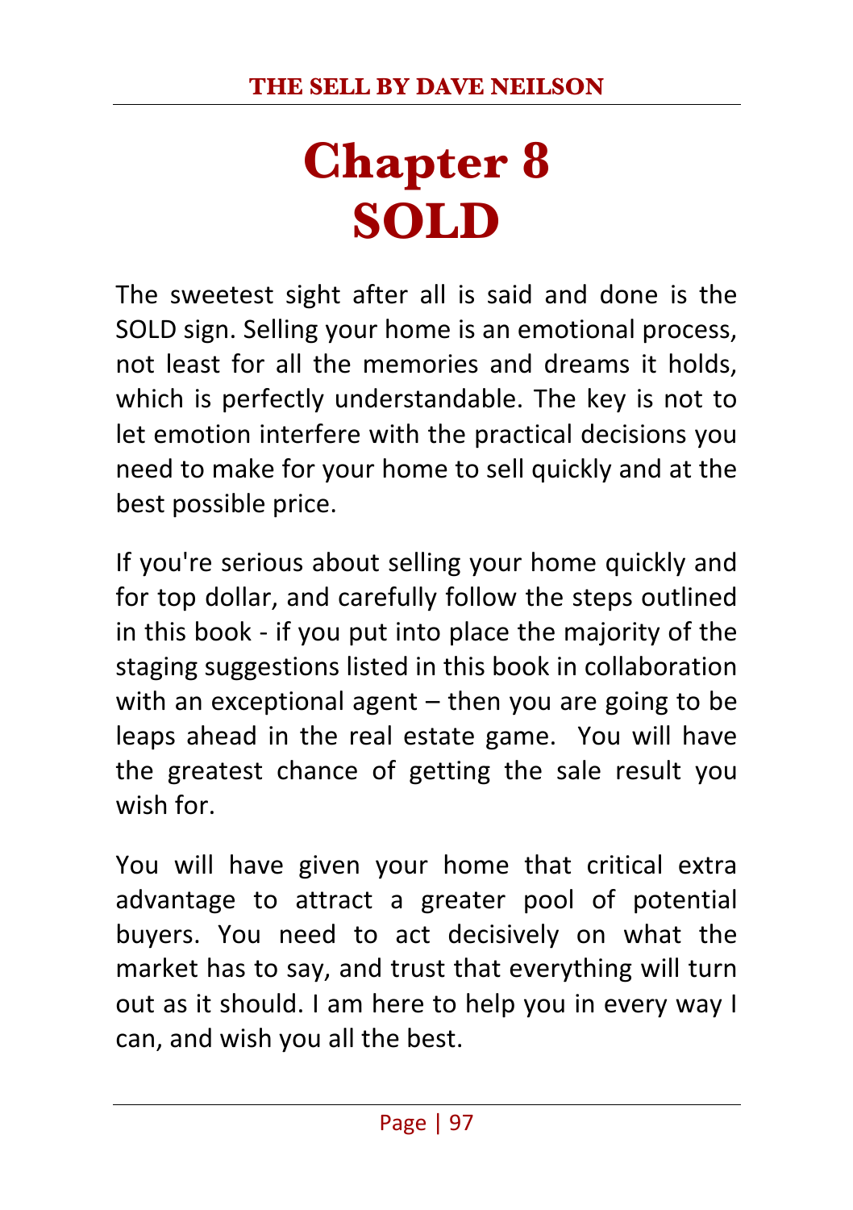# Chapter 8
# SOLD

The sweetest sight after all is said and done is the SOLD sign. Selling your home is an emotional process, not least for all the memories and dreams it holds, which is perfectly understandable. The key is not to let emotion interfere with the practical decisions you need to make for your home to sell quickly and at the best possible price.

If you're serious about selling your home quickly and for top dollar, and carefully follow the steps outlined in this book - if you put into place the majority of the staging suggestions listed in this book in collaboration with an exceptional agent – then you are going to be leaps ahead in the real estate game. You will have the greatest chance of getting the sale result you wish for.

You will have given your home that critical extra advantage to attract a greater pool of potential buyers. You need to act decisively on what the market has to say, and trust that everything will turn out as it should. I am here to help you in every way I can, and wish you all the best.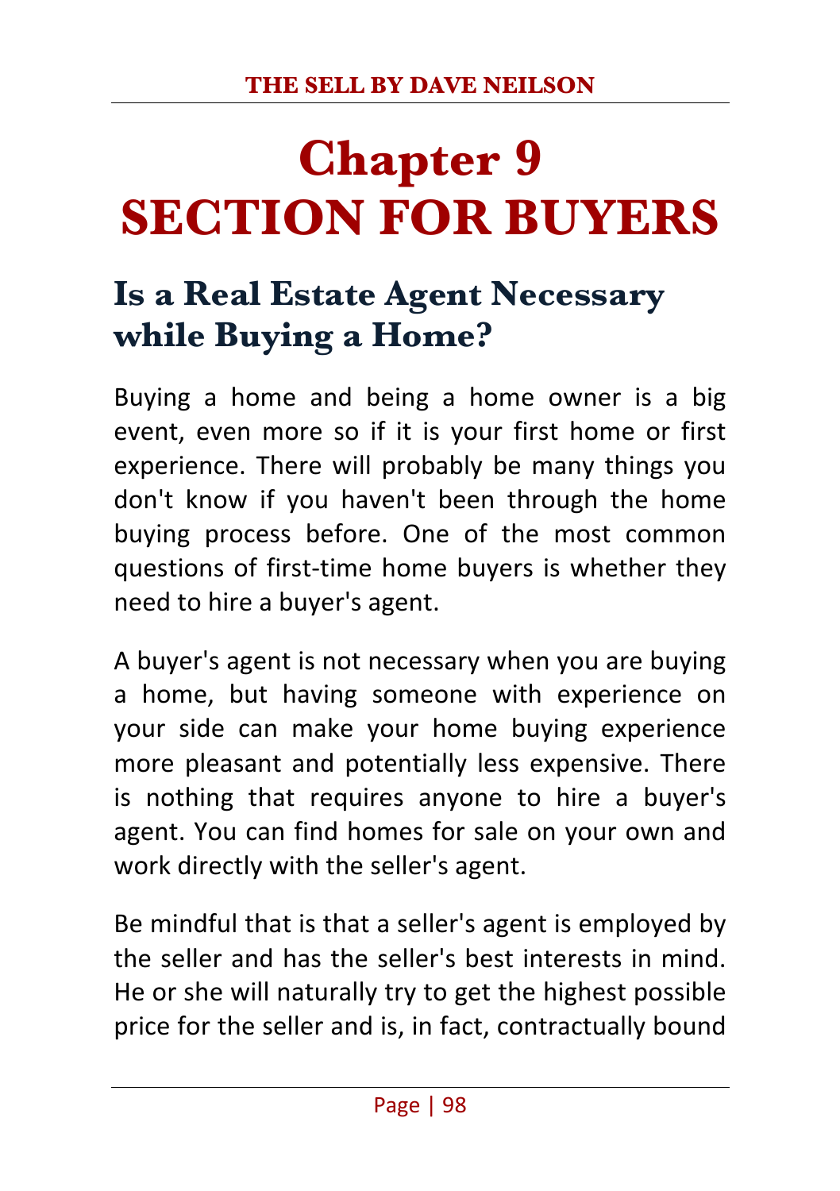# Chapter 9
# SECTION FOR BUYERS

## Is a Real Estate Agent Necessary while Buying a Home?

Buying a home and being a home owner is a big event, even more so if it is your first home or first experience. There will probably be many things you don't know if you haven't been through the home buying process before. One of the most common questions of first-time home buyers is whether they need to hire a buyer's agent.

A buyer's agent is not necessary when you are buying a home, but having someone with experience on your side can make your home buying experience more pleasant and potentially less expensive. There is nothing that requires anyone to hire a buyer's agent. You can find homes for sale on your own and work directly with the seller's agent.

Be mindful that is that a seller's agent is employed by the seller and has the seller's best interests in mind. He or she will naturally try to get the highest possible price for the seller and is, in fact, contractually bound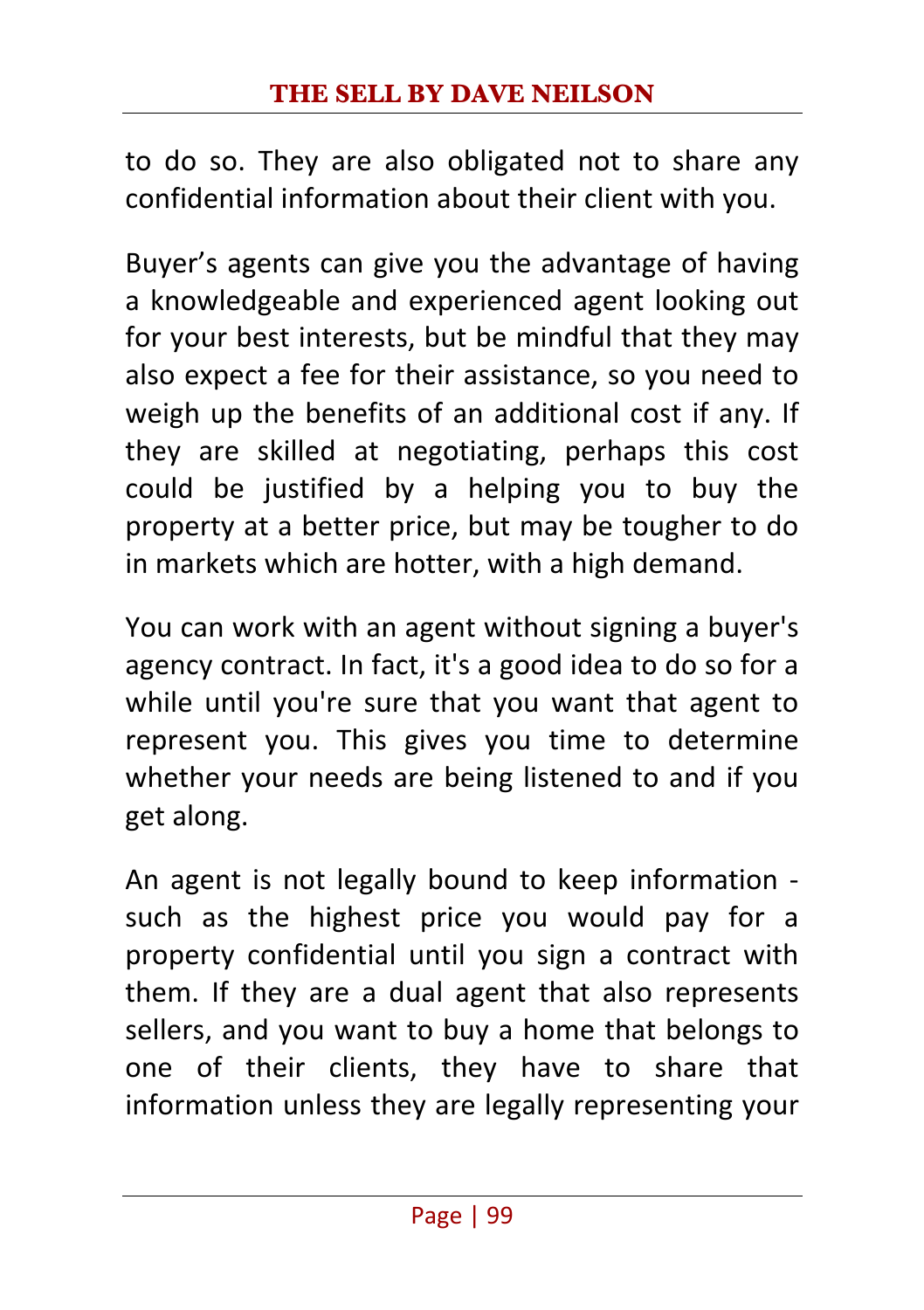to do so. They are also obligated not to share any confidential information about their client with you.

Buyer’s agents can give you the advantage of having a knowledgeable and experienced agent looking out for your best interests, but be mindful that they may also expect a fee for their assistance, so you need to weigh up the benefits of an additional cost if any. If they are skilled at negotiating, perhaps this cost could be justified by a helping you to buy the property at a better price, but may be tougher to do in markets which are hotter, with a high demand.

You can work with an agent without signing a buyer's agency contract. In fact, it's a good idea to do so for a while until you're sure that you want that agent to represent you. This gives you time to determine whether your needs are being listened to and if you get along.

An agent is not legally bound to keep information - such as the highest price you would pay for a property confidential until you sign a contract with them. If they are a dual agent that also represents sellers, and you want to buy a home that belongs to one of their clients, they have to share that information unless they are legally representing your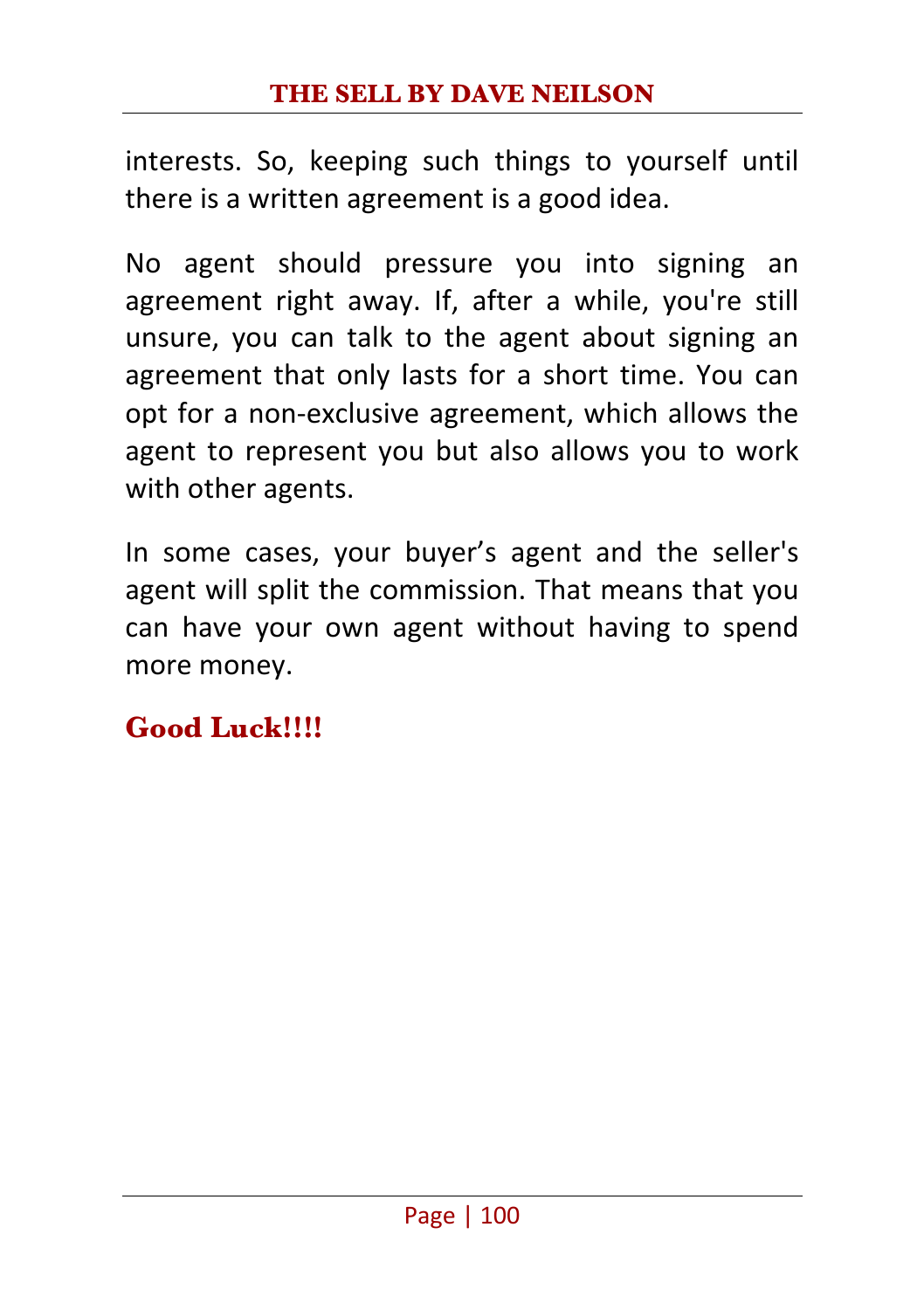interests. So, keeping such things to yourself until there is a written agreement is a good idea.

No agent should pressure you into signing an agreement right away. If, after a while, you're still unsure, you can talk to the agent about signing an agreement that only lasts for a short time. You can opt for a non-exclusive agreement, which allows the agent to represent you but also allows you to work with other agents.

In some cases, your buyer's agent and the seller's agent will split the commission. That means that you can have your own agent without having to spend more money.

**Good Luck!!!!**